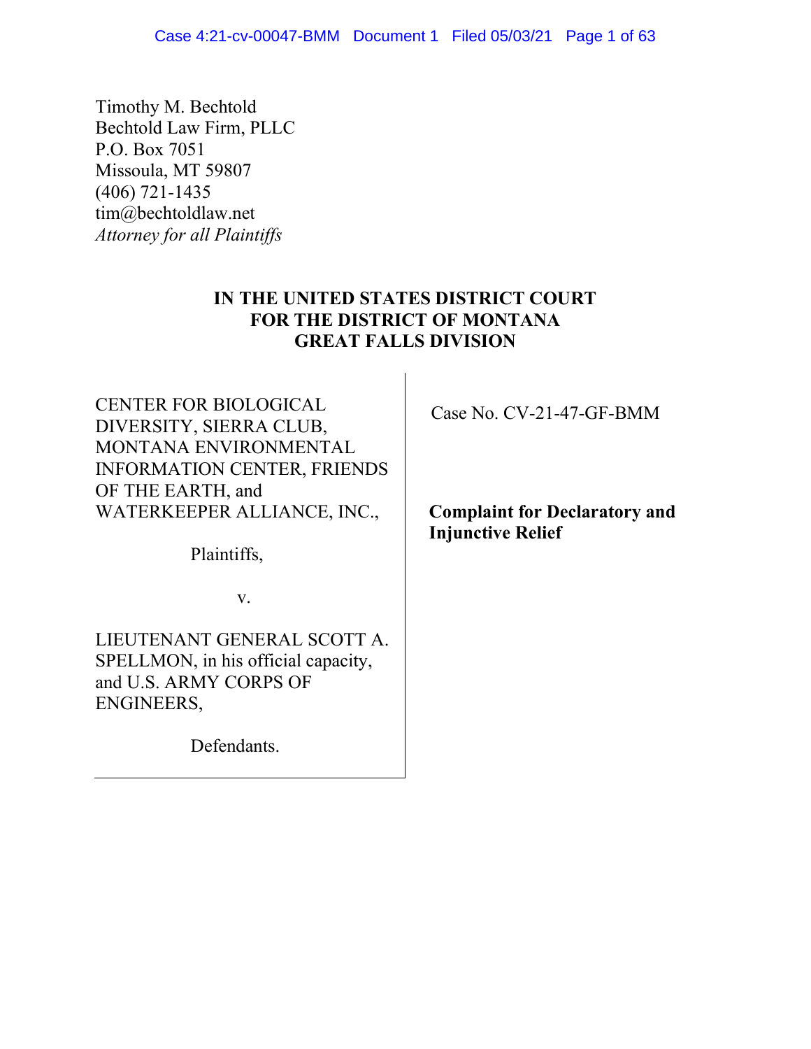Timothy M. Bechtold
Bechtold Law Firm, PLLC
P.O. Box 7051
Missoula, MT 59807
(406) 721-1435
tim@bechtoldlaw.net
*Attorney for all Plaintiffs*

**IN THE UNITED STATES DISTRICT COURT**
**FOR THE DISTRICT OF MONTANA**
**GREAT FALLS DIVISION**

| | |
|---|---|
| CENTER FOR BIOLOGICAL DIVERSITY, SIERRA CLUB, MONTANA ENVIRONMENTAL INFORMATION CENTER, FRIENDS OF THE EARTH, and WATERKEEPER ALLIANCE, INC.,<br><br>Plaintiffs,<br><br>v.<br><br>LIEUTENANT GENERAL SCOTT A. SPELLMON, in his official capacity, and U.S. ARMY CORPS OF ENGINEERS,<br><br>Defendants. | Case No. CV-21-47-GF-BMM<br><br>**Complaint for Declaratory and Injunctive Relief** |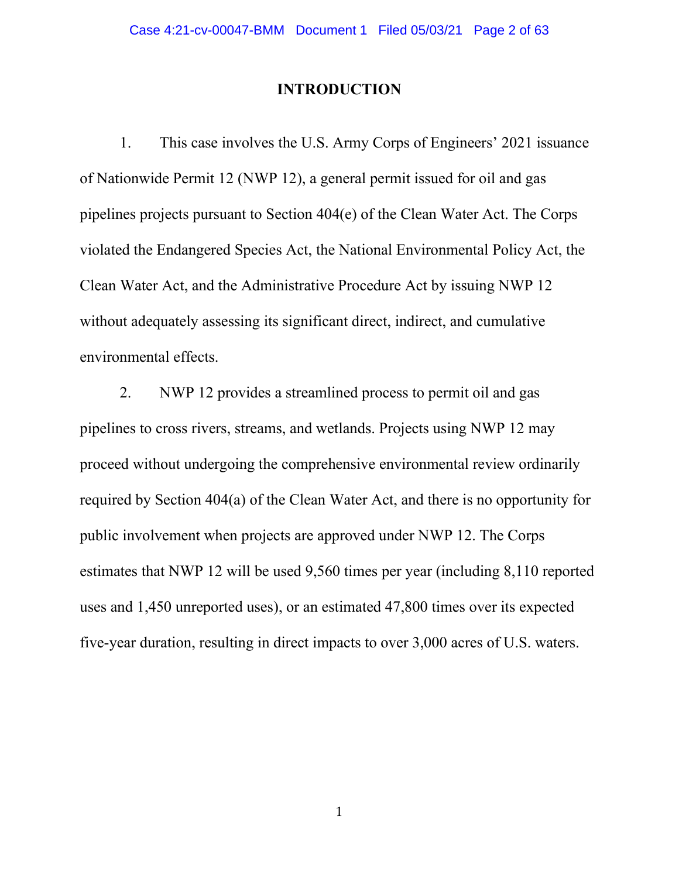# INTRODUCTION

1. This case involves the U.S. Army Corps of Engineers' 2021 issuance of Nationwide Permit 12 (NWP 12), a general permit issued for oil and gas pipelines projects pursuant to Section 404(e) of the Clean Water Act. The Corps violated the Endangered Species Act, the National Environmental Policy Act, the Clean Water Act, and the Administrative Procedure Act by issuing NWP 12 without adequately assessing its significant direct, indirect, and cumulative environmental effects.

2. NWP 12 provides a streamlined process to permit oil and gas pipelines to cross rivers, streams, and wetlands. Projects using NWP 12 may proceed without undergoing the comprehensive environmental review ordinarily required by Section 404(a) of the Clean Water Act, and there is no opportunity for public involvement when projects are approved under NWP 12. The Corps estimates that NWP 12 will be used 9,560 times per year (including 8,110 reported uses and 1,450 unreported uses), or an estimated 47,800 times over its expected five-year duration, resulting in direct impacts to over 3,000 acres of U.S. waters.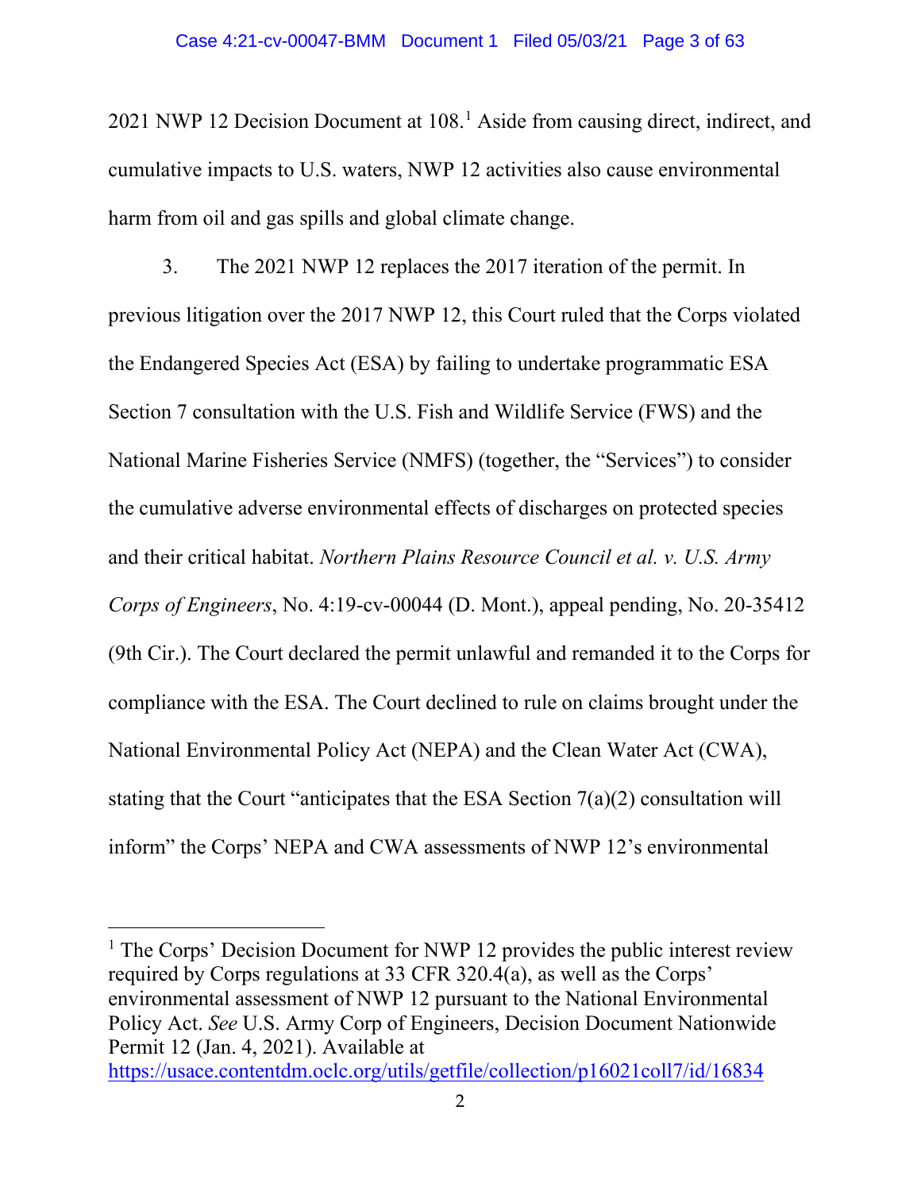2021 NWP 12 Decision Document at 108.[1] Aside from causing direct, indirect, and cumulative impacts to U.S. waters, NWP 12 activities also cause environmental harm from oil and gas spills and global climate change.

3. The 2021 NWP 12 replaces the 2017 iteration of the permit. In previous litigation over the 2017 NWP 12, this Court ruled that the Corps violated the Endangered Species Act (ESA) by failing to undertake programmatic ESA Section 7 consultation with the U.S. Fish and Wildlife Service (FWS) and the National Marine Fisheries Service (NMFS) (together, the "Services") to consider the cumulative adverse environmental effects of discharges on protected species and their critical habitat. *Northern Plains Resource Council et al. v. U.S. Army Corps of Engineers*, No. 4:19-cv-00044 (D. Mont.), appeal pending, No. 20-35412 (9th Cir.). The Court declared the permit unlawful and remanded it to the Corps for compliance with the ESA. The Court declined to rule on claims brought under the National Environmental Policy Act (NEPA) and the Clean Water Act (CWA), stating that the Court "anticipates that the ESA Section 7(a)(2) consultation will inform" the Corps' NEPA and CWA assessments of NWP 12's environmental

---

[1] The Corps' Decision Document for NWP 12 provides the public interest review required by Corps regulations at 33 CFR 320.4(a), as well as the Corps' environmental assessment of NWP 12 pursuant to the National Environmental Policy Act. *See* U.S. Army Corp of Engineers, Decision Document Nationwide Permit 12 (Jan. 4, 2021). Available at https://usace.contentdm.oclc.org/utils/getfile/collection/p16021coll7/id/16834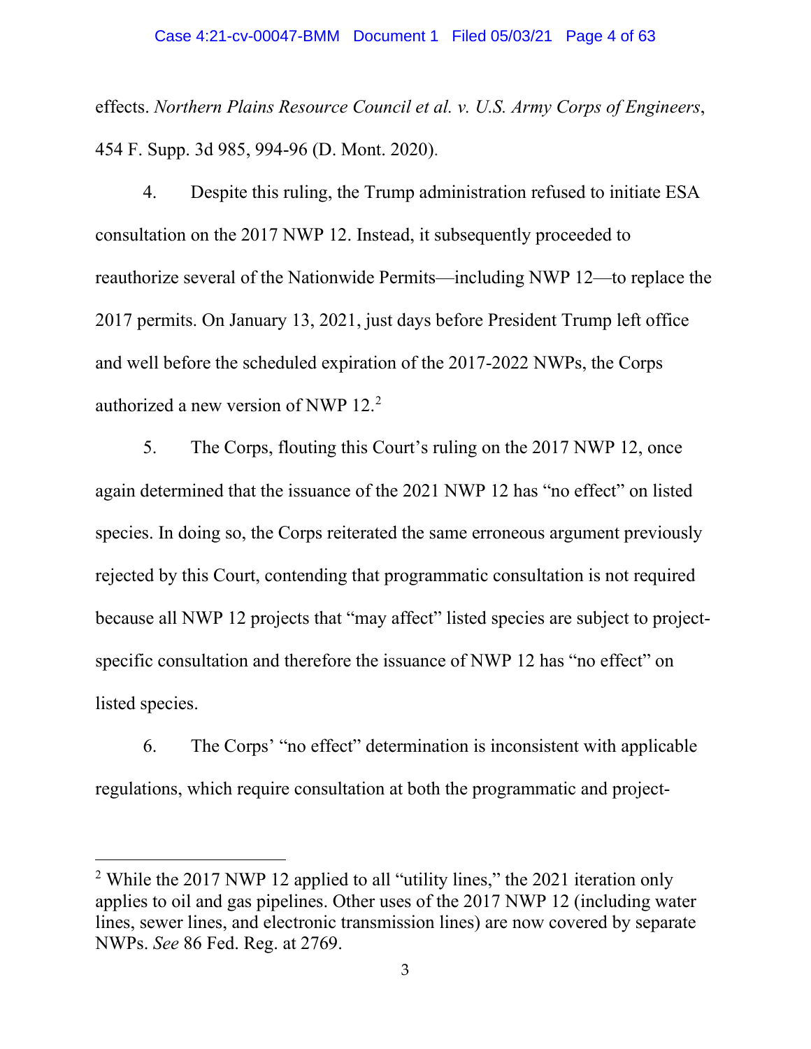effects. *Northern Plains Resource Council et al. v. U.S. Army Corps of Engineers*, 454 F. Supp. 3d 985, 994-96 (D. Mont. 2020).

4. Despite this ruling, the Trump administration refused to initiate ESA consultation on the 2017 NWP 12. Instead, it subsequently proceeded to reauthorize several of the Nationwide Permits—including NWP 12—to replace the 2017 permits. On January 13, 2021, just days before President Trump left office and well before the scheduled expiration of the 2017-2022 NWPs, the Corps authorized a new version of NWP 12.[2]

5. The Corps, flouting this Court's ruling on the 2017 NWP 12, once again determined that the issuance of the 2021 NWP 12 has "no effect" on listed species. In doing so, the Corps reiterated the same erroneous argument previously rejected by this Court, contending that programmatic consultation is not required because all NWP 12 projects that "may affect" listed species are subject to project-specific consultation and therefore the issuance of NWP 12 has "no effect" on listed species.

6. The Corps' "no effect" determination is inconsistent with applicable regulations, which require consultation at both the programmatic and project-

---

[2] While the 2017 NWP 12 applied to all "utility lines," the 2021 iteration only applies to oil and gas pipelines. Other uses of the 2017 NWP 12 (including water lines, sewer lines, and electronic transmission lines) are now covered by separate NWPs. *See* 86 Fed. Reg. at 2769.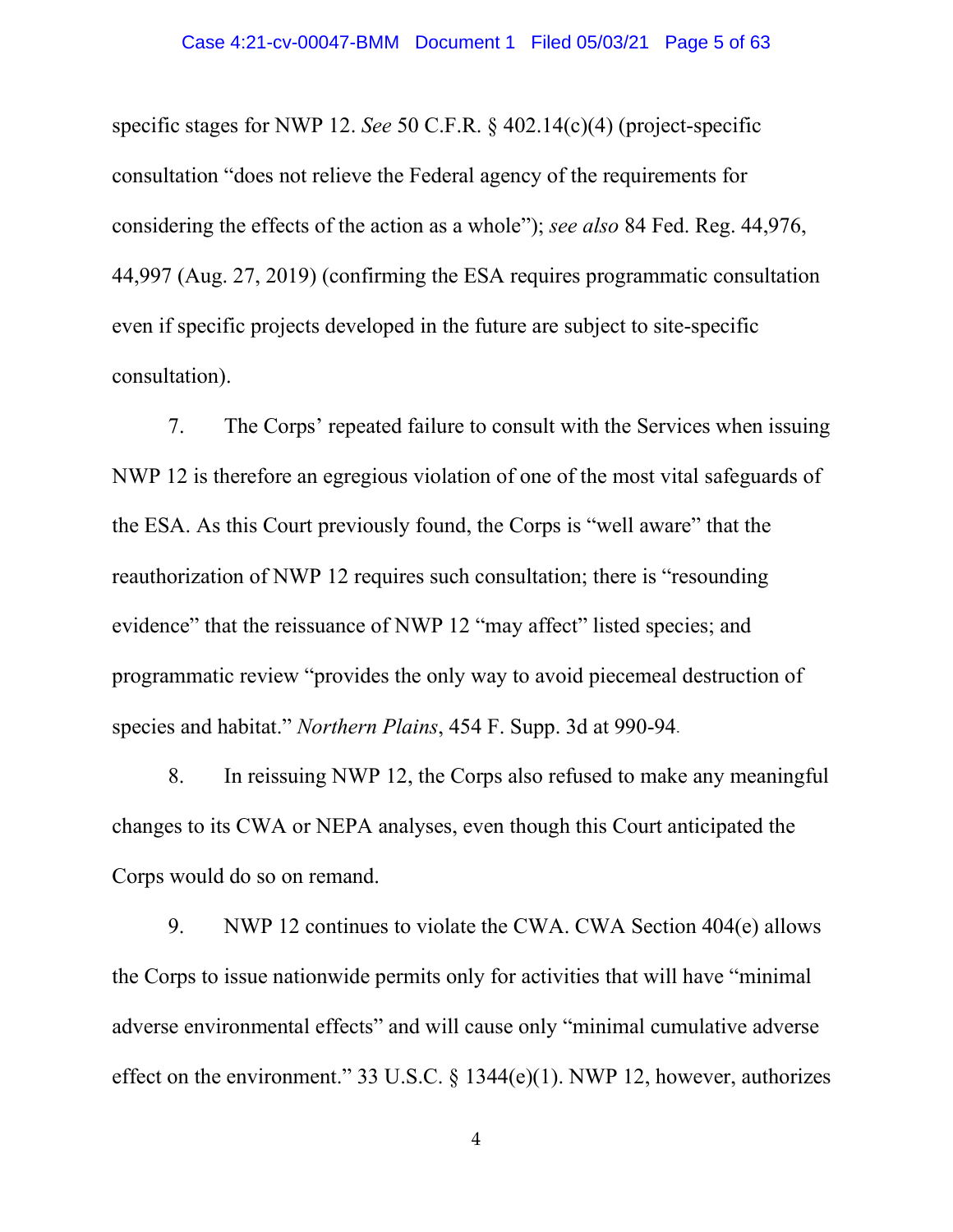specific stages for NWP 12. *See* 50 C.F.R. § 402.14(c)(4) (project-specific consultation "does not relieve the Federal agency of the requirements for considering the effects of the action as a whole"); *see also* 84 Fed. Reg. 44,976, 44,997 (Aug. 27, 2019) (confirming the ESA requires programmatic consultation even if specific projects developed in the future are subject to site-specific consultation).

7. The Corps' repeated failure to consult with the Services when issuing NWP 12 is therefore an egregious violation of one of the most vital safeguards of the ESA. As this Court previously found, the Corps is "well aware" that the reauthorization of NWP 12 requires such consultation; there is "resounding evidence" that the reissuance of NWP 12 "may affect" listed species; and programmatic review "provides the only way to avoid piecemeal destruction of species and habitat." *Northern Plains*, 454 F. Supp. 3d at 990-94.

8. In reissuing NWP 12, the Corps also refused to make any meaningful changes to its CWA or NEPA analyses, even though this Court anticipated the Corps would do so on remand.

9. NWP 12 continues to violate the CWA. CWA Section 404(e) allows the Corps to issue nationwide permits only for activities that will have "minimal adverse environmental effects" and will cause only "minimal cumulative adverse effect on the environment." 33 U.S.C. § 1344(e)(1). NWP 12, however, authorizes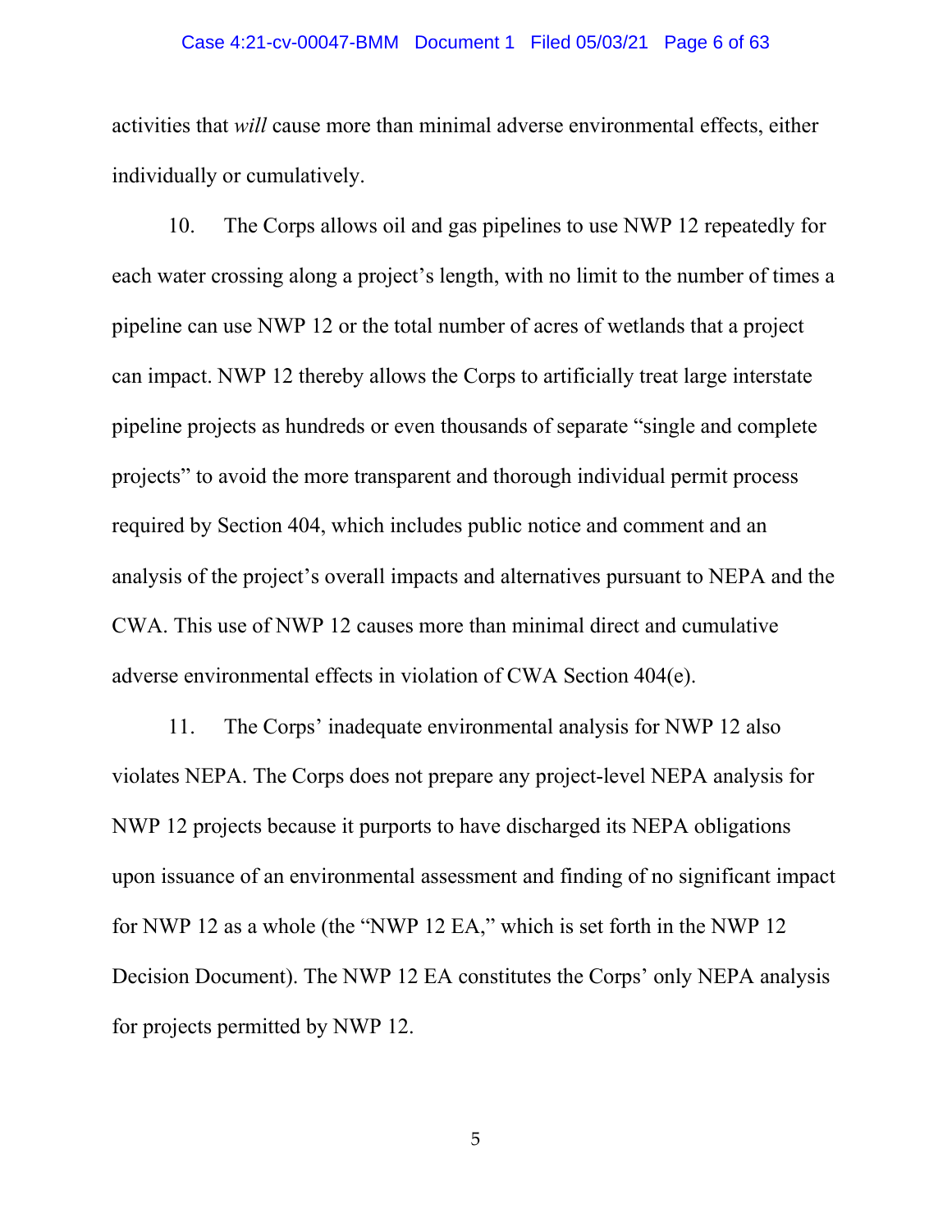activities that *will* cause more than minimal adverse environmental effects, either individually or cumulatively.

10. The Corps allows oil and gas pipelines to use NWP 12 repeatedly for each water crossing along a project's length, with no limit to the number of times a pipeline can use NWP 12 or the total number of acres of wetlands that a project can impact. NWP 12 thereby allows the Corps to artificially treat large interstate pipeline projects as hundreds or even thousands of separate "single and complete projects" to avoid the more transparent and thorough individual permit process required by Section 404, which includes public notice and comment and an analysis of the project's overall impacts and alternatives pursuant to NEPA and the CWA. This use of NWP 12 causes more than minimal direct and cumulative adverse environmental effects in violation of CWA Section 404(e).

11. The Corps' inadequate environmental analysis for NWP 12 also violates NEPA. The Corps does not prepare any project-level NEPA analysis for NWP 12 projects because it purports to have discharged its NEPA obligations upon issuance of an environmental assessment and finding of no significant impact for NWP 12 as a whole (the "NWP 12 EA," which is set forth in the NWP 12 Decision Document). The NWP 12 EA constitutes the Corps' only NEPA analysis for projects permitted by NWP 12.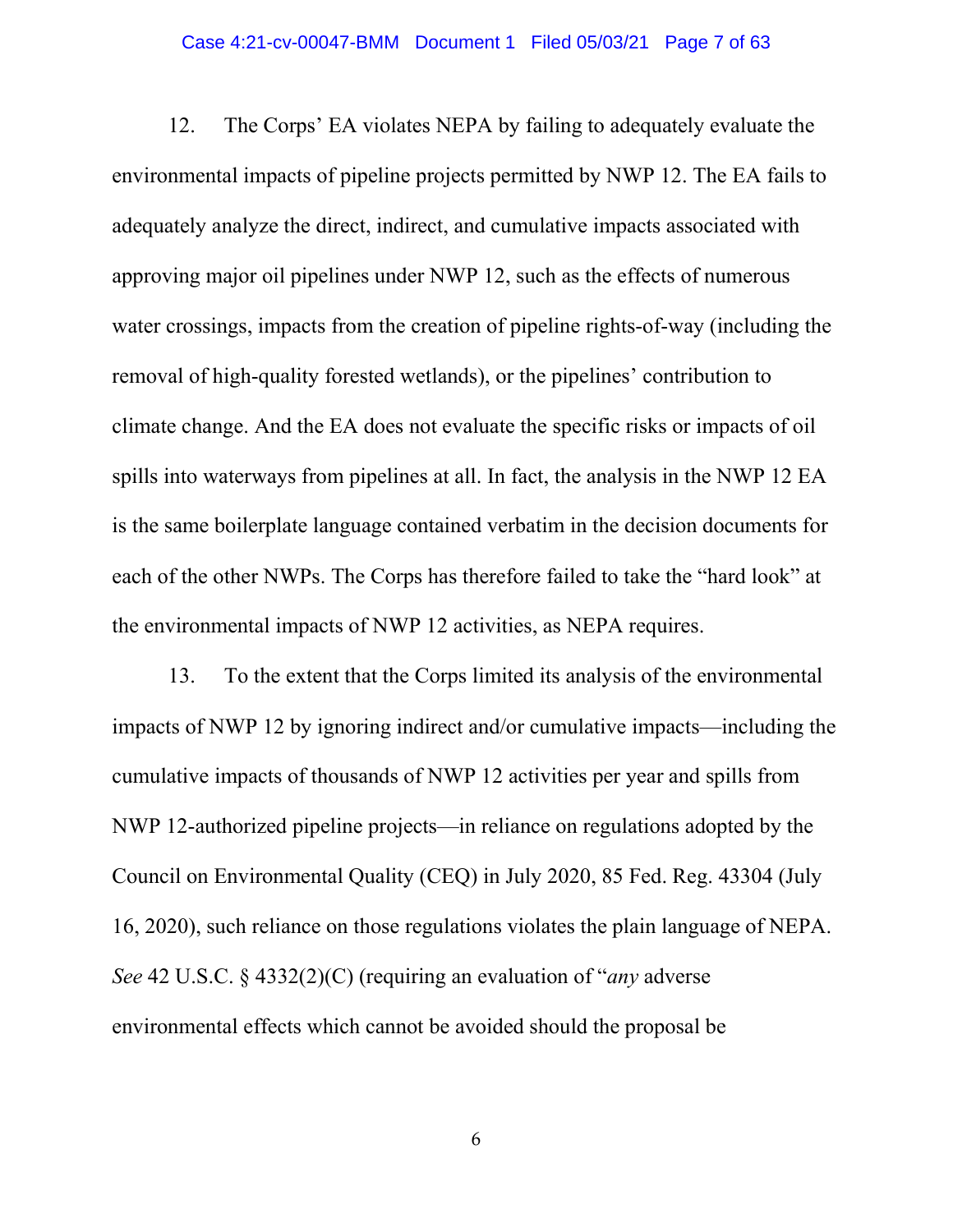12. The Corps' EA violates NEPA by failing to adequately evaluate the environmental impacts of pipeline projects permitted by NWP 12. The EA fails to adequately analyze the direct, indirect, and cumulative impacts associated with approving major oil pipelines under NWP 12, such as the effects of numerous water crossings, impacts from the creation of pipeline rights-of-way (including the removal of high-quality forested wetlands), or the pipelines' contribution to climate change. And the EA does not evaluate the specific risks or impacts of oil spills into waterways from pipelines at all. In fact, the analysis in the NWP 12 EA is the same boilerplate language contained verbatim in the decision documents for each of the other NWPs. The Corps has therefore failed to take the "hard look" at the environmental impacts of NWP 12 activities, as NEPA requires.

13. To the extent that the Corps limited its analysis of the environmental impacts of NWP 12 by ignoring indirect and/or cumulative impacts—including the cumulative impacts of thousands of NWP 12 activities per year and spills from NWP 12-authorized pipeline projects—in reliance on regulations adopted by the Council on Environmental Quality (CEQ) in July 2020, 85 Fed. Reg. 43304 (July 16, 2020), such reliance on those regulations violates the plain language of NEPA. *See* 42 U.S.C. § 4332(2)(C) (requiring an evaluation of "*any* adverse environmental effects which cannot be avoided should the proposal be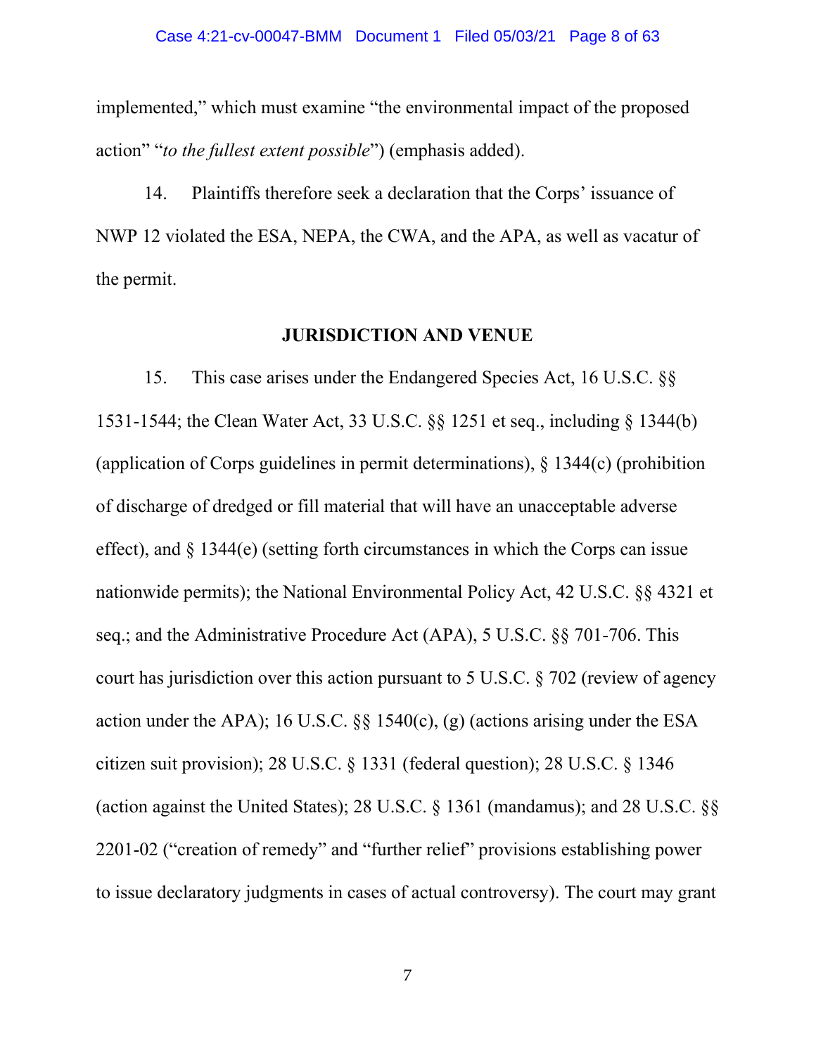implemented," which must examine "the environmental impact of the proposed action" "*to the fullest extent possible*") (emphasis added).

14. Plaintiffs therefore seek a declaration that the Corps' issuance of NWP 12 violated the ESA, NEPA, the CWA, and the APA, as well as vacatur of the permit.

## JURISDICTION AND VENUE

15. This case arises under the Endangered Species Act, 16 U.S.C. §§ 1531-1544; the Clean Water Act, 33 U.S.C. §§ 1251 et seq., including § 1344(b) (application of Corps guidelines in permit determinations), § 1344(c) (prohibition of discharge of dredged or fill material that will have an unacceptable adverse effect), and § 1344(e) (setting forth circumstances in which the Corps can issue nationwide permits); the National Environmental Policy Act, 42 U.S.C. §§ 4321 et seq.; and the Administrative Procedure Act (APA), 5 U.S.C. §§ 701-706. This court has jurisdiction over this action pursuant to 5 U.S.C. § 702 (review of agency action under the APA); 16 U.S.C. §§ 1540(c), (g) (actions arising under the ESA citizen suit provision); 28 U.S.C. § 1331 (federal question); 28 U.S.C. § 1346 (action against the United States); 28 U.S.C. § 1361 (mandamus); and 28 U.S.C. §§ 2201-02 ("creation of remedy" and "further relief" provisions establishing power to issue declaratory judgments in cases of actual controversy). The court may grant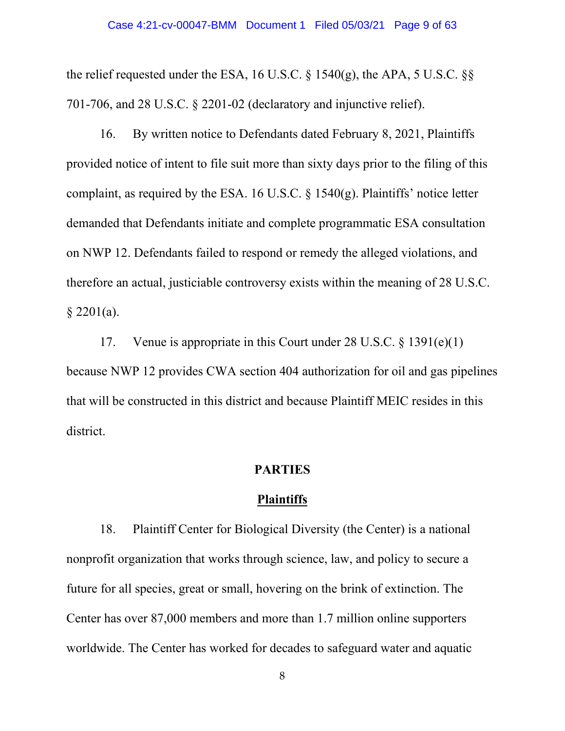the relief requested under the ESA, 16 U.S.C. § 1540(g), the APA, 5 U.S.C. §§ 701-706, and 28 U.S.C. § 2201-02 (declaratory and injunctive relief).

16. By written notice to Defendants dated February 8, 2021, Plaintiffs provided notice of intent to file suit more than sixty days prior to the filing of this complaint, as required by the ESA. 16 U.S.C. § 1540(g). Plaintiffs' notice letter demanded that Defendants initiate and complete programmatic ESA consultation on NWP 12. Defendants failed to respond or remedy the alleged violations, and therefore an actual, justiciable controversy exists within the meaning of 28 U.S.C. § 2201(a).

17. Venue is appropriate in this Court under 28 U.S.C. § 1391(e)(1) because NWP 12 provides CWA section 404 authorization for oil and gas pipelines that will be constructed in this district and because Plaintiff MEIC resides in this district.

## PARTIES

### Plaintiffs

18. Plaintiff Center for Biological Diversity (the Center) is a national nonprofit organization that works through science, law, and policy to secure a future for all species, great or small, hovering on the brink of extinction. The Center has over 87,000 members and more than 1.7 million online supporters worldwide. The Center has worked for decades to safeguard water and aquatic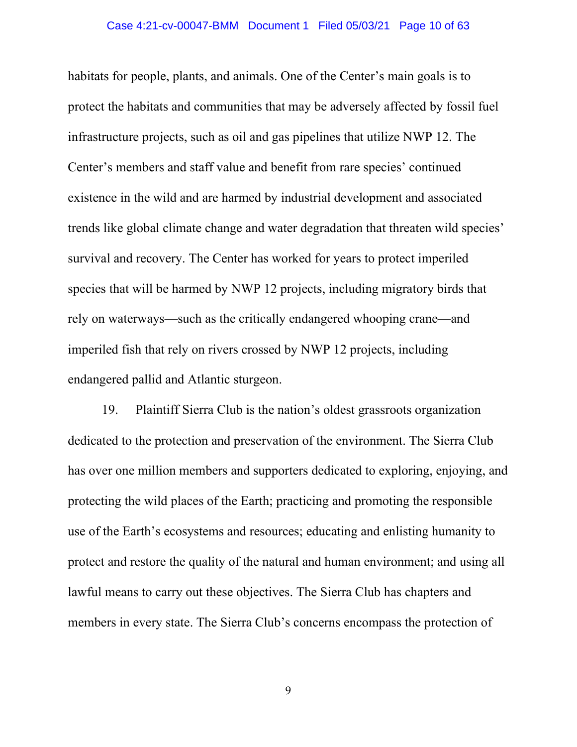habitats for people, plants, and animals. One of the Center's main goals is to protect the habitats and communities that may be adversely affected by fossil fuel infrastructure projects, such as oil and gas pipelines that utilize NWP 12. The Center's members and staff value and benefit from rare species' continued existence in the wild and are harmed by industrial development and associated trends like global climate change and water degradation that threaten wild species' survival and recovery. The Center has worked for years to protect imperiled species that will be harmed by NWP 12 projects, including migratory birds that rely on waterways—such as the critically endangered whooping crane—and imperiled fish that rely on rivers crossed by NWP 12 projects, including endangered pallid and Atlantic sturgeon.

19. Plaintiff Sierra Club is the nation's oldest grassroots organization dedicated to the protection and preservation of the environment. The Sierra Club has over one million members and supporters dedicated to exploring, enjoying, and protecting the wild places of the Earth; practicing and promoting the responsible use of the Earth's ecosystems and resources; educating and enlisting humanity to protect and restore the quality of the natural and human environment; and using all lawful means to carry out these objectives. The Sierra Club has chapters and members in every state. The Sierra Club's concerns encompass the protection of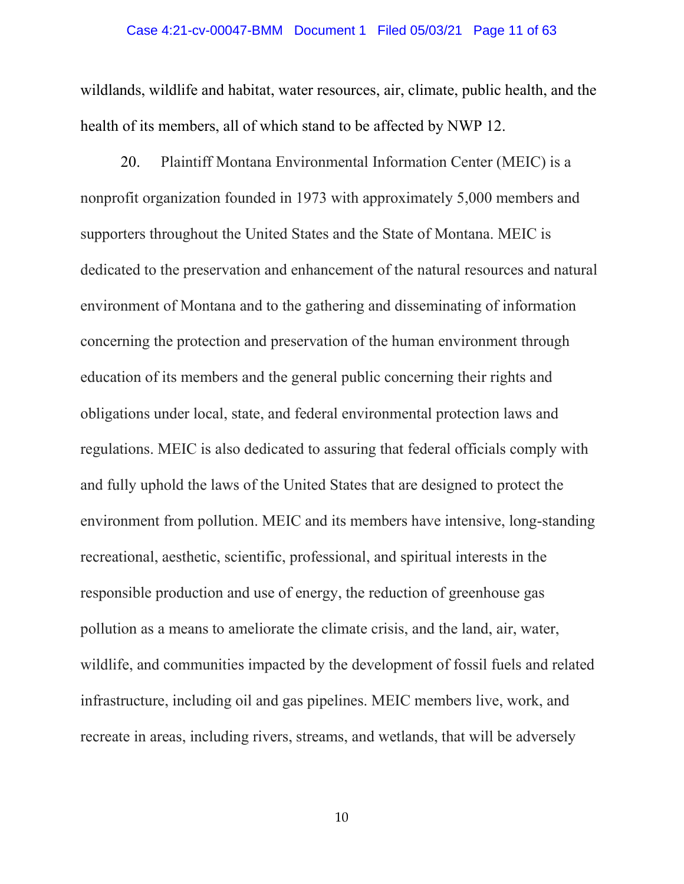wildlands, wildlife and habitat, water resources, air, climate, public health, and the health of its members, all of which stand to be affected by NWP 12.

20. Plaintiff Montana Environmental Information Center (MEIC) is a nonprofit organization founded in 1973 with approximately 5,000 members and supporters throughout the United States and the State of Montana. MEIC is dedicated to the preservation and enhancement of the natural resources and natural environment of Montana and to the gathering and disseminating of information concerning the protection and preservation of the human environment through education of its members and the general public concerning their rights and obligations under local, state, and federal environmental protection laws and regulations. MEIC is also dedicated to assuring that federal officials comply with and fully uphold the laws of the United States that are designed to protect the environment from pollution. MEIC and its members have intensive, long-standing recreational, aesthetic, scientific, professional, and spiritual interests in the responsible production and use of energy, the reduction of greenhouse gas pollution as a means to ameliorate the climate crisis, and the land, air, water, wildlife, and communities impacted by the development of fossil fuels and related infrastructure, including oil and gas pipelines. MEIC members live, work, and recreate in areas, including rivers, streams, and wetlands, that will be adversely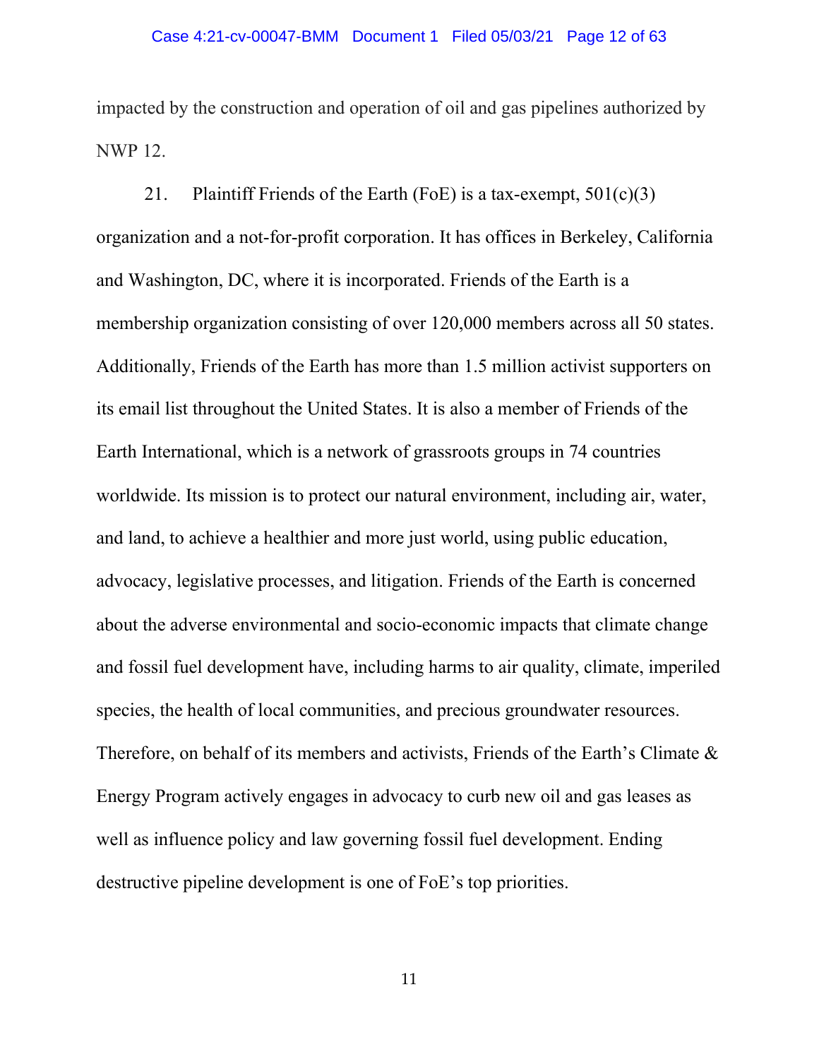impacted by the construction and operation of oil and gas pipelines authorized by NWP 12.

21. Plaintiff Friends of the Earth (FoE) is a tax-exempt, 501(c)(3) organization and a not-for-profit corporation. It has offices in Berkeley, California and Washington, DC, where it is incorporated. Friends of the Earth is a membership organization consisting of over 120,000 members across all 50 states. Additionally, Friends of the Earth has more than 1.5 million activist supporters on its email list throughout the United States. It is also a member of Friends of the Earth International, which is a network of grassroots groups in 74 countries worldwide. Its mission is to protect our natural environment, including air, water, and land, to achieve a healthier and more just world, using public education, advocacy, legislative processes, and litigation. Friends of the Earth is concerned about the adverse environmental and socio-economic impacts that climate change and fossil fuel development have, including harms to air quality, climate, imperiled species, the health of local communities, and precious groundwater resources. Therefore, on behalf of its members and activists, Friends of the Earth's Climate & Energy Program actively engages in advocacy to curb new oil and gas leases as well as influence policy and law governing fossil fuel development. Ending destructive pipeline development is one of FoE's top priorities.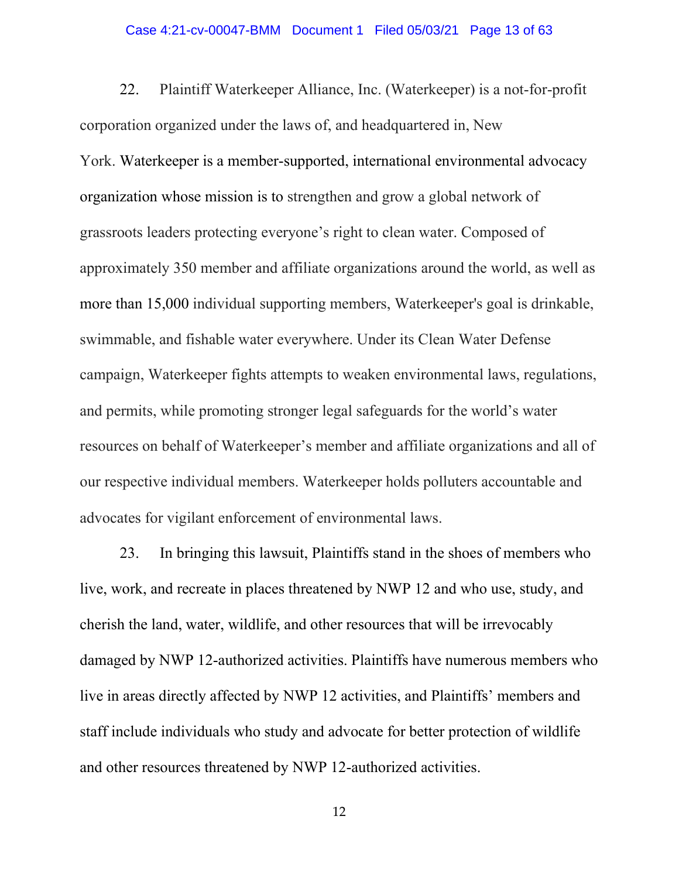22. Plaintiff Waterkeeper Alliance, Inc. (Waterkeeper) is a not-for-profit corporation organized under the laws of, and headquartered in, New York. Waterkeeper is a member-supported, international environmental advocacy organization whose mission is to strengthen and grow a global network of grassroots leaders protecting everyone's right to clean water. Composed of approximately 350 member and affiliate organizations around the world, as well as more than 15,000 individual supporting members, Waterkeeper's goal is drinkable, swimmable, and fishable water everywhere. Under its Clean Water Defense campaign, Waterkeeper fights attempts to weaken environmental laws, regulations, and permits, while promoting stronger legal safeguards for the world's water resources on behalf of Waterkeeper's member and affiliate organizations and all of our respective individual members. Waterkeeper holds polluters accountable and advocates for vigilant enforcement of environmental laws.

23. In bringing this lawsuit, Plaintiffs stand in the shoes of members who live, work, and recreate in places threatened by NWP 12 and who use, study, and cherish the land, water, wildlife, and other resources that will be irrevocably damaged by NWP 12-authorized activities. Plaintiffs have numerous members who live in areas directly affected by NWP 12 activities, and Plaintiffs' members and staff include individuals who study and advocate for better protection of wildlife and other resources threatened by NWP 12-authorized activities.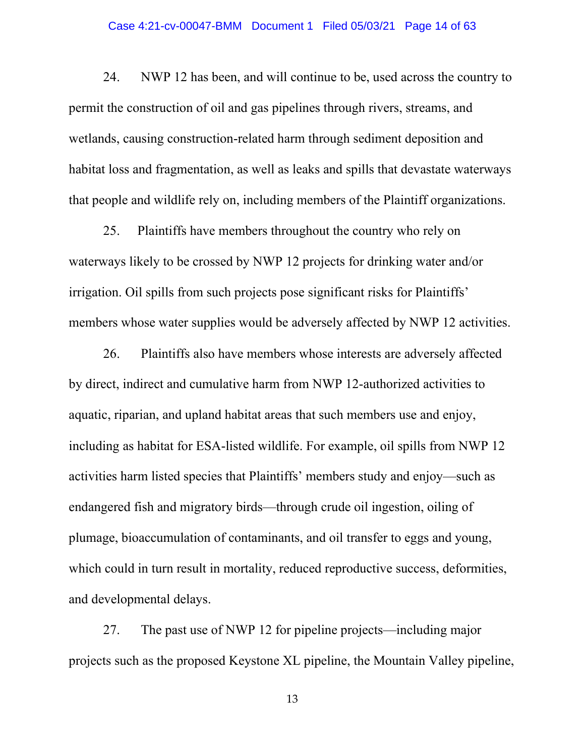24. NWP 12 has been, and will continue to be, used across the country to permit the construction of oil and gas pipelines through rivers, streams, and wetlands, causing construction-related harm through sediment deposition and habitat loss and fragmentation, as well as leaks and spills that devastate waterways that people and wildlife rely on, including members of the Plaintiff organizations.

25. Plaintiffs have members throughout the country who rely on waterways likely to be crossed by NWP 12 projects for drinking water and/or irrigation. Oil spills from such projects pose significant risks for Plaintiffs' members whose water supplies would be adversely affected by NWP 12 activities.

26. Plaintiffs also have members whose interests are adversely affected by direct, indirect and cumulative harm from NWP 12-authorized activities to aquatic, riparian, and upland habitat areas that such members use and enjoy, including as habitat for ESA-listed wildlife. For example, oil spills from NWP 12 activities harm listed species that Plaintiffs' members study and enjoy—such as endangered fish and migratory birds—through crude oil ingestion, oiling of plumage, bioaccumulation of contaminants, and oil transfer to eggs and young, which could in turn result in mortality, reduced reproductive success, deformities, and developmental delays.

27. The past use of NWP 12 for pipeline projects—including major projects such as the proposed Keystone XL pipeline, the Mountain Valley pipeline,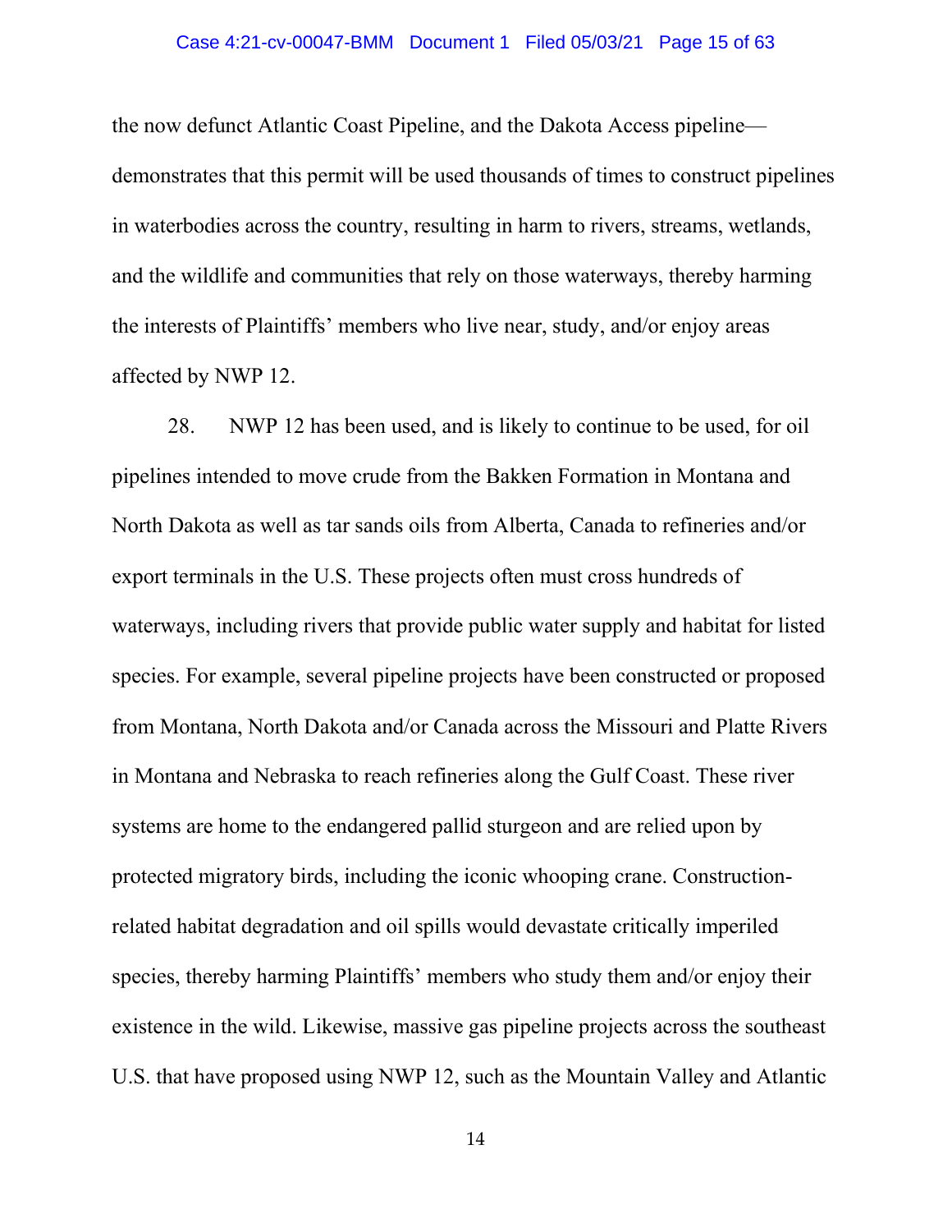the now defunct Atlantic Coast Pipeline, and the Dakota Access pipeline—demonstrates that this permit will be used thousands of times to construct pipelines in waterbodies across the country, resulting in harm to rivers, streams, wetlands, and the wildlife and communities that rely on those waterways, thereby harming the interests of Plaintiffs' members who live near, study, and/or enjoy areas affected by NWP 12.

28. NWP 12 has been used, and is likely to continue to be used, for oil pipelines intended to move crude from the Bakken Formation in Montana and North Dakota as well as tar sands oils from Alberta, Canada to refineries and/or export terminals in the U.S. These projects often must cross hundreds of waterways, including rivers that provide public water supply and habitat for listed species. For example, several pipeline projects have been constructed or proposed from Montana, North Dakota and/or Canada across the Missouri and Platte Rivers in Montana and Nebraska to reach refineries along the Gulf Coast. These river systems are home to the endangered pallid sturgeon and are relied upon by protected migratory birds, including the iconic whooping crane. Construction-related habitat degradation and oil spills would devastate critically imperiled species, thereby harming Plaintiffs' members who study them and/or enjoy their existence in the wild. Likewise, massive gas pipeline projects across the southeast U.S. that have proposed using NWP 12, such as the Mountain Valley and Atlantic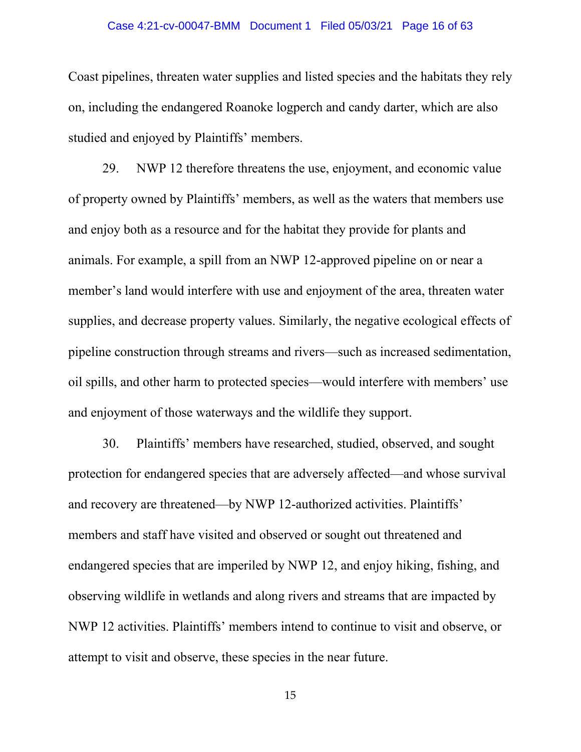Coast pipelines, threaten water supplies and listed species and the habitats they rely on, including the endangered Roanoke logperch and candy darter, which are also studied and enjoyed by Plaintiffs' members.

29. NWP 12 therefore threatens the use, enjoyment, and economic value of property owned by Plaintiffs' members, as well as the waters that members use and enjoy both as a resource and for the habitat they provide for plants and animals. For example, a spill from an NWP 12-approved pipeline on or near a member's land would interfere with use and enjoyment of the area, threaten water supplies, and decrease property values. Similarly, the negative ecological effects of pipeline construction through streams and rivers—such as increased sedimentation, oil spills, and other harm to protected species—would interfere with members' use and enjoyment of those waterways and the wildlife they support.

30. Plaintiffs' members have researched, studied, observed, and sought protection for endangered species that are adversely affected—and whose survival and recovery are threatened—by NWP 12-authorized activities. Plaintiffs' members and staff have visited and observed or sought out threatened and endangered species that are imperiled by NWP 12, and enjoy hiking, fishing, and observing wildlife in wetlands and along rivers and streams that are impacted by NWP 12 activities. Plaintiffs' members intend to continue to visit and observe, or attempt to visit and observe, these species in the near future.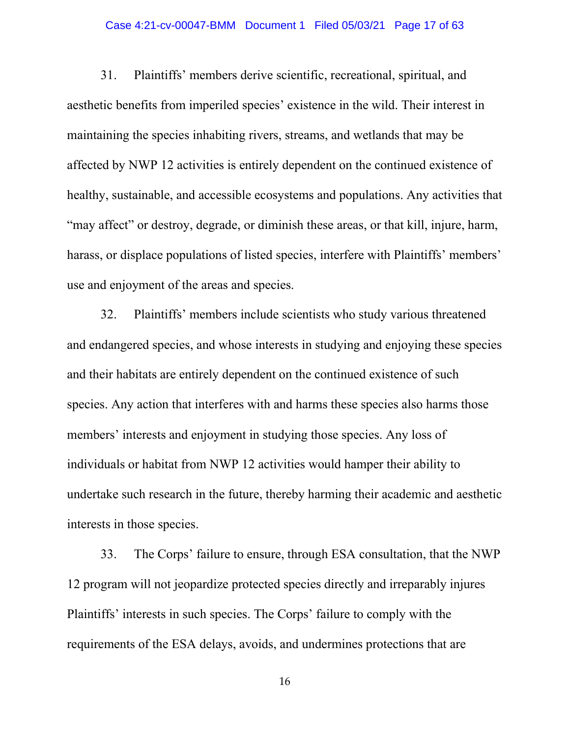31. Plaintiffs' members derive scientific, recreational, spiritual, and aesthetic benefits from imperiled species' existence in the wild. Their interest in maintaining the species inhabiting rivers, streams, and wetlands that may be affected by NWP 12 activities is entirely dependent on the continued existence of healthy, sustainable, and accessible ecosystems and populations. Any activities that "may affect" or destroy, degrade, or diminish these areas, or that kill, injure, harm, harass, or displace populations of listed species, interfere with Plaintiffs' members' use and enjoyment of the areas and species.

32. Plaintiffs' members include scientists who study various threatened and endangered species, and whose interests in studying and enjoying these species and their habitats are entirely dependent on the continued existence of such species. Any action that interferes with and harms these species also harms those members' interests and enjoyment in studying those species. Any loss of individuals or habitat from NWP 12 activities would hamper their ability to undertake such research in the future, thereby harming their academic and aesthetic interests in those species.

33. The Corps' failure to ensure, through ESA consultation, that the NWP 12 program will not jeopardize protected species directly and irreparably injures Plaintiffs' interests in such species. The Corps' failure to comply with the requirements of the ESA delays, avoids, and undermines protections that are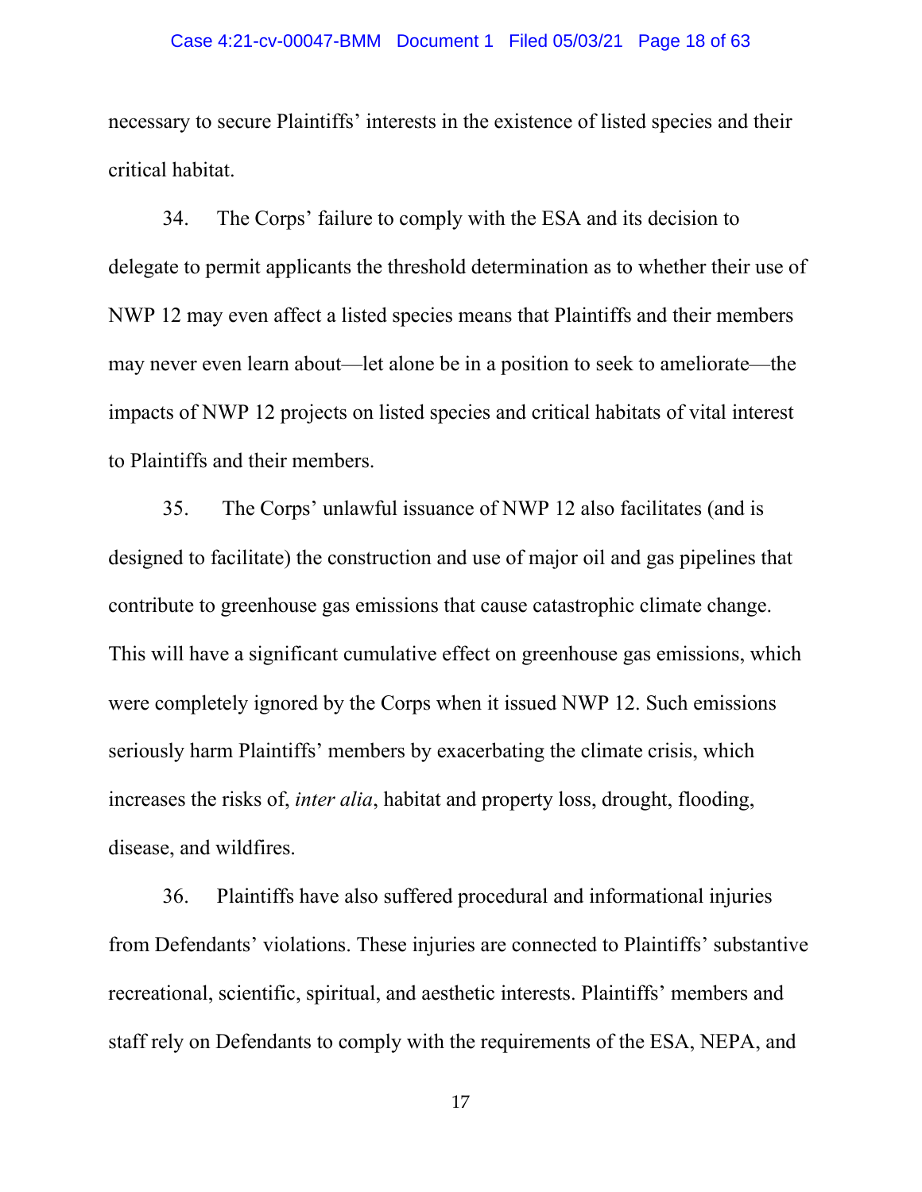necessary to secure Plaintiffs' interests in the existence of listed species and their critical habitat.

34. The Corps' failure to comply with the ESA and its decision to delegate to permit applicants the threshold determination as to whether their use of NWP 12 may even affect a listed species means that Plaintiffs and their members may never even learn about—let alone be in a position to seek to ameliorate—the impacts of NWP 12 projects on listed species and critical habitats of vital interest to Plaintiffs and their members.

35. The Corps' unlawful issuance of NWP 12 also facilitates (and is designed to facilitate) the construction and use of major oil and gas pipelines that contribute to greenhouse gas emissions that cause catastrophic climate change. This will have a significant cumulative effect on greenhouse gas emissions, which were completely ignored by the Corps when it issued NWP 12. Such emissions seriously harm Plaintiffs' members by exacerbating the climate crisis, which increases the risks of, *inter alia*, habitat and property loss, drought, flooding, disease, and wildfires.

36. Plaintiffs have also suffered procedural and informational injuries from Defendants' violations. These injuries are connected to Plaintiffs' substantive recreational, scientific, spiritual, and aesthetic interests. Plaintiffs' members and staff rely on Defendants to comply with the requirements of the ESA, NEPA, and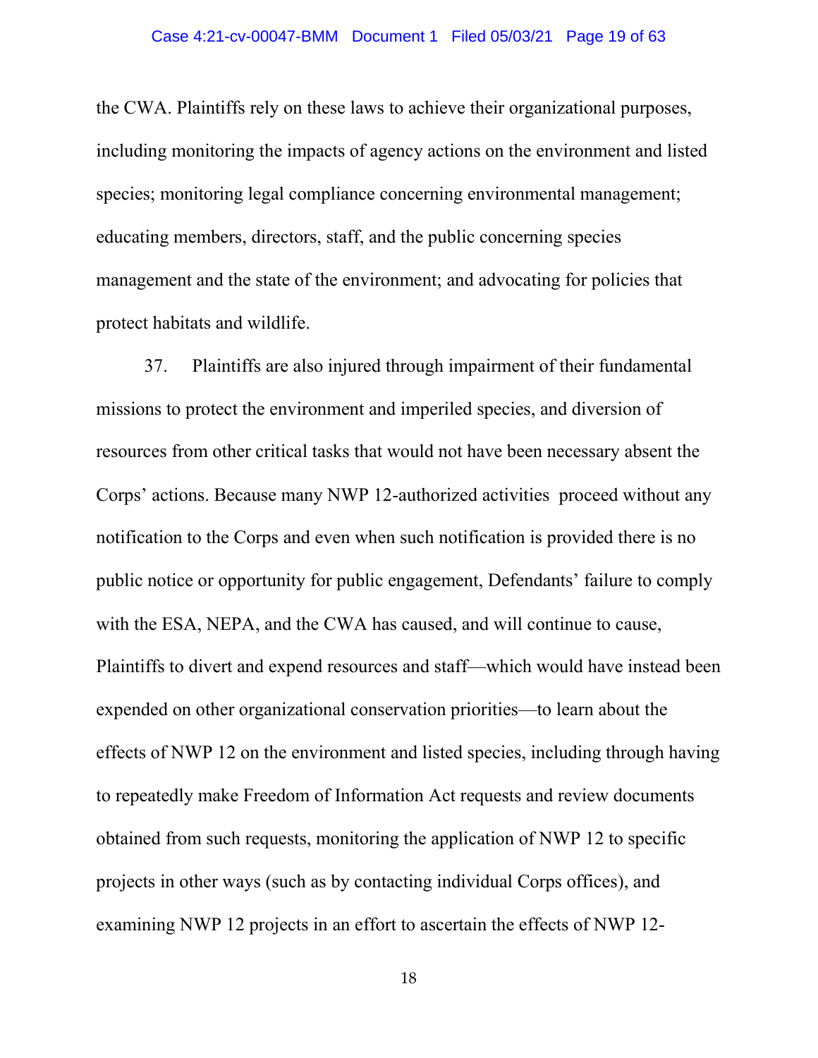the CWA. Plaintiffs rely on these laws to achieve their organizational purposes, including monitoring the impacts of agency actions on the environment and listed species; monitoring legal compliance concerning environmental management; educating members, directors, staff, and the public concerning species management and the state of the environment; and advocating for policies that protect habitats and wildlife.

37. Plaintiffs are also injured through impairment of their fundamental missions to protect the environment and imperiled species, and diversion of resources from other critical tasks that would not have been necessary absent the Corps' actions. Because many NWP 12-authorized activities proceed without any notification to the Corps and even when such notification is provided there is no public notice or opportunity for public engagement, Defendants' failure to comply with the ESA, NEPA, and the CWA has caused, and will continue to cause, Plaintiffs to divert and expend resources and staff—which would have instead been expended on other organizational conservation priorities—to learn about the effects of NWP 12 on the environment and listed species, including through having to repeatedly make Freedom of Information Act requests and review documents obtained from such requests, monitoring the application of NWP 12 to specific projects in other ways (such as by contacting individual Corps offices), and examining NWP 12 projects in an effort to ascertain the effects of NWP 12-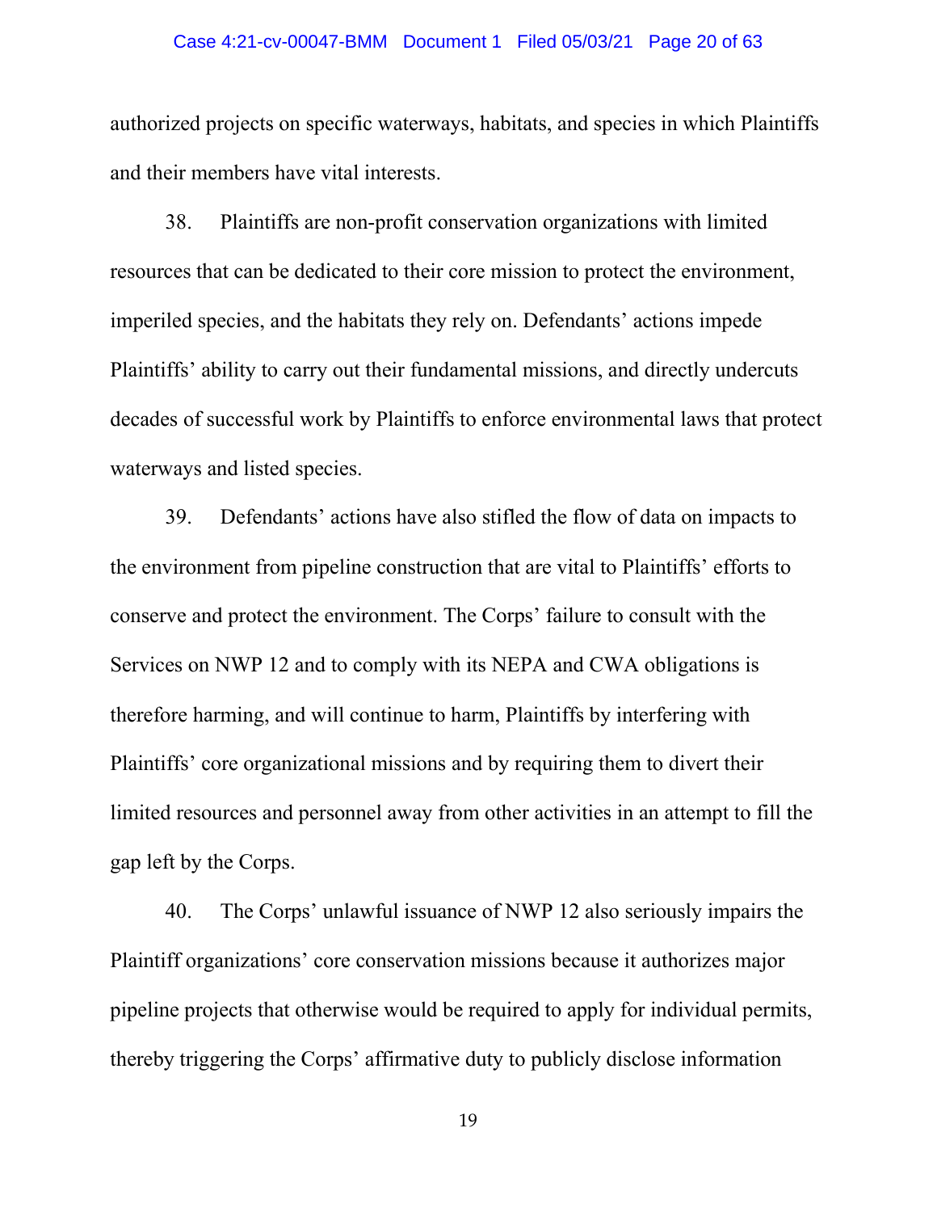authorized projects on specific waterways, habitats, and species in which Plaintiffs and their members have vital interests.

38. Plaintiffs are non-profit conservation organizations with limited resources that can be dedicated to their core mission to protect the environment, imperiled species, and the habitats they rely on. Defendants' actions impede Plaintiffs' ability to carry out their fundamental missions, and directly undercuts decades of successful work by Plaintiffs to enforce environmental laws that protect waterways and listed species.

39. Defendants' actions have also stifled the flow of data on impacts to the environment from pipeline construction that are vital to Plaintiffs' efforts to conserve and protect the environment. The Corps' failure to consult with the Services on NWP 12 and to comply with its NEPA and CWA obligations is therefore harming, and will continue to harm, Plaintiffs by interfering with Plaintiffs' core organizational missions and by requiring them to divert their limited resources and personnel away from other activities in an attempt to fill the gap left by the Corps.

40. The Corps' unlawful issuance of NWP 12 also seriously impairs the Plaintiff organizations' core conservation missions because it authorizes major pipeline projects that otherwise would be required to apply for individual permits, thereby triggering the Corps' affirmative duty to publicly disclose information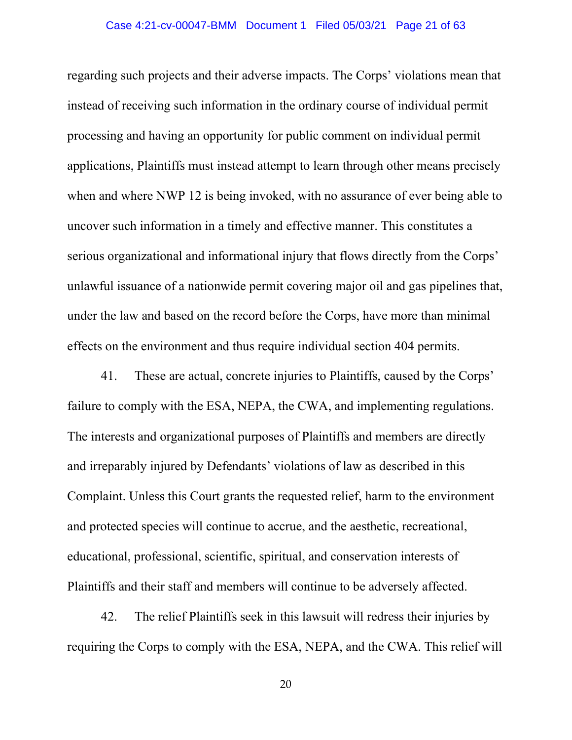regarding such projects and their adverse impacts. The Corps' violations mean that instead of receiving such information in the ordinary course of individual permit processing and having an opportunity for public comment on individual permit applications, Plaintiffs must instead attempt to learn through other means precisely when and where NWP 12 is being invoked, with no assurance of ever being able to uncover such information in a timely and effective manner. This constitutes a serious organizational and informational injury that flows directly from the Corps' unlawful issuance of a nationwide permit covering major oil and gas pipelines that, under the law and based on the record before the Corps, have more than minimal effects on the environment and thus require individual section 404 permits.

41. These are actual, concrete injuries to Plaintiffs, caused by the Corps' failure to comply with the ESA, NEPA, the CWA, and implementing regulations. The interests and organizational purposes of Plaintiffs and members are directly and irreparably injured by Defendants' violations of law as described in this Complaint. Unless this Court grants the requested relief, harm to the environment and protected species will continue to accrue, and the aesthetic, recreational, educational, professional, scientific, spiritual, and conservation interests of Plaintiffs and their staff and members will continue to be adversely affected.

42. The relief Plaintiffs seek in this lawsuit will redress their injuries by requiring the Corps to comply with the ESA, NEPA, and the CWA. This relief will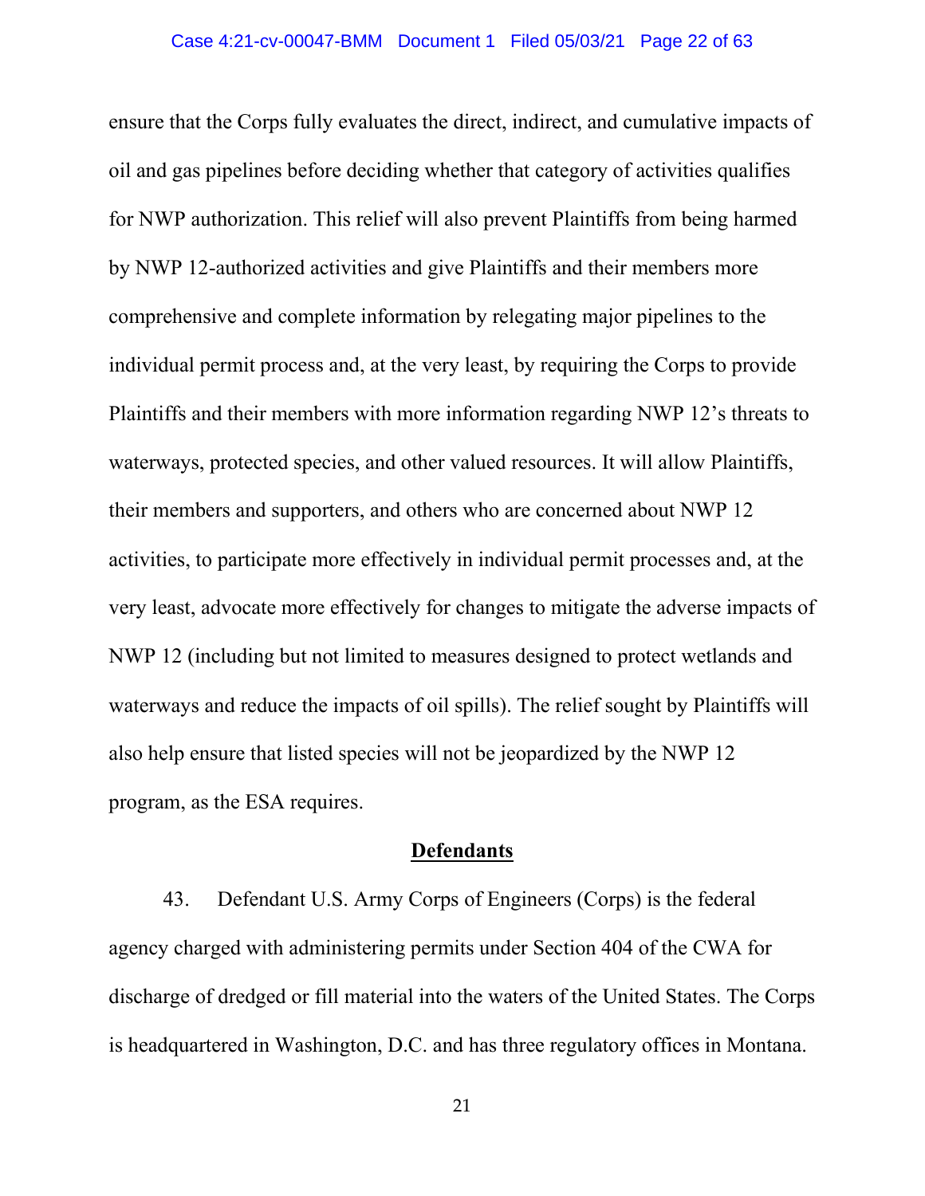ensure that the Corps fully evaluates the direct, indirect, and cumulative impacts of oil and gas pipelines before deciding whether that category of activities qualifies for NWP authorization. This relief will also prevent Plaintiffs from being harmed by NWP 12-authorized activities and give Plaintiffs and their members more comprehensive and complete information by relegating major pipelines to the individual permit process and, at the very least, by requiring the Corps to provide Plaintiffs and their members with more information regarding NWP 12's threats to waterways, protected species, and other valued resources. It will allow Plaintiffs, their members and supporters, and others who are concerned about NWP 12 activities, to participate more effectively in individual permit processes and, at the very least, advocate more effectively for changes to mitigate the adverse impacts of NWP 12 (including but not limited to measures designed to protect wetlands and waterways and reduce the impacts of oil spills). The relief sought by Plaintiffs will also help ensure that listed species will not be jeopardized by the NWP 12 program, as the ESA requires.

## Defendants

43. Defendant U.S. Army Corps of Engineers (Corps) is the federal agency charged with administering permits under Section 404 of the CWA for discharge of dredged or fill material into the waters of the United States. The Corps is headquartered in Washington, D.C. and has three regulatory offices in Montana.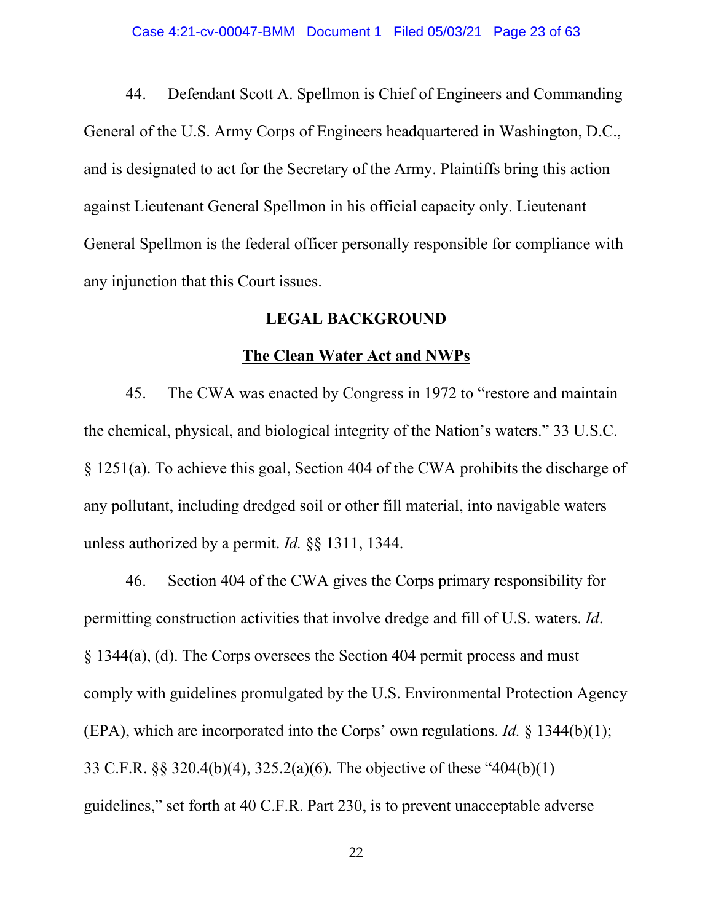44. Defendant Scott A. Spellmon is Chief of Engineers and Commanding General of the U.S. Army Corps of Engineers headquartered in Washington, D.C., and is designated to act for the Secretary of the Army. Plaintiffs bring this action against Lieutenant General Spellmon in his official capacity only. Lieutenant General Spellmon is the federal officer personally responsible for compliance with any injunction that this Court issues.

## LEGAL BACKGROUND

### The Clean Water Act and NWPs

45. The CWA was enacted by Congress in 1972 to "restore and maintain the chemical, physical, and biological integrity of the Nation's waters." 33 U.S.C. § 1251(a). To achieve this goal, Section 404 of the CWA prohibits the discharge of any pollutant, including dredged soil or other fill material, into navigable waters unless authorized by a permit. *Id.* §§ 1311, 1344.

46. Section 404 of the CWA gives the Corps primary responsibility for permitting construction activities that involve dredge and fill of U.S. waters. *Id*. § 1344(a), (d). The Corps oversees the Section 404 permit process and must comply with guidelines promulgated by the U.S. Environmental Protection Agency (EPA), which are incorporated into the Corps' own regulations. *Id.* § 1344(b)(1); 33 C.F.R. §§ 320.4(b)(4), 325.2(a)(6). The objective of these "404(b)(1) guidelines," set forth at 40 C.F.R. Part 230, is to prevent unacceptable adverse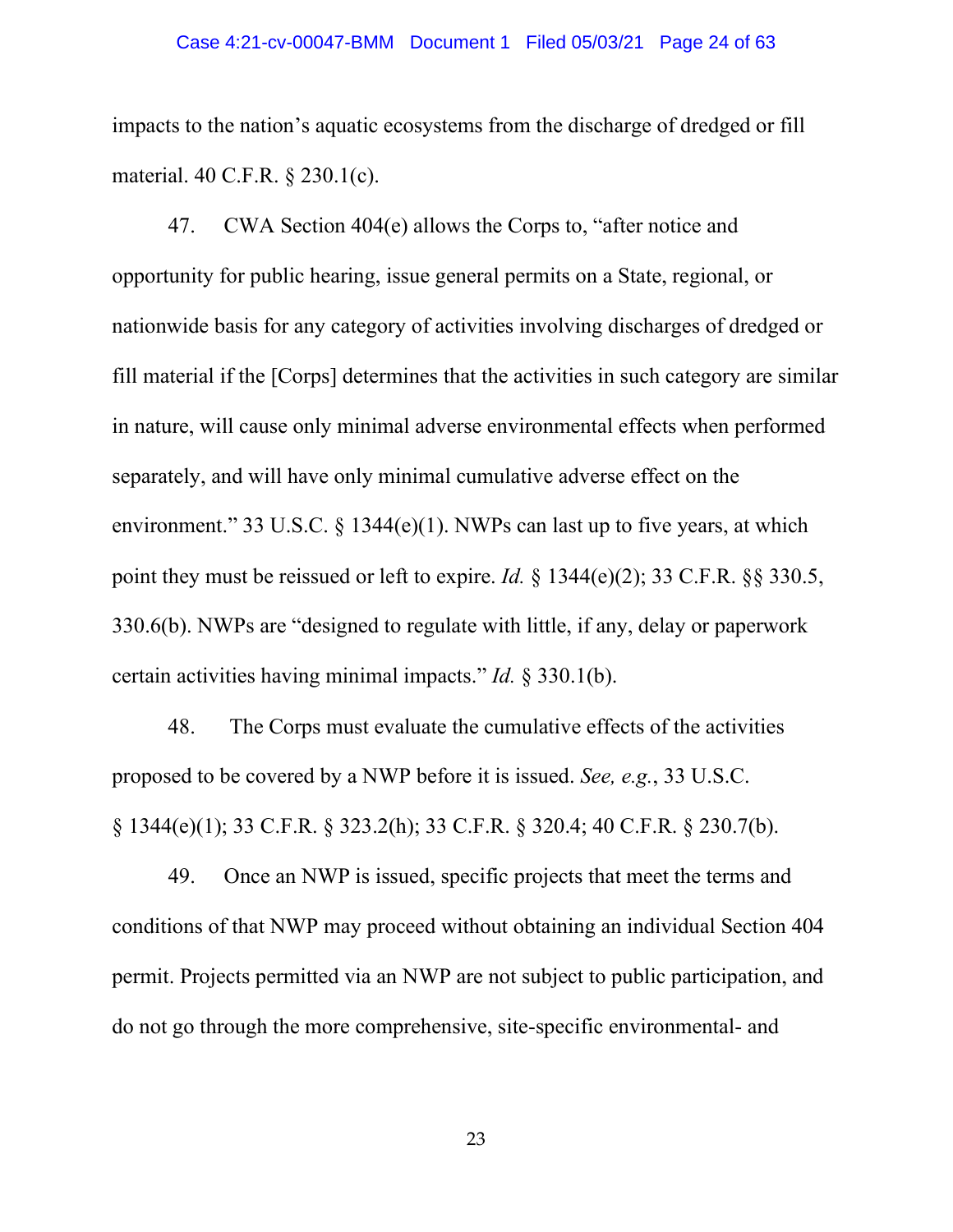impacts to the nation's aquatic ecosystems from the discharge of dredged or fill material. 40 C.F.R. § 230.1(c).

47. CWA Section 404(e) allows the Corps to, "after notice and opportunity for public hearing, issue general permits on a State, regional, or nationwide basis for any category of activities involving discharges of dredged or fill material if the [Corps] determines that the activities in such category are similar in nature, will cause only minimal adverse environmental effects when performed separately, and will have only minimal cumulative adverse effect on the environment." 33 U.S.C. § 1344(e)(1). NWPs can last up to five years, at which point they must be reissued or left to expire. *Id.* § 1344(e)(2); 33 C.F.R. §§ 330.5, 330.6(b). NWPs are "designed to regulate with little, if any, delay or paperwork certain activities having minimal impacts." *Id.* § 330.1(b).

48. The Corps must evaluate the cumulative effects of the activities proposed to be covered by a NWP before it is issued. *See, e.g.*, 33 U.S.C. § 1344(e)(1); 33 C.F.R. § 323.2(h); 33 C.F.R. § 320.4; 40 C.F.R. § 230.7(b).

49. Once an NWP is issued, specific projects that meet the terms and conditions of that NWP may proceed without obtaining an individual Section 404 permit. Projects permitted via an NWP are not subject to public participation, and do not go through the more comprehensive, site-specific environmental- and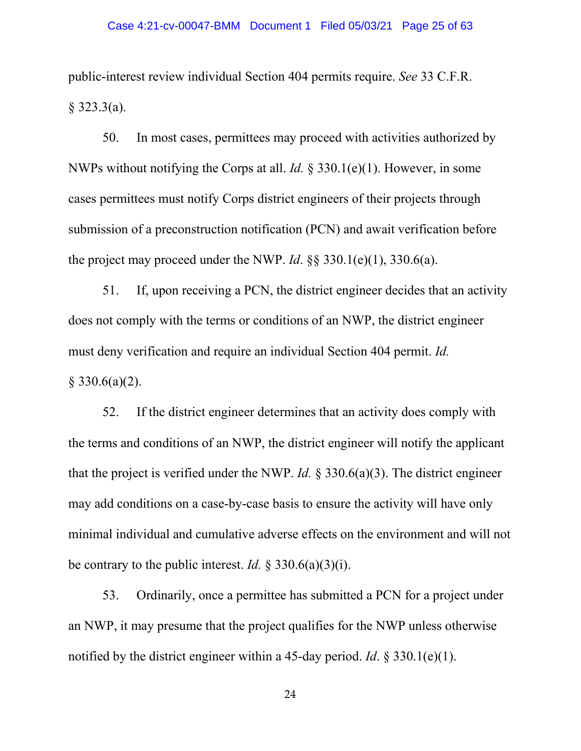public-interest review individual Section 404 permits require. *See* 33 C.F.R. § 323.3(a).

50. In most cases, permittees may proceed with activities authorized by NWPs without notifying the Corps at all. *Id.* § 330.1(e)(1). However, in some cases permittees must notify Corps district engineers of their projects through submission of a preconstruction notification (PCN) and await verification before the project may proceed under the NWP. *Id*. §§ 330.1(e)(1), 330.6(a).

51. If, upon receiving a PCN, the district engineer decides that an activity does not comply with the terms or conditions of an NWP, the district engineer must deny verification and require an individual Section 404 permit. *Id.* § 330.6(a)(2).

52. If the district engineer determines that an activity does comply with the terms and conditions of an NWP, the district engineer will notify the applicant that the project is verified under the NWP. *Id.* § 330.6(a)(3). The district engineer may add conditions on a case-by-case basis to ensure the activity will have only minimal individual and cumulative adverse effects on the environment and will not be contrary to the public interest. *Id.* § 330.6(a)(3)(i).

53. Ordinarily, once a permittee has submitted a PCN for a project under an NWP, it may presume that the project qualifies for the NWP unless otherwise notified by the district engineer within a 45-day period. *Id*. § 330.1(e)(1).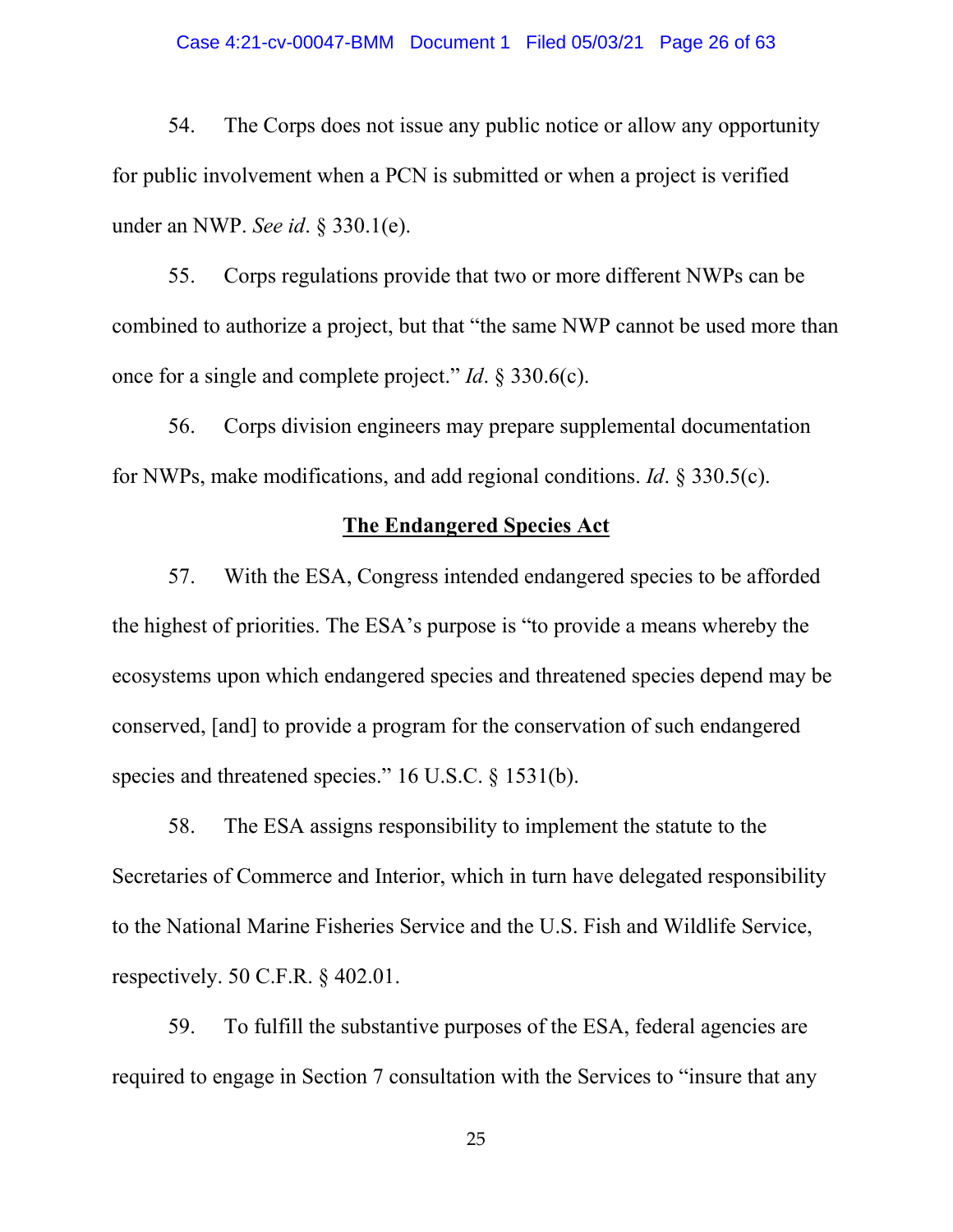54. The Corps does not issue any public notice or allow any opportunity for public involvement when a PCN is submitted or when a project is verified under an NWP. *See id*. § 330.1(e).

55. Corps regulations provide that two or more different NWPs can be combined to authorize a project, but that "the same NWP cannot be used more than once for a single and complete project." *Id*. § 330.6(c).

56. Corps division engineers may prepare supplemental documentation for NWPs, make modifications, and add regional conditions. *Id*. § 330.5(c).

## **<u>The Endangered Species Act</u>**

57. With the ESA, Congress intended endangered species to be afforded the highest of priorities. The ESA's purpose is "to provide a means whereby the ecosystems upon which endangered species and threatened species depend may be conserved, [and] to provide a program for the conservation of such endangered species and threatened species." 16 U.S.C. § 1531(b).

58. The ESA assigns responsibility to implement the statute to the Secretaries of Commerce and Interior, which in turn have delegated responsibility to the National Marine Fisheries Service and the U.S. Fish and Wildlife Service, respectively. 50 C.F.R. § 402.01.

59. To fulfill the substantive purposes of the ESA, federal agencies are required to engage in Section 7 consultation with the Services to "insure that any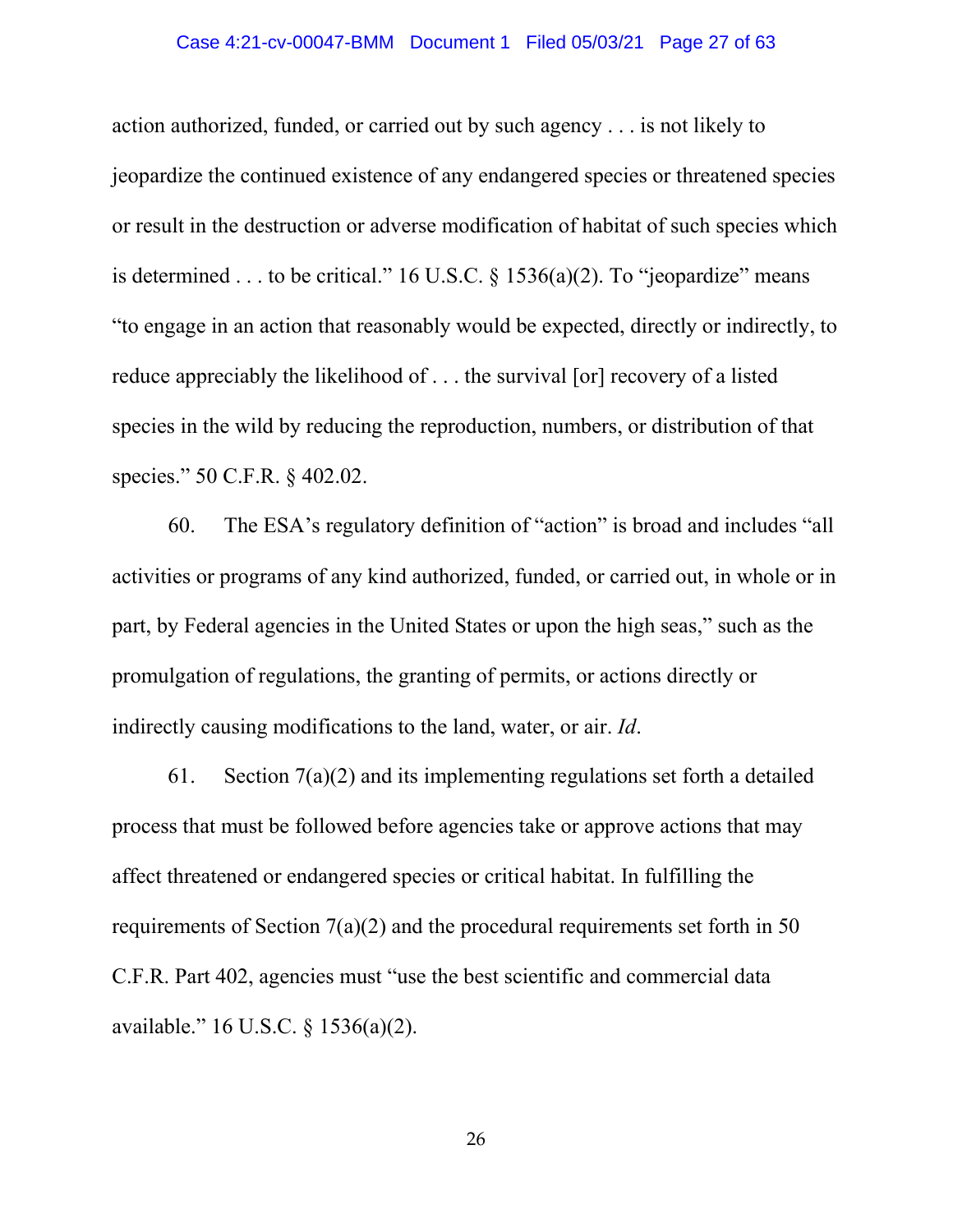action authorized, funded, or carried out by such agency . . . is not likely to jeopardize the continued existence of any endangered species or threatened species or result in the destruction or adverse modification of habitat of such species which is determined . . . to be critical." 16 U.S.C. § 1536(a)(2). To "jeopardize" means "to engage in an action that reasonably would be expected, directly or indirectly, to reduce appreciably the likelihood of . . . the survival [or] recovery of a listed species in the wild by reducing the reproduction, numbers, or distribution of that species." 50 C.F.R. § 402.02.

60. The ESA's regulatory definition of "action" is broad and includes "all activities or programs of any kind authorized, funded, or carried out, in whole or in part, by Federal agencies in the United States or upon the high seas," such as the promulgation of regulations, the granting of permits, or actions directly or indirectly causing modifications to the land, water, or air. *Id*.

61. Section 7(a)(2) and its implementing regulations set forth a detailed process that must be followed before agencies take or approve actions that may affect threatened or endangered species or critical habitat. In fulfilling the requirements of Section 7(a)(2) and the procedural requirements set forth in 50 C.F.R. Part 402, agencies must "use the best scientific and commercial data available." 16 U.S.C. § 1536(a)(2).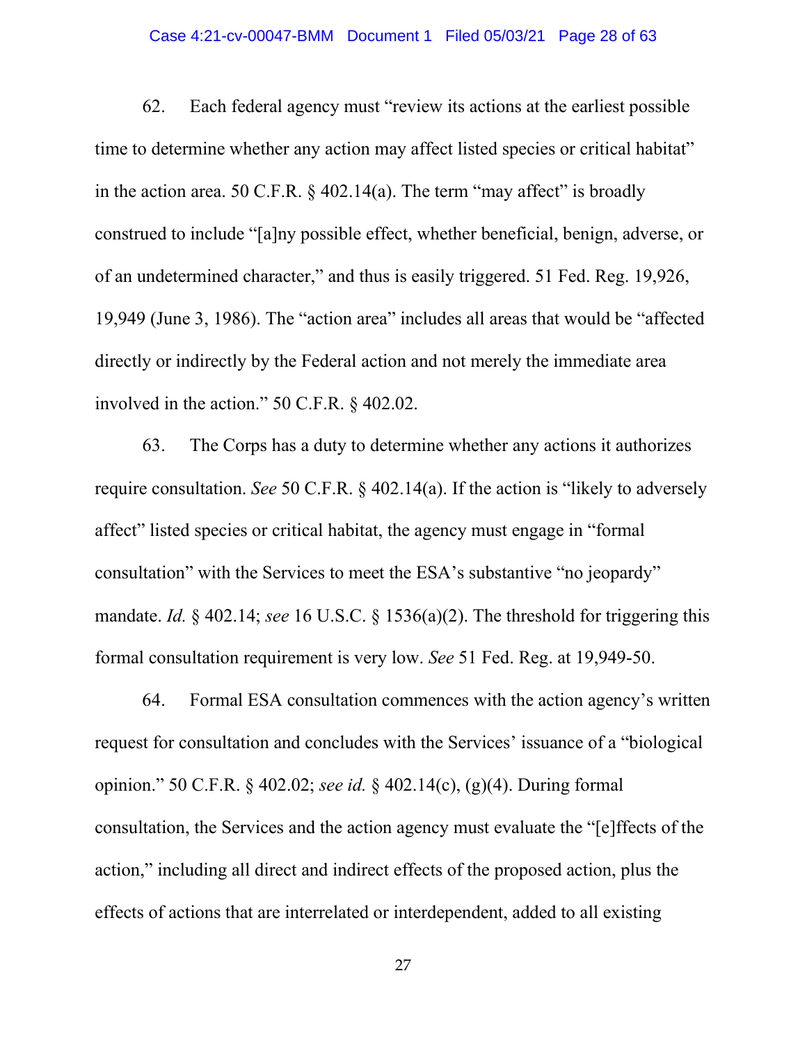62. Each federal agency must "review its actions at the earliest possible time to determine whether any action may affect listed species or critical habitat" in the action area. 50 C.F.R. § 402.14(a). The term "may affect" is broadly construed to include "[a]ny possible effect, whether beneficial, benign, adverse, or of an undetermined character," and thus is easily triggered. 51 Fed. Reg. 19,926, 19,949 (June 3, 1986). The "action area" includes all areas that would be "affected directly or indirectly by the Federal action and not merely the immediate area involved in the action." 50 C.F.R. § 402.02.

63. The Corps has a duty to determine whether any actions it authorizes require consultation. *See* 50 C.F.R. § 402.14(a). If the action is "likely to adversely affect" listed species or critical habitat, the agency must engage in "formal consultation" with the Services to meet the ESA's substantive "no jeopardy" mandate. *Id.* § 402.14; *see* 16 U.S.C. § 1536(a)(2). The threshold for triggering this formal consultation requirement is very low. *See* 51 Fed. Reg. at 19,949-50.

64. Formal ESA consultation commences with the action agency's written request for consultation and concludes with the Services' issuance of a "biological opinion." 50 C.F.R. § 402.02; *see id.* § 402.14(c), (g)(4). During formal consultation, the Services and the action agency must evaluate the "[e]ffects of the action," including all direct and indirect effects of the proposed action, plus the effects of actions that are interrelated or interdependent, added to all existing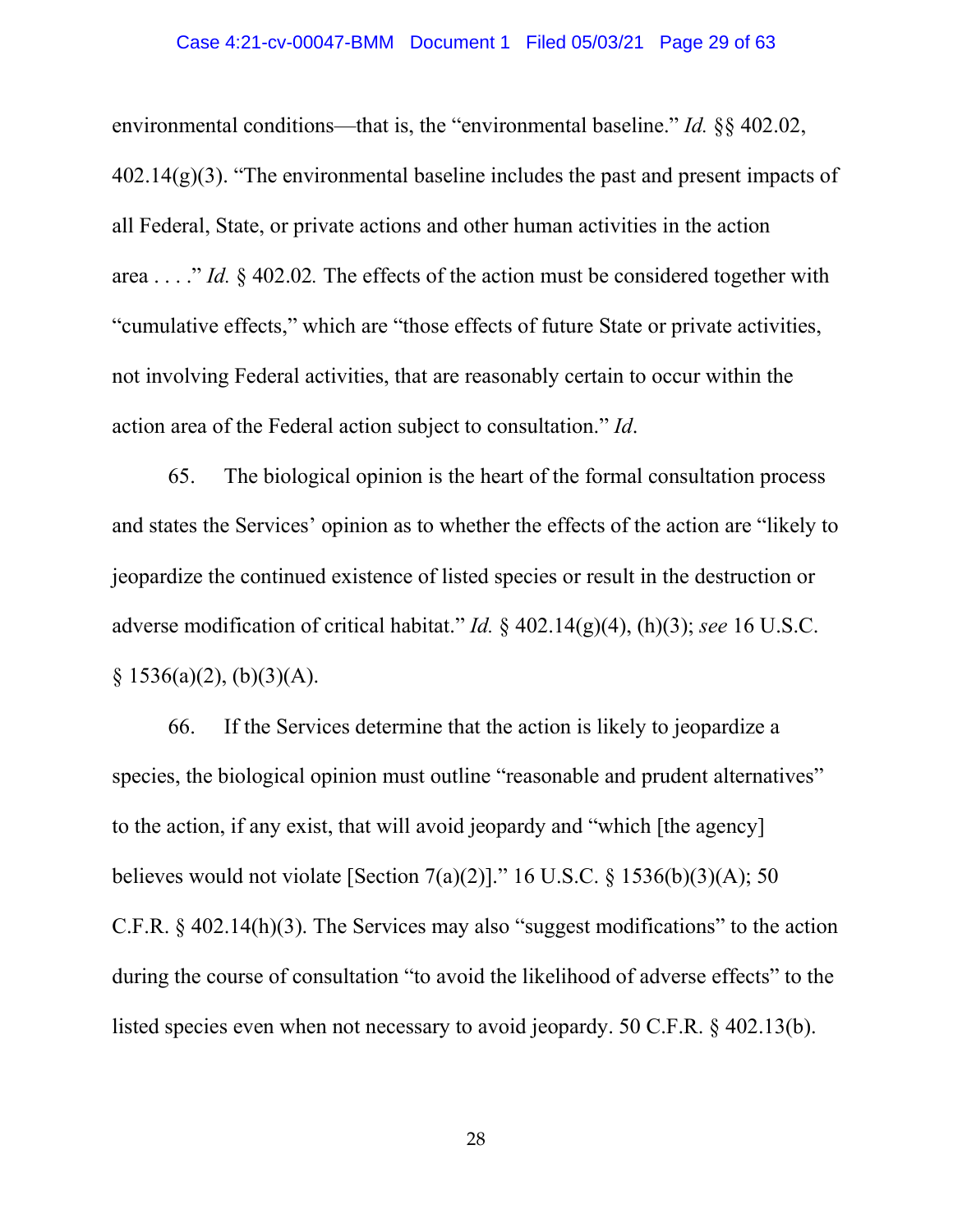environmental conditions—that is, the "environmental baseline." *Id.* §§ 402.02, 402.14(g)(3). "The environmental baseline includes the past and present impacts of all Federal, State, or private actions and other human activities in the action area . . . ." *Id.* § 402.02. The effects of the action must be considered together with "cumulative effects," which are "those effects of future State or private activities, not involving Federal activities, that are reasonably certain to occur within the action area of the Federal action subject to consultation." *Id*.

65. The biological opinion is the heart of the formal consultation process and states the Services' opinion as to whether the effects of the action are "likely to jeopardize the continued existence of listed species or result in the destruction or adverse modification of critical habitat." *Id.* § 402.14(g)(4), (h)(3); *see* 16 U.S.C. § 1536(a)(2), (b)(3)(A).

66. If the Services determine that the action is likely to jeopardize a species, the biological opinion must outline "reasonable and prudent alternatives" to the action, if any exist, that will avoid jeopardy and "which [the agency] believes would not violate [Section 7(a)(2)]." 16 U.S.C. § 1536(b)(3)(A); 50 C.F.R. § 402.14(h)(3). The Services may also "suggest modifications" to the action during the course of consultation "to avoid the likelihood of adverse effects" to the listed species even when not necessary to avoid jeopardy. 50 C.F.R. § 402.13(b).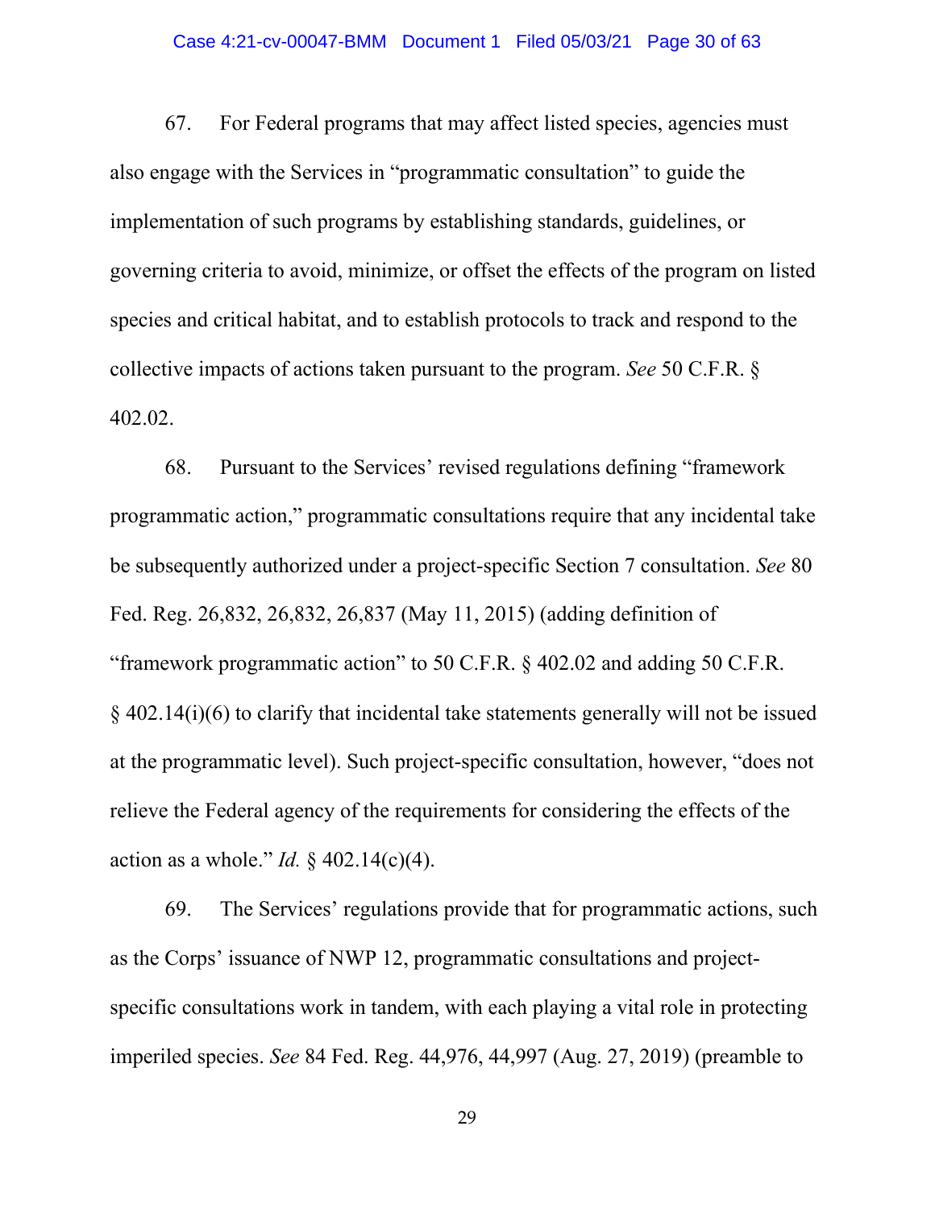67. For Federal programs that may affect listed species, agencies must also engage with the Services in "programmatic consultation" to guide the implementation of such programs by establishing standards, guidelines, or governing criteria to avoid, minimize, or offset the effects of the program on listed species and critical habitat, and to establish protocols to track and respond to the collective impacts of actions taken pursuant to the program. *See* 50 C.F.R. § 402.02.

68. Pursuant to the Services' revised regulations defining "framework programmatic action," programmatic consultations require that any incidental take be subsequently authorized under a project-specific Section 7 consultation. *See* 80 Fed. Reg. 26,832, 26,832, 26,837 (May 11, 2015) (adding definition of "framework programmatic action" to 50 C.F.R. § 402.02 and adding 50 C.F.R. § 402.14(i)(6) to clarify that incidental take statements generally will not be issued at the programmatic level). Such project-specific consultation, however, "does not relieve the Federal agency of the requirements for considering the effects of the action as a whole." *Id.* § 402.14(c)(4).

69. The Services' regulations provide that for programmatic actions, such as the Corps' issuance of NWP 12, programmatic consultations and project-specific consultations work in tandem, with each playing a vital role in protecting imperiled species. *See* 84 Fed. Reg. 44,976, 44,997 (Aug. 27, 2019) (preamble to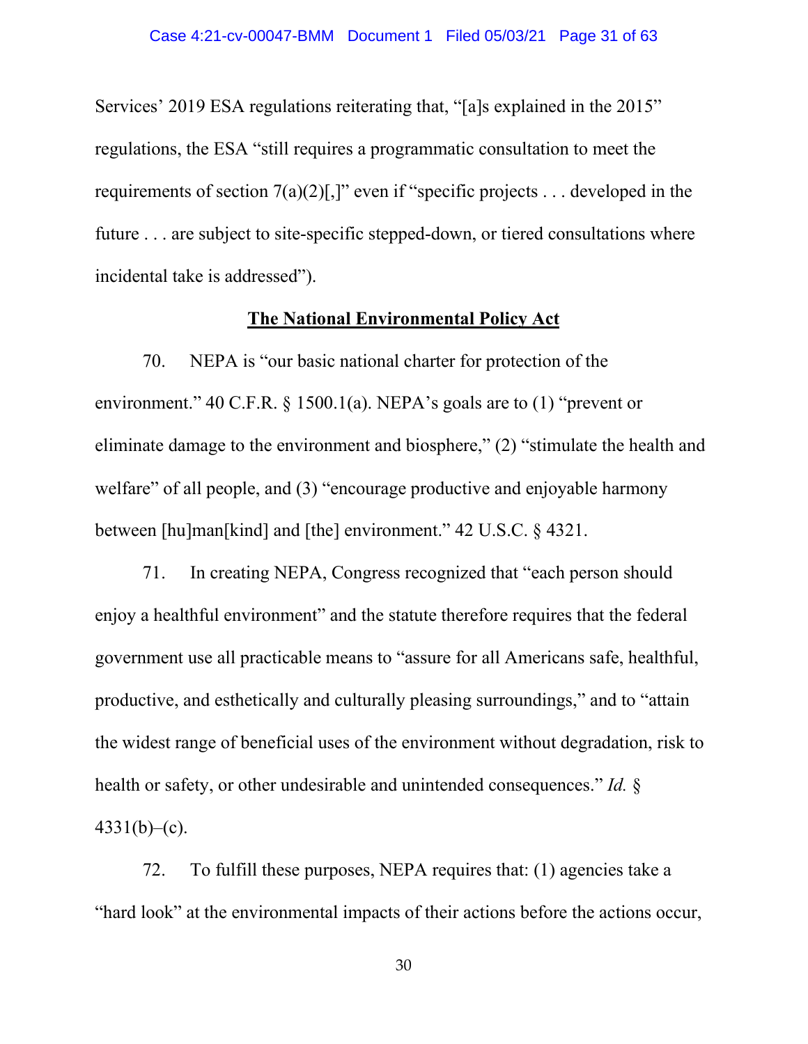Services' 2019 ESA regulations reiterating that, "[a]s explained in the 2015" regulations, the ESA "still requires a programmatic consultation to meet the requirements of section 7(a)(2)[,]" even if "specific projects . . . developed in the future . . . are subject to site-specific stepped-down, or tiered consultations where incidental take is addressed").

## **<u>The National Environmental Policy Act</u>**

70. NEPA is "our basic national charter for protection of the environment." 40 C.F.R. § 1500.1(a). NEPA's goals are to (1) "prevent or eliminate damage to the environment and biosphere," (2) "stimulate the health and welfare" of all people, and (3) "encourage productive and enjoyable harmony between [hu]man[kind] and [the] environment." 42 U.S.C. § 4321.

71. In creating NEPA, Congress recognized that "each person should enjoy a healthful environment" and the statute therefore requires that the federal government use all practicable means to "assure for all Americans safe, healthful, productive, and esthetically and culturally pleasing surroundings," and to "attain the widest range of beneficial uses of the environment without degradation, risk to health or safety, or other undesirable and unintended consequences." *Id.* § 4331(b)–(c).

72. To fulfill these purposes, NEPA requires that: (1) agencies take a "hard look" at the environmental impacts of their actions before the actions occur,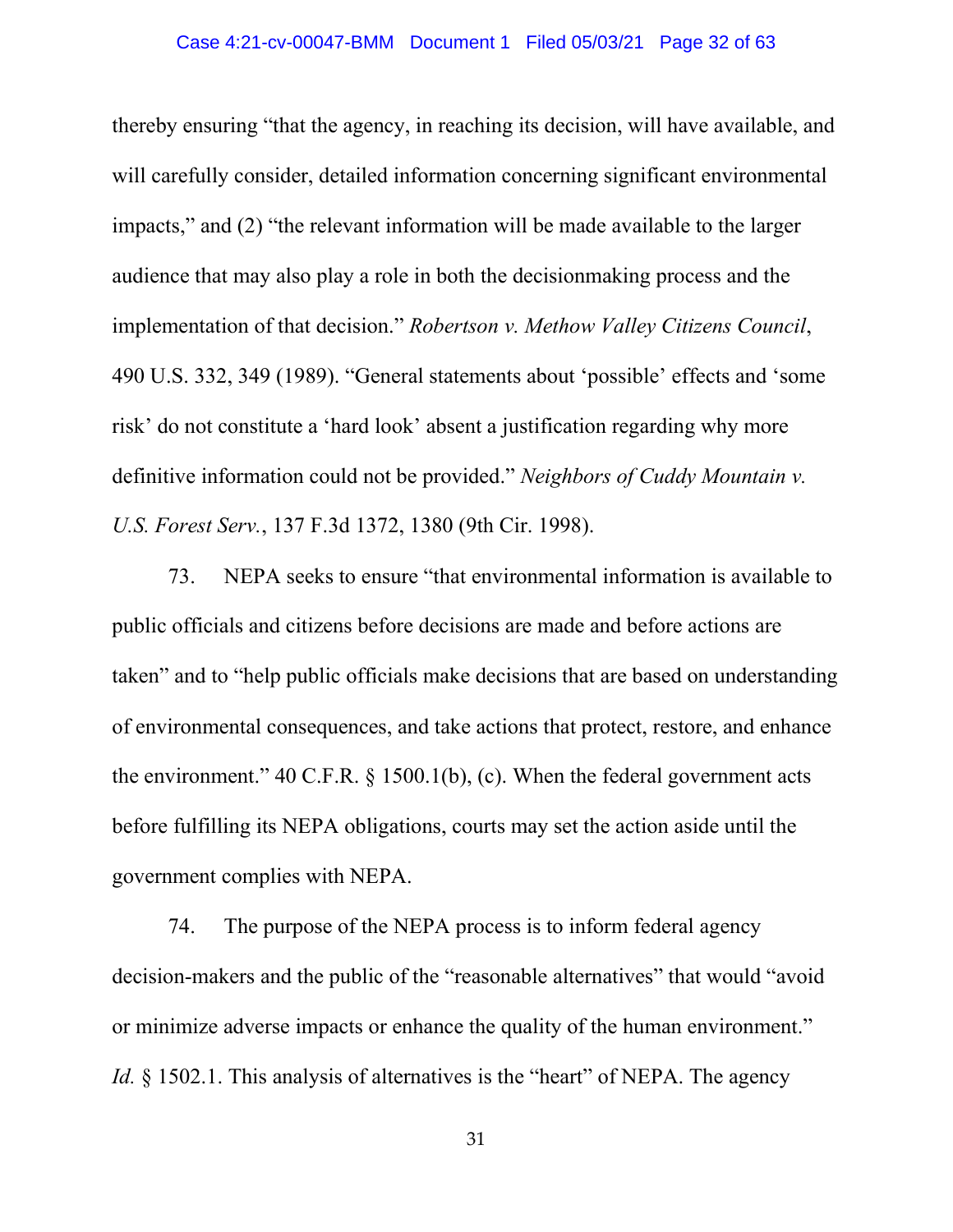thereby ensuring "that the agency, in reaching its decision, will have available, and will carefully consider, detailed information concerning significant environmental impacts," and (2) "the relevant information will be made available to the larger audience that may also play a role in both the decisionmaking process and the implementation of that decision." *Robertson v. Methow Valley Citizens Council*, 490 U.S. 332, 349 (1989). "General statements about 'possible' effects and 'some risk' do not constitute a 'hard look' absent a justification regarding why more definitive information could not be provided." *Neighbors of Cuddy Mountain v. U.S. Forest Serv.*, 137 F.3d 1372, 1380 (9th Cir. 1998).

73. NEPA seeks to ensure "that environmental information is available to public officials and citizens before decisions are made and before actions are taken" and to "help public officials make decisions that are based on understanding of environmental consequences, and take actions that protect, restore, and enhance the environment." 40 C.F.R. § 1500.1(b), (c). When the federal government acts before fulfilling its NEPA obligations, courts may set the action aside until the government complies with NEPA.

74. The purpose of the NEPA process is to inform federal agency decision-makers and the public of the "reasonable alternatives" that would "avoid or minimize adverse impacts or enhance the quality of the human environment." *Id.* § 1502.1. This analysis of alternatives is the "heart" of NEPA. The agency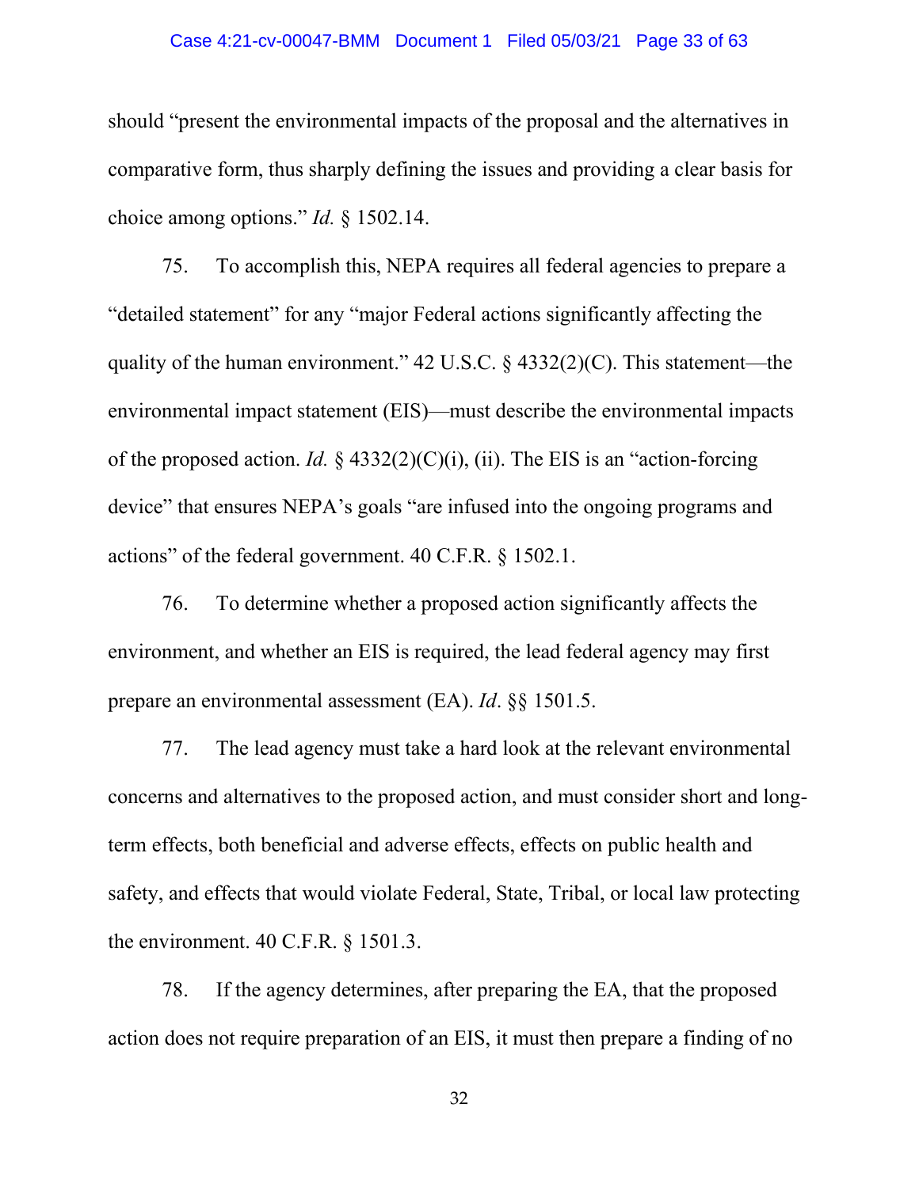should "present the environmental impacts of the proposal and the alternatives in comparative form, thus sharply defining the issues and providing a clear basis for choice among options." *Id.* § 1502.14.

75. To accomplish this, NEPA requires all federal agencies to prepare a "detailed statement" for any "major Federal actions significantly affecting the quality of the human environment." 42 U.S.C. § 4332(2)(C). This statement—the environmental impact statement (EIS)—must describe the environmental impacts of the proposed action. *Id.* § 4332(2)(C)(i), (ii). The EIS is an "action-forcing device" that ensures NEPA's goals "are infused into the ongoing programs and actions" of the federal government. 40 C.F.R. § 1502.1.

76. To determine whether a proposed action significantly affects the environment, and whether an EIS is required, the lead federal agency may first prepare an environmental assessment (EA). *Id*. §§ 1501.5.

77. The lead agency must take a hard look at the relevant environmental concerns and alternatives to the proposed action, and must consider short and long-term effects, both beneficial and adverse effects, effects on public health and safety, and effects that would violate Federal, State, Tribal, or local law protecting the environment. 40 C.F.R. § 1501.3.

78. If the agency determines, after preparing the EA, that the proposed action does not require preparation of an EIS, it must then prepare a finding of no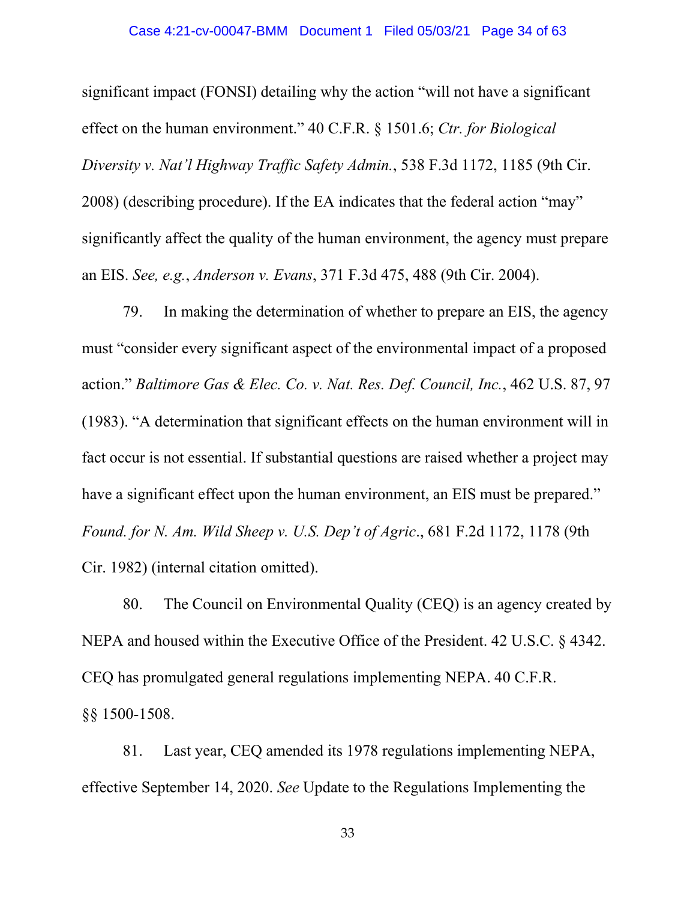significant impact (FONSI) detailing why the action "will not have a significant effect on the human environment." 40 C.F.R. § 1501.6; *Ctr. for Biological Diversity v. Nat'l Highway Traffic Safety Admin.*, 538 F.3d 1172, 1185 (9th Cir. 2008) (describing procedure). If the EA indicates that the federal action "may" significantly affect the quality of the human environment, the agency must prepare an EIS. *See, e.g.*, *Anderson v. Evans*, 371 F.3d 475, 488 (9th Cir. 2004).

79. In making the determination of whether to prepare an EIS, the agency must "consider every significant aspect of the environmental impact of a proposed action." *Baltimore Gas & Elec. Co. v. Nat. Res. Def. Council, Inc.*, 462 U.S. 87, 97 (1983). "A determination that significant effects on the human environment will in fact occur is not essential. If substantial questions are raised whether a project may have a significant effect upon the human environment, an EIS must be prepared." *Found. for N. Am. Wild Sheep v. U.S. Dep't of Agric*., 681 F.2d 1172, 1178 (9th Cir. 1982) (internal citation omitted).

80. The Council on Environmental Quality (CEQ) is an agency created by NEPA and housed within the Executive Office of the President. 42 U.S.C. § 4342. CEQ has promulgated general regulations implementing NEPA. 40 C.F.R. §§ 1500-1508.

81. Last year, CEQ amended its 1978 regulations implementing NEPA, effective September 14, 2020. *See* Update to the Regulations Implementing the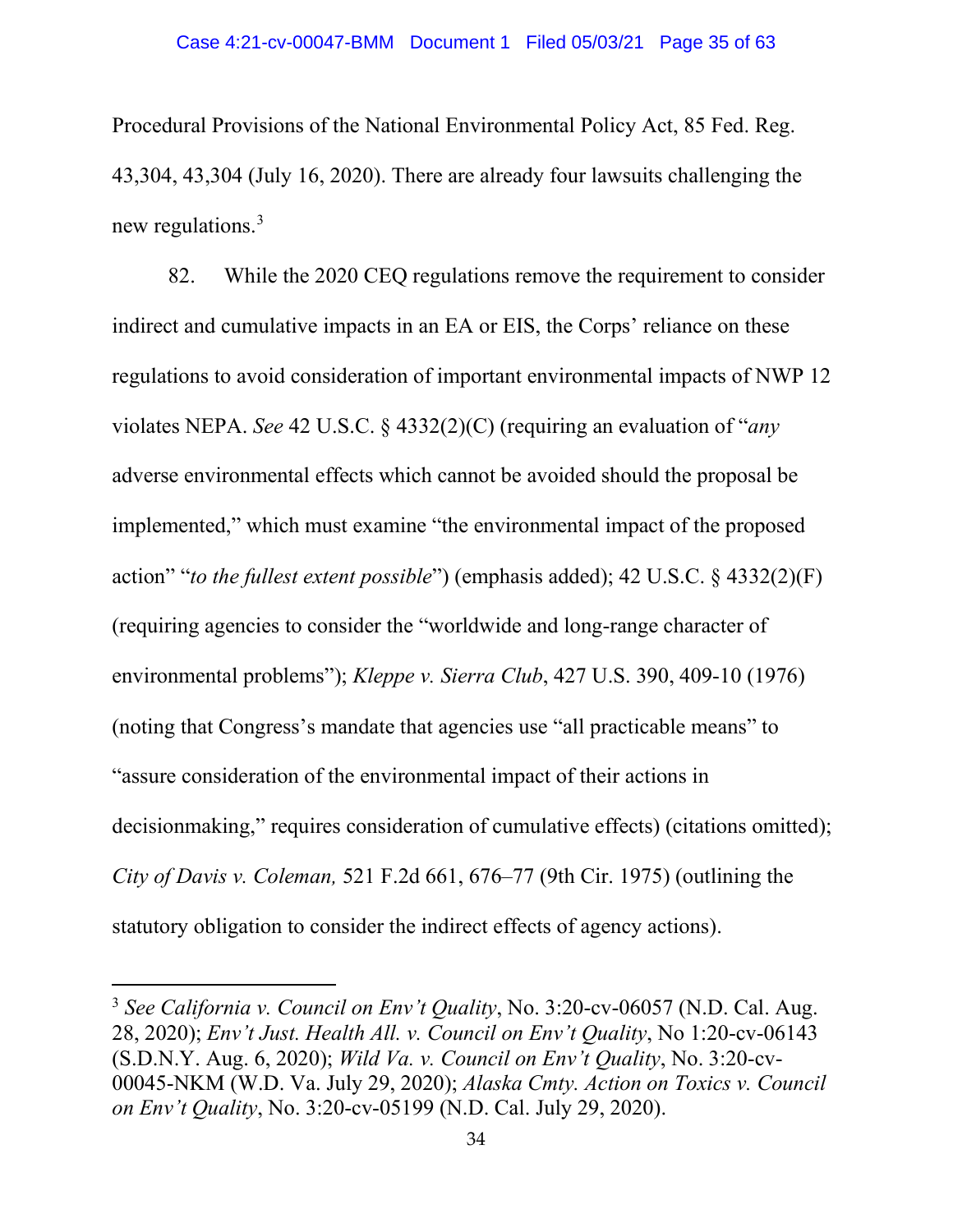Procedural Provisions of the National Environmental Policy Act, 85 Fed. Reg. 43,304, 43,304 (July 16, 2020). There are already four lawsuits challenging the new regulations.[3]

82. While the 2020 CEQ regulations remove the requirement to consider indirect and cumulative impacts in an EA or EIS, the Corps' reliance on these regulations to avoid consideration of important environmental impacts of NWP 12 violates NEPA. *See* 42 U.S.C. § 4332(2)(C) (requiring an evaluation of "*any* adverse environmental effects which cannot be avoided should the proposal be implemented," which must examine "the environmental impact of the proposed action" "*to the fullest extent possible*") (emphasis added); 42 U.S.C. § 4332(2)(F) (requiring agencies to consider the "worldwide and long-range character of environmental problems"); *Kleppe v. Sierra Club*, 427 U.S. 390, 409-10 (1976) (noting that Congress's mandate that agencies use "all practicable means" to "assure consideration of the environmental impact of their actions in decisionmaking," requires consideration of cumulative effects) (citations omitted); *City of Davis v. Coleman,* 521 F.2d 661, 676–77 (9th Cir. 1975) (outlining the statutory obligation to consider the indirect effects of agency actions).

---

[3] *See California v. Council on Env't Quality*, No. 3:20-cv-06057 (N.D. Cal. Aug. 28, 2020); *Env't Just. Health All. v. Council on Env't Quality*, No 1:20-cv-06143 (S.D.N.Y. Aug. 6, 2020); *Wild Va. v. Council on Env't Quality*, No. 3:20-cv-00045-NKM (W.D. Va. July 29, 2020); *Alaska Cmty. Action on Toxics v. Council on Env't Quality*, No. 3:20-cv-05199 (N.D. Cal. July 29, 2020).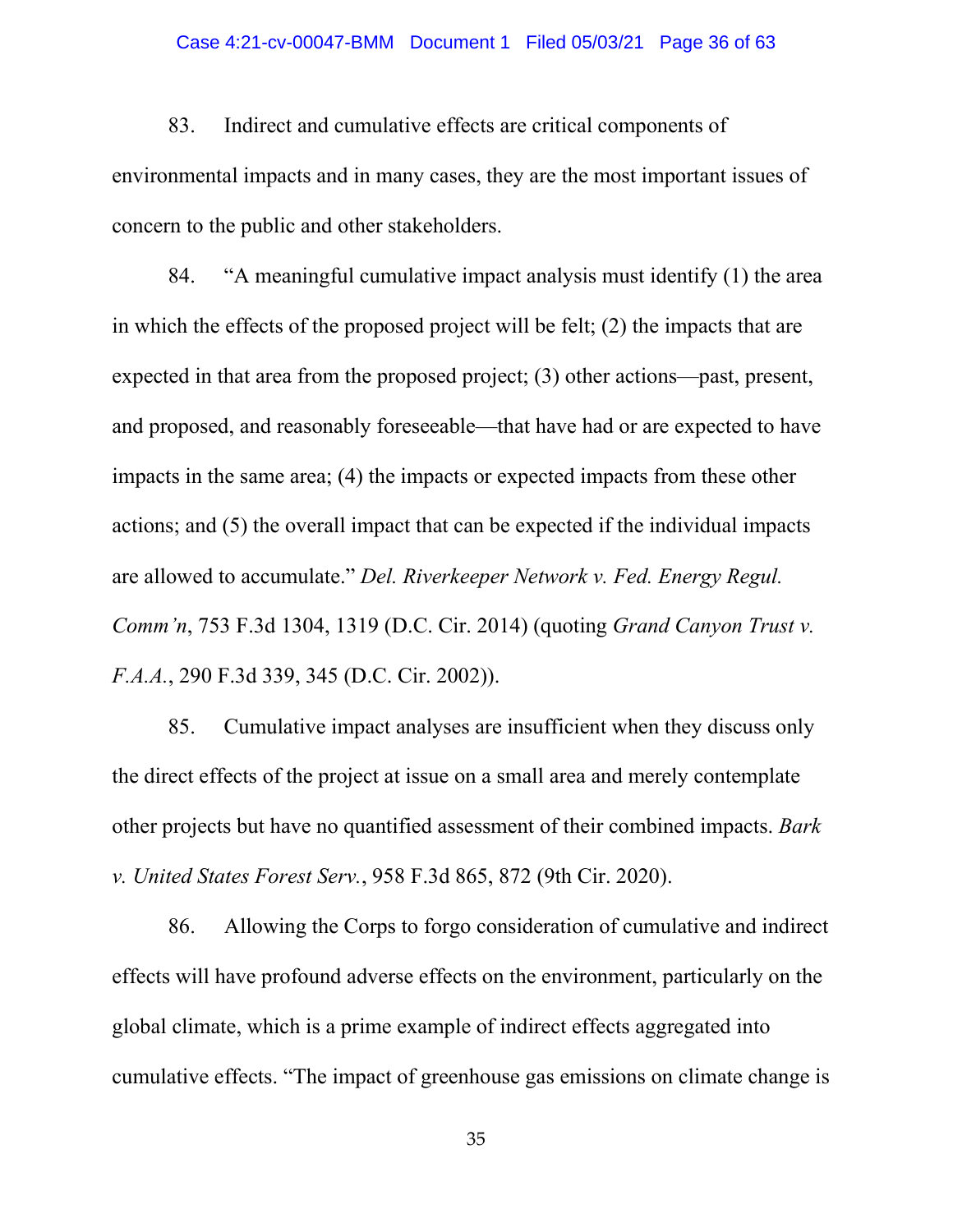83. Indirect and cumulative effects are critical components of environmental impacts and in many cases, they are the most important issues of concern to the public and other stakeholders.

84. "A meaningful cumulative impact analysis must identify (1) the area in which the effects of the proposed project will be felt; (2) the impacts that are expected in that area from the proposed project; (3) other actions—past, present, and proposed, and reasonably foreseeable—that have had or are expected to have impacts in the same area; (4) the impacts or expected impacts from these other actions; and (5) the overall impact that can be expected if the individual impacts are allowed to accumulate." *Del. Riverkeeper Network v. Fed. Energy Regul. Comm'n*, 753 F.3d 1304, 1319 (D.C. Cir. 2014) (quoting *Grand Canyon Trust v. F.A.A.*, 290 F.3d 339, 345 (D.C. Cir. 2002)).

85. Cumulative impact analyses are insufficient when they discuss only the direct effects of the project at issue on a small area and merely contemplate other projects but have no quantified assessment of their combined impacts. *Bark v. United States Forest Serv.*, 958 F.3d 865, 872 (9th Cir. 2020).

86. Allowing the Corps to forgo consideration of cumulative and indirect effects will have profound adverse effects on the environment, particularly on the global climate, which is a prime example of indirect effects aggregated into cumulative effects. "The impact of greenhouse gas emissions on climate change is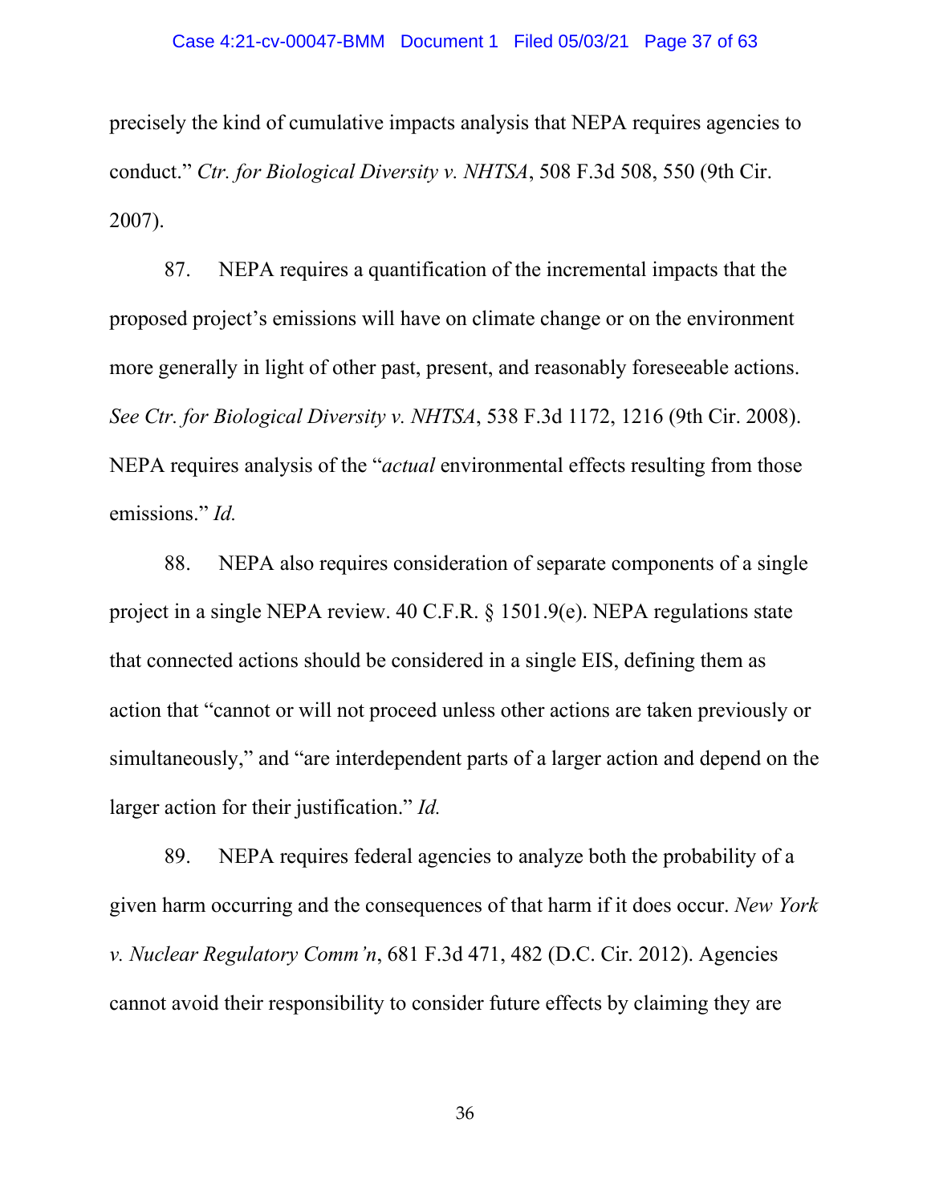precisely the kind of cumulative impacts analysis that NEPA requires agencies to conduct." *Ctr. for Biological Diversity v. NHTSA*, 508 F.3d 508, 550 (9th Cir. 2007).

87. NEPA requires a quantification of the incremental impacts that the proposed project's emissions will have on climate change or on the environment more generally in light of other past, present, and reasonably foreseeable actions. *See Ctr. for Biological Diversity v. NHTSA*, 538 F.3d 1172, 1216 (9th Cir. 2008). NEPA requires analysis of the "*actual* environmental effects resulting from those emissions." *Id.*

88. NEPA also requires consideration of separate components of a single project in a single NEPA review. 40 C.F.R. § 1501.9(e). NEPA regulations state that connected actions should be considered in a single EIS, defining them as action that "cannot or will not proceed unless other actions are taken previously or simultaneously," and "are interdependent parts of a larger action and depend on the larger action for their justification." *Id.*

89. NEPA requires federal agencies to analyze both the probability of a given harm occurring and the consequences of that harm if it does occur. *New York v. Nuclear Regulatory Comm'n*, 681 F.3d 471, 482 (D.C. Cir. 2012). Agencies cannot avoid their responsibility to consider future effects by claiming they are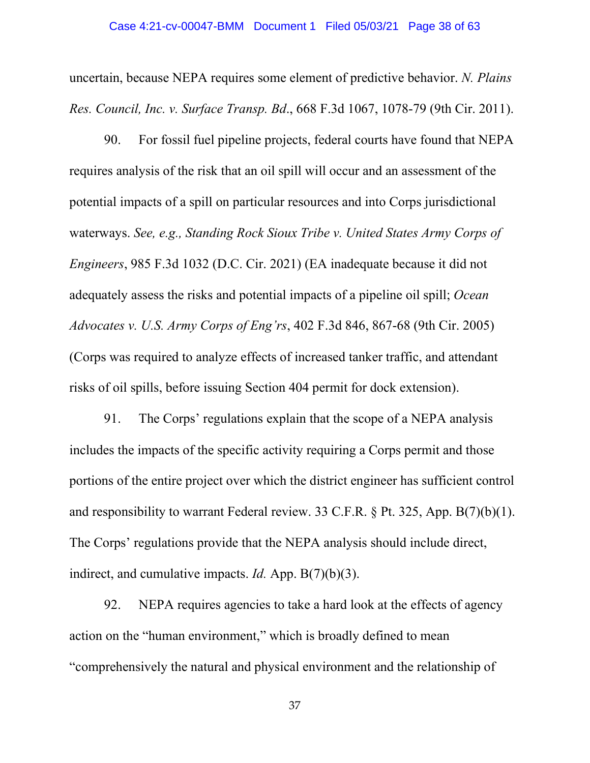uncertain, because NEPA requires some element of predictive behavior. *N. Plains Res. Council, Inc. v. Surface Transp. Bd*., 668 F.3d 1067, 1078-79 (9th Cir. 2011).

90. For fossil fuel pipeline projects, federal courts have found that NEPA requires analysis of the risk that an oil spill will occur and an assessment of the potential impacts of a spill on particular resources and into Corps jurisdictional waterways. *See, e.g., Standing Rock Sioux Tribe v. United States Army Corps of Engineers*, 985 F.3d 1032 (D.C. Cir. 2021) (EA inadequate because it did not adequately assess the risks and potential impacts of a pipeline oil spill; *Ocean Advocates v. U.S. Army Corps of Eng'rs*, 402 F.3d 846, 867-68 (9th Cir. 2005) (Corps was required to analyze effects of increased tanker traffic, and attendant risks of oil spills, before issuing Section 404 permit for dock extension).

91. The Corps' regulations explain that the scope of a NEPA analysis includes the impacts of the specific activity requiring a Corps permit and those portions of the entire project over which the district engineer has sufficient control and responsibility to warrant Federal review. 33 C.F.R. § Pt. 325, App. B(7)(b)(1). The Corps' regulations provide that the NEPA analysis should include direct, indirect, and cumulative impacts. *Id.* App. B(7)(b)(3).

92. NEPA requires agencies to take a hard look at the effects of agency action on the "human environment," which is broadly defined to mean "comprehensively the natural and physical environment and the relationship of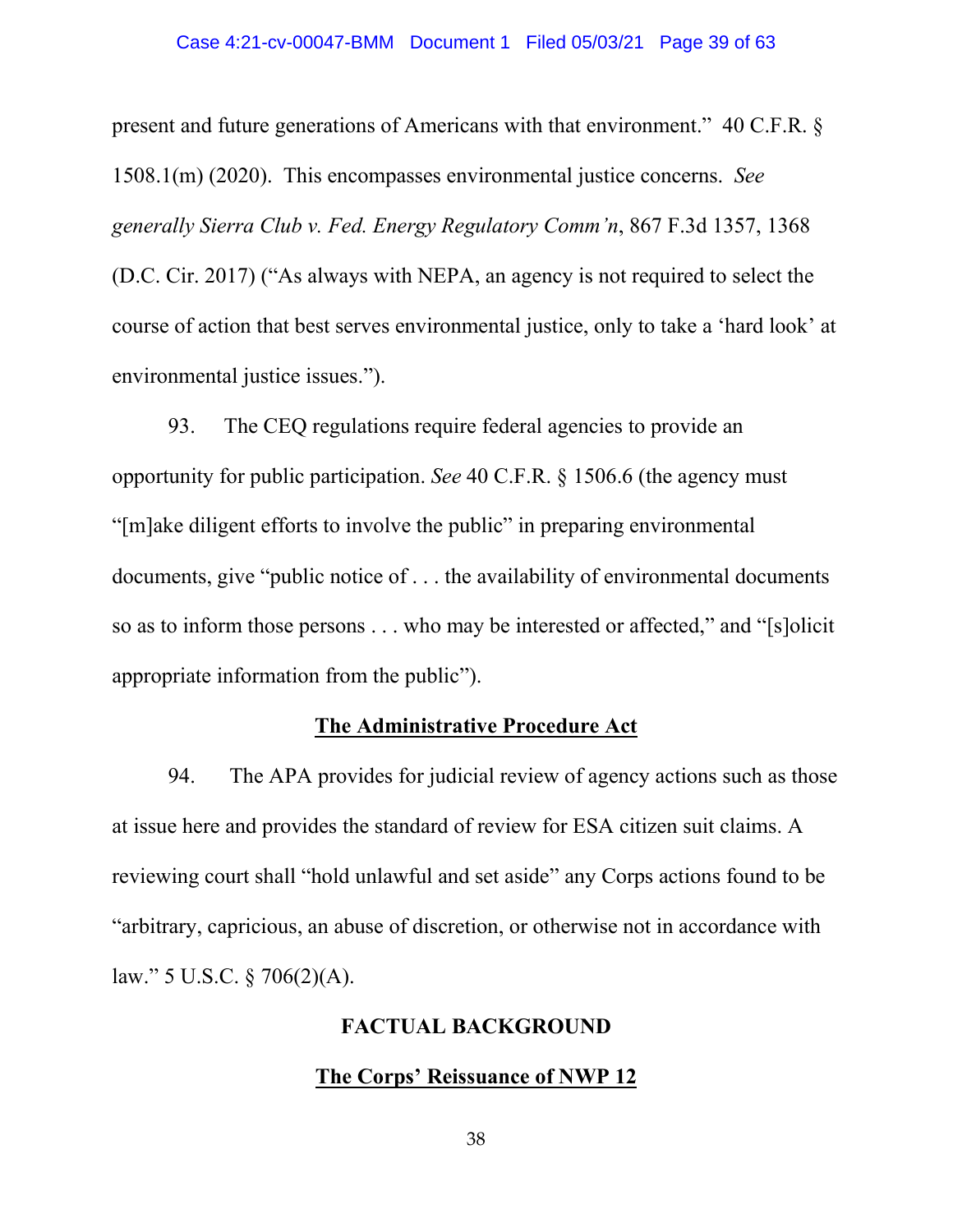present and future generations of Americans with that environment." 40 C.F.R. § 1508.1(m) (2020). This encompasses environmental justice concerns. *See generally Sierra Club v. Fed. Energy Regulatory Comm'n*, 867 F.3d 1357, 1368 (D.C. Cir. 2017) ("As always with NEPA, an agency is not required to select the course of action that best serves environmental justice, only to take a 'hard look' at environmental justice issues.").

93. The CEQ regulations require federal agencies to provide an opportunity for public participation. *See* 40 C.F.R. § 1506.6 (the agency must "[m]ake diligent efforts to involve the public" in preparing environmental documents, give "public notice of . . . the availability of environmental documents so as to inform those persons . . . who may be interested or affected," and "[s]olicit appropriate information from the public").

## The Administrative Procedure Act

94. The APA provides for judicial review of agency actions such as those at issue here and provides the standard of review for ESA citizen suit claims. A reviewing court shall "hold unlawful and set aside" any Corps actions found to be "arbitrary, capricious, an abuse of discretion, or otherwise not in accordance with law." 5 U.S.C. § 706(2)(A).

# FACTUAL BACKGROUND

## The Corps' Reissuance of NWP 12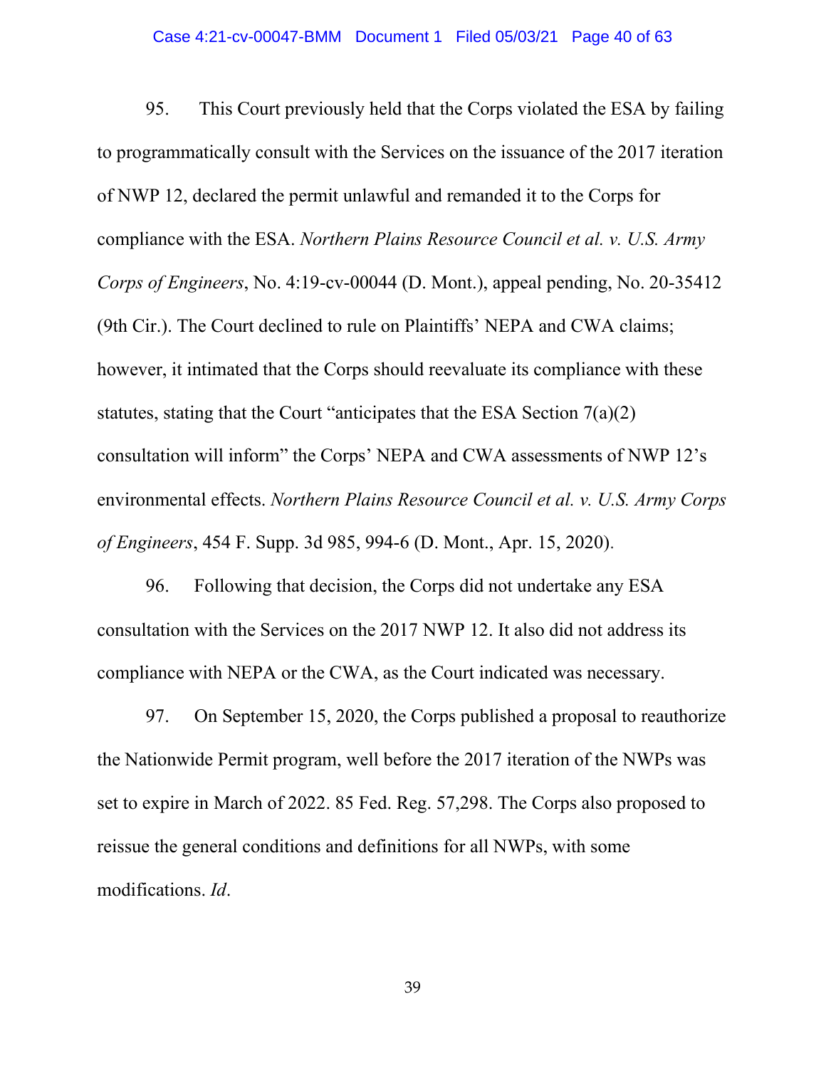95. This Court previously held that the Corps violated the ESA by failing to programmatically consult with the Services on the issuance of the 2017 iteration of NWP 12, declared the permit unlawful and remanded it to the Corps for compliance with the ESA. *Northern Plains Resource Council et al. v. U.S. Army Corps of Engineers*, No. 4:19-cv-00044 (D. Mont.), appeal pending, No. 20-35412 (9th Cir.). The Court declined to rule on Plaintiffs' NEPA and CWA claims; however, it intimated that the Corps should reevaluate its compliance with these statutes, stating that the Court "anticipates that the ESA Section 7(a)(2) consultation will inform" the Corps' NEPA and CWA assessments of NWP 12's environmental effects. *Northern Plains Resource Council et al. v. U.S. Army Corps of Engineers*, 454 F. Supp. 3d 985, 994-6 (D. Mont., Apr. 15, 2020).

96. Following that decision, the Corps did not undertake any ESA consultation with the Services on the 2017 NWP 12. It also did not address its compliance with NEPA or the CWA, as the Court indicated was necessary.

97. On September 15, 2020, the Corps published a proposal to reauthorize the Nationwide Permit program, well before the 2017 iteration of the NWPs was set to expire in March of 2022. 85 Fed. Reg. 57,298. The Corps also proposed to reissue the general conditions and definitions for all NWPs, with some modifications. *Id*.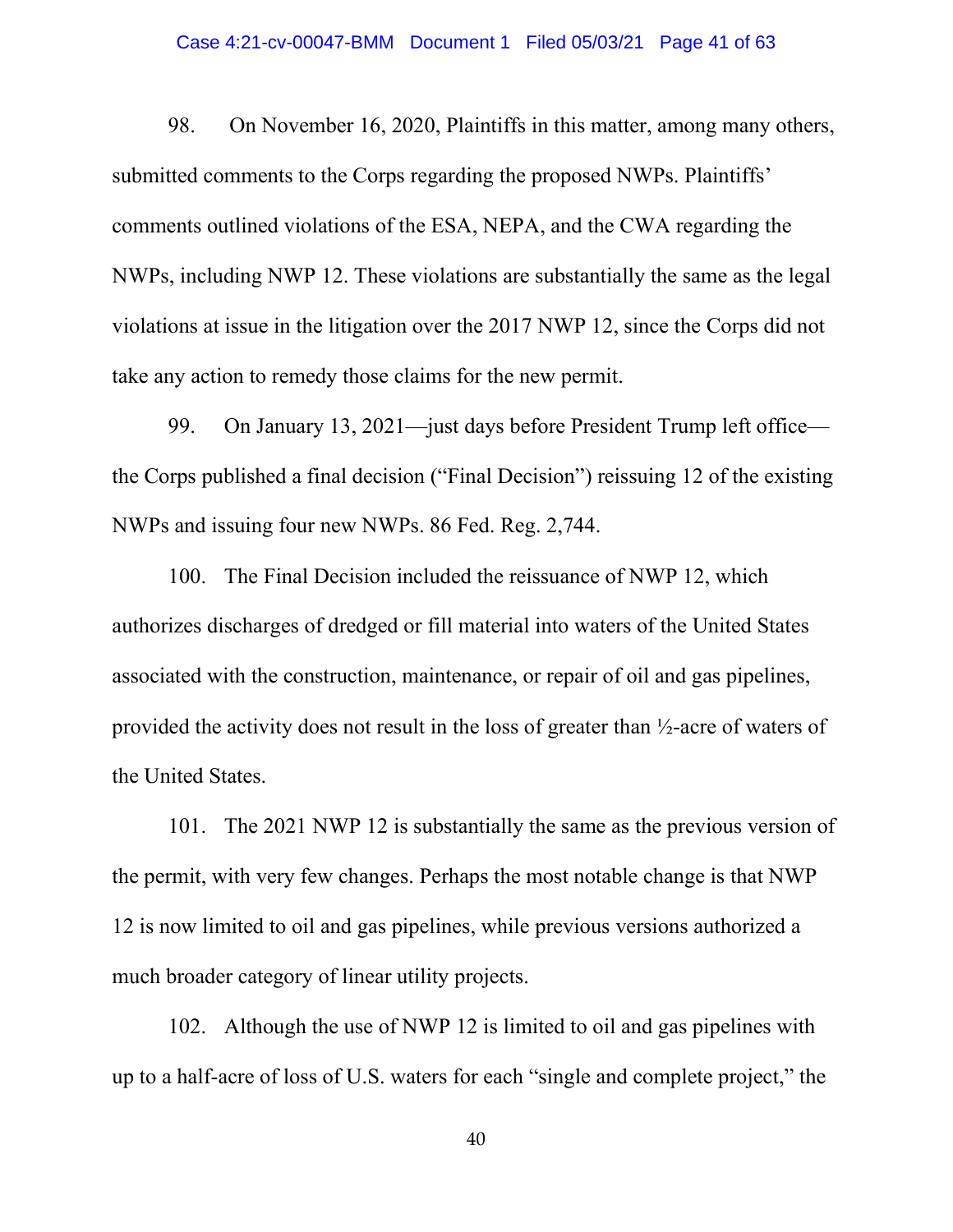98. On November 16, 2020, Plaintiffs in this matter, among many others, submitted comments to the Corps regarding the proposed NWPs. Plaintiffs' comments outlined violations of the ESA, NEPA, and the CWA regarding the NWPs, including NWP 12. These violations are substantially the same as the legal violations at issue in the litigation over the 2017 NWP 12, since the Corps did not take any action to remedy those claims for the new permit.

99. On January 13, 2021—just days before President Trump left office—the Corps published a final decision ("Final Decision") reissuing 12 of the existing NWPs and issuing four new NWPs. 86 Fed. Reg. 2,744.

100. The Final Decision included the reissuance of NWP 12, which authorizes discharges of dredged or fill material into waters of the United States associated with the construction, maintenance, or repair of oil and gas pipelines, provided the activity does not result in the loss of greater than ½-acre of waters of the United States.

101. The 2021 NWP 12 is substantially the same as the previous version of the permit, with very few changes. Perhaps the most notable change is that NWP 12 is now limited to oil and gas pipelines, while previous versions authorized a much broader category of linear utility projects.

102. Although the use of NWP 12 is limited to oil and gas pipelines with up to a half-acre of loss of U.S. waters for each "single and complete project," the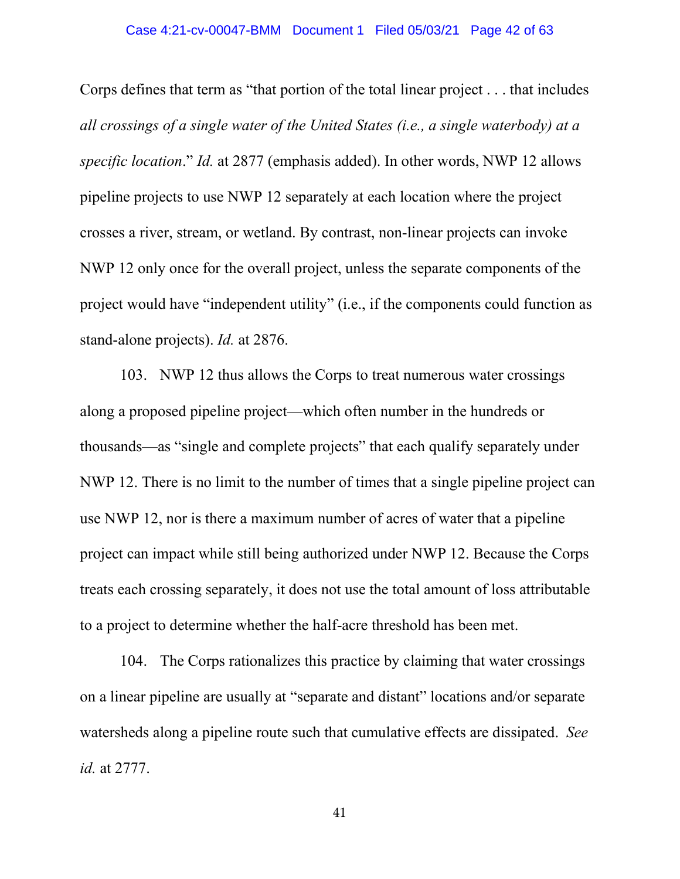Corps defines that term as "that portion of the total linear project . . . that includes *all crossings of a single water of the United States (i.e., a single waterbody) at a specific location*." *Id.* at 2877 (emphasis added). In other words, NWP 12 allows pipeline projects to use NWP 12 separately at each location where the project crosses a river, stream, or wetland. By contrast, non-linear projects can invoke NWP 12 only once for the overall project, unless the separate components of the project would have "independent utility" (i.e., if the components could function as stand-alone projects). *Id.* at 2876.

103. NWP 12 thus allows the Corps to treat numerous water crossings along a proposed pipeline project—which often number in the hundreds or thousands—as "single and complete projects" that each qualify separately under NWP 12. There is no limit to the number of times that a single pipeline project can use NWP 12, nor is there a maximum number of acres of water that a pipeline project can impact while still being authorized under NWP 12. Because the Corps treats each crossing separately, it does not use the total amount of loss attributable to a project to determine whether the half-acre threshold has been met.

104. The Corps rationalizes this practice by claiming that water crossings on a linear pipeline are usually at "separate and distant" locations and/or separate watersheds along a pipeline route such that cumulative effects are dissipated. *See id.* at 2777.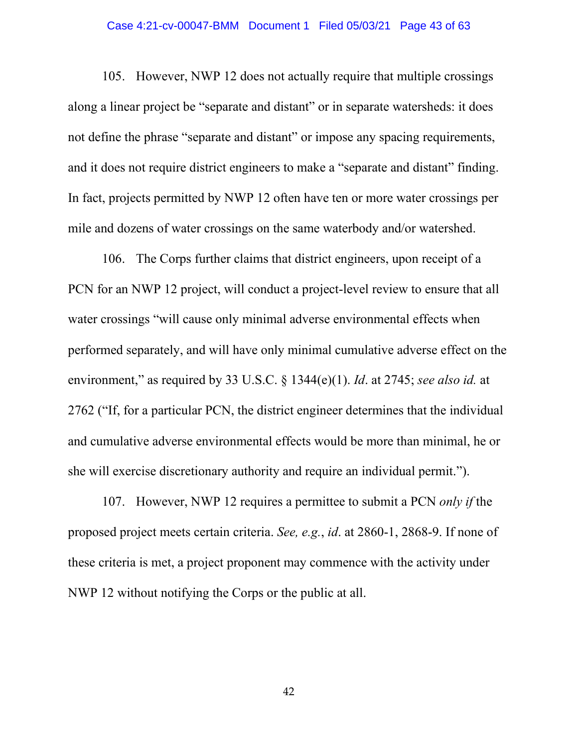105. However, NWP 12 does not actually require that multiple crossings along a linear project be "separate and distant" or in separate watersheds: it does not define the phrase "separate and distant" or impose any spacing requirements, and it does not require district engineers to make a "separate and distant" finding. In fact, projects permitted by NWP 12 often have ten or more water crossings per mile and dozens of water crossings on the same waterbody and/or watershed.

106. The Corps further claims that district engineers, upon receipt of a PCN for an NWP 12 project, will conduct a project-level review to ensure that all water crossings "will cause only minimal adverse environmental effects when performed separately, and will have only minimal cumulative adverse effect on the environment," as required by 33 U.S.C. § 1344(e)(1). *Id*. at 2745; *see also id.* at 2762 ("If, for a particular PCN, the district engineer determines that the individual and cumulative adverse environmental effects would be more than minimal, he or she will exercise discretionary authority and require an individual permit.").

107. However, NWP 12 requires a permittee to submit a PCN *only if* the proposed project meets certain criteria. *See, e.g.*, *id*. at 2860-1, 2868-9. If none of these criteria is met, a project proponent may commence with the activity under NWP 12 without notifying the Corps or the public at all.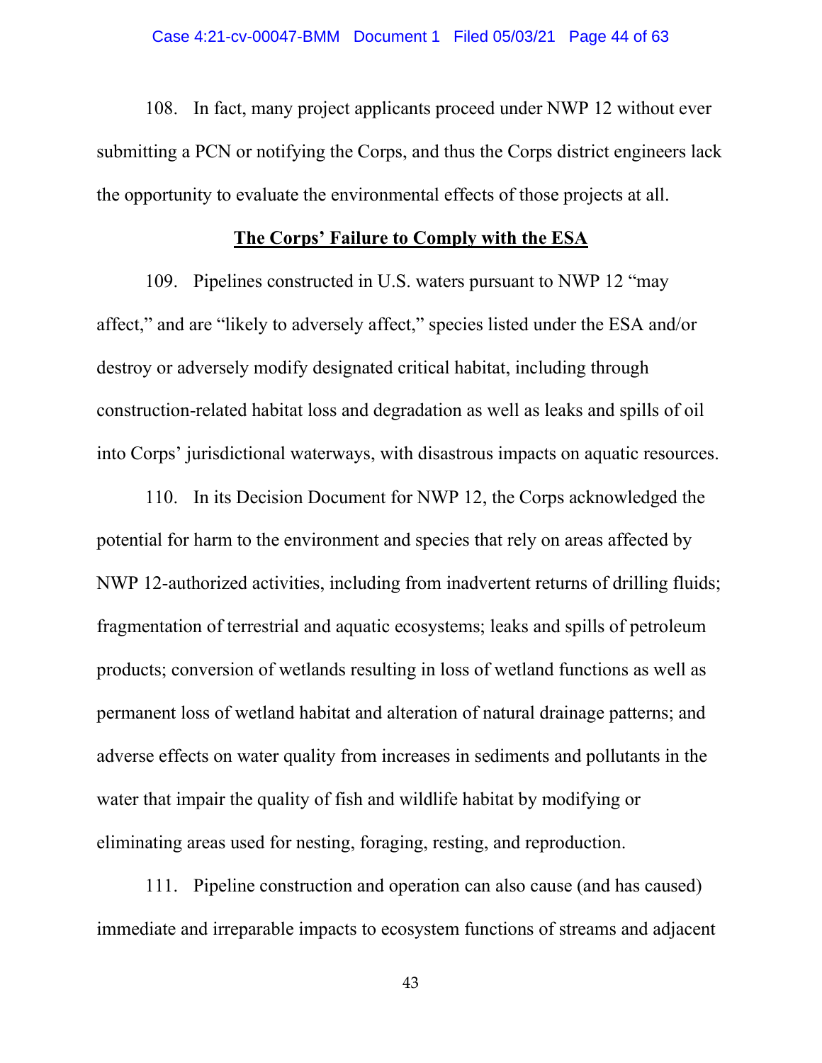108. In fact, many project applicants proceed under NWP 12 without ever submitting a PCN or notifying the Corps, and thus the Corps district engineers lack the opportunity to evaluate the environmental effects of those projects at all.

## **The Corps' Failure to Comply with the ESA**

109. Pipelines constructed in U.S. waters pursuant to NWP 12 "may affect," and are "likely to adversely affect," species listed under the ESA and/or destroy or adversely modify designated critical habitat, including through construction-related habitat loss and degradation as well as leaks and spills of oil into Corps' jurisdictional waterways, with disastrous impacts on aquatic resources.

110. In its Decision Document for NWP 12, the Corps acknowledged the potential for harm to the environment and species that rely on areas affected by NWP 12-authorized activities, including from inadvertent returns of drilling fluids; fragmentation of terrestrial and aquatic ecosystems; leaks and spills of petroleum products; conversion of wetlands resulting in loss of wetland functions as well as permanent loss of wetland habitat and alteration of natural drainage patterns; and adverse effects on water quality from increases in sediments and pollutants in the water that impair the quality of fish and wildlife habitat by modifying or eliminating areas used for nesting, foraging, resting, and reproduction.

111. Pipeline construction and operation can also cause (and has caused) immediate and irreparable impacts to ecosystem functions of streams and adjacent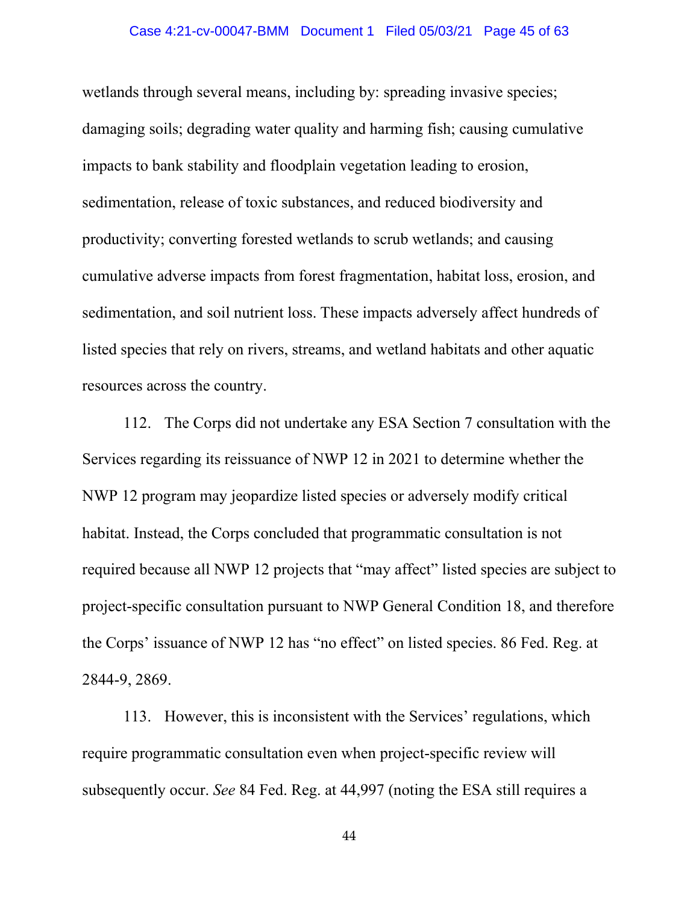wetlands through several means, including by: spreading invasive species; damaging soils; degrading water quality and harming fish; causing cumulative impacts to bank stability and floodplain vegetation leading to erosion, sedimentation, release of toxic substances, and reduced biodiversity and productivity; converting forested wetlands to scrub wetlands; and causing cumulative adverse impacts from forest fragmentation, habitat loss, erosion, and sedimentation, and soil nutrient loss. These impacts adversely affect hundreds of listed species that rely on rivers, streams, and wetland habitats and other aquatic resources across the country.

112. The Corps did not undertake any ESA Section 7 consultation with the Services regarding its reissuance of NWP 12 in 2021 to determine whether the NWP 12 program may jeopardize listed species or adversely modify critical habitat. Instead, the Corps concluded that programmatic consultation is not required because all NWP 12 projects that "may affect" listed species are subject to project-specific consultation pursuant to NWP General Condition 18, and therefore the Corps' issuance of NWP 12 has "no effect" on listed species. 86 Fed. Reg. at 2844-9, 2869.

113. However, this is inconsistent with the Services' regulations, which require programmatic consultation even when project-specific review will subsequently occur. *See* 84 Fed. Reg. at 44,997 (noting the ESA still requires a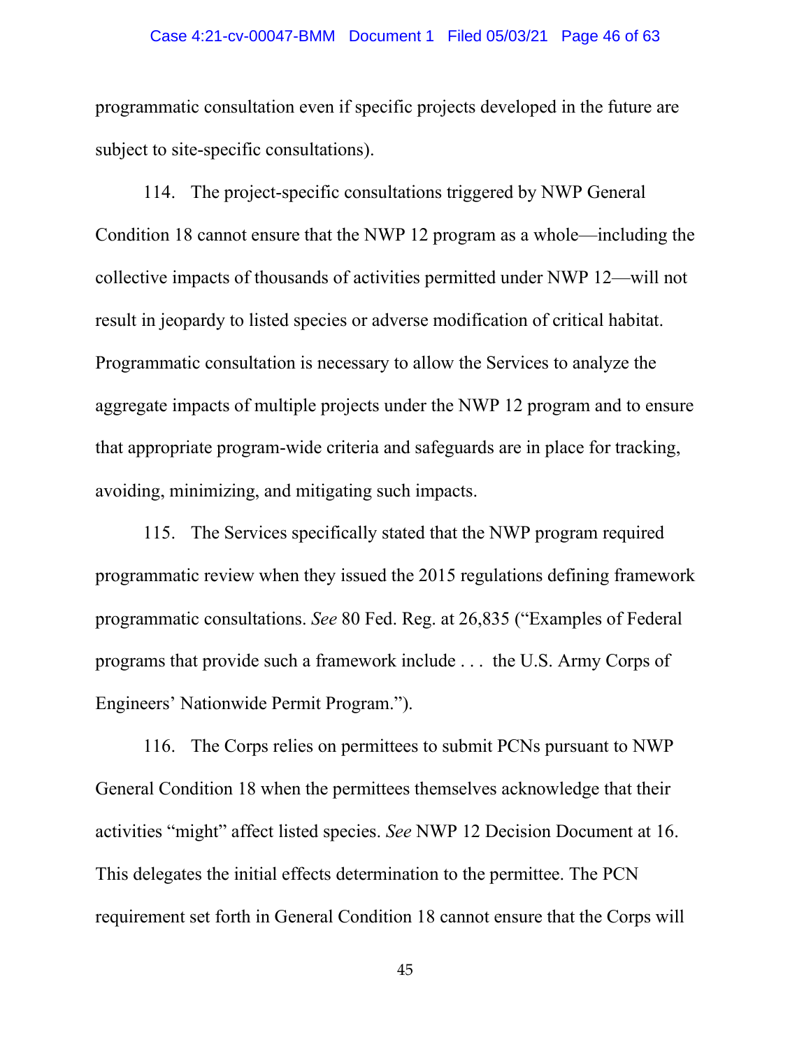programmatic consultation even if specific projects developed in the future are subject to site-specific consultations).

114. The project-specific consultations triggered by NWP General Condition 18 cannot ensure that the NWP 12 program as a whole—including the collective impacts of thousands of activities permitted under NWP 12—will not result in jeopardy to listed species or adverse modification of critical habitat. Programmatic consultation is necessary to allow the Services to analyze the aggregate impacts of multiple projects under the NWP 12 program and to ensure that appropriate program-wide criteria and safeguards are in place for tracking, avoiding, minimizing, and mitigating such impacts.

115. The Services specifically stated that the NWP program required programmatic review when they issued the 2015 regulations defining framework programmatic consultations. *See* 80 Fed. Reg. at 26,835 ("Examples of Federal programs that provide such a framework include . . . the U.S. Army Corps of Engineers' Nationwide Permit Program.").

116. The Corps relies on permittees to submit PCNs pursuant to NWP General Condition 18 when the permittees themselves acknowledge that their activities "might" affect listed species. *See* NWP 12 Decision Document at 16. This delegates the initial effects determination to the permittee. The PCN requirement set forth in General Condition 18 cannot ensure that the Corps will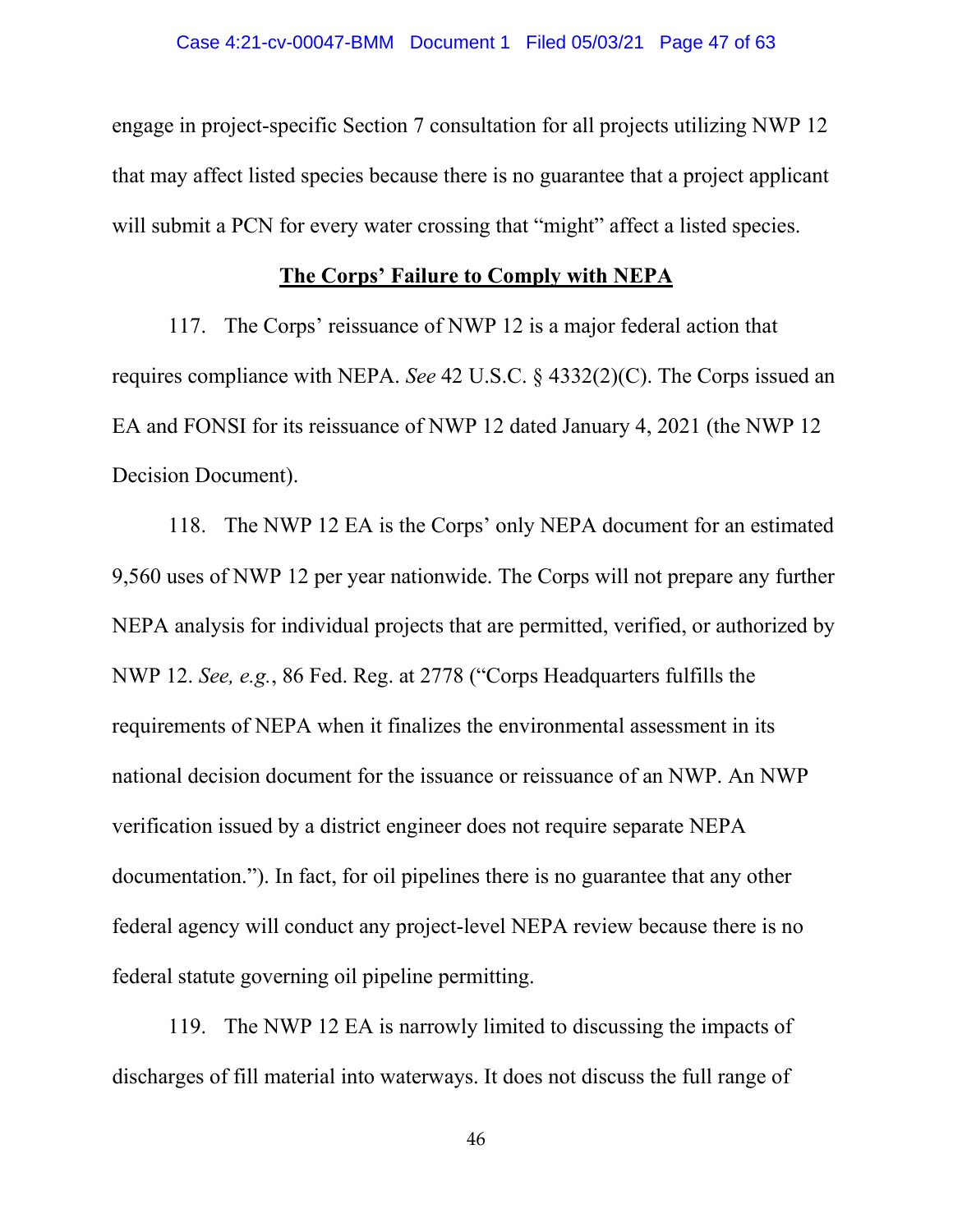engage in project-specific Section 7 consultation for all projects utilizing NWP 12 that may affect listed species because there is no guarantee that a project applicant will submit a PCN for every water crossing that "might" affect a listed species.

## The Corps' Failure to Comply with NEPA

117. The Corps' reissuance of NWP 12 is a major federal action that requires compliance with NEPA. *See* 42 U.S.C. § 4332(2)(C). The Corps issued an EA and FONSI for its reissuance of NWP 12 dated January 4, 2021 (the NWP 12 Decision Document).

118. The NWP 12 EA is the Corps' only NEPA document for an estimated 9,560 uses of NWP 12 per year nationwide. The Corps will not prepare any further NEPA analysis for individual projects that are permitted, verified, or authorized by NWP 12. *See, e.g.*, 86 Fed. Reg. at 2778 ("Corps Headquarters fulfills the requirements of NEPA when it finalizes the environmental assessment in its national decision document for the issuance or reissuance of an NWP. An NWP verification issued by a district engineer does not require separate NEPA documentation."). In fact, for oil pipelines there is no guarantee that any other federal agency will conduct any project-level NEPA review because there is no federal statute governing oil pipeline permitting.

119. The NWP 12 EA is narrowly limited to discussing the impacts of discharges of fill material into waterways. It does not discuss the full range of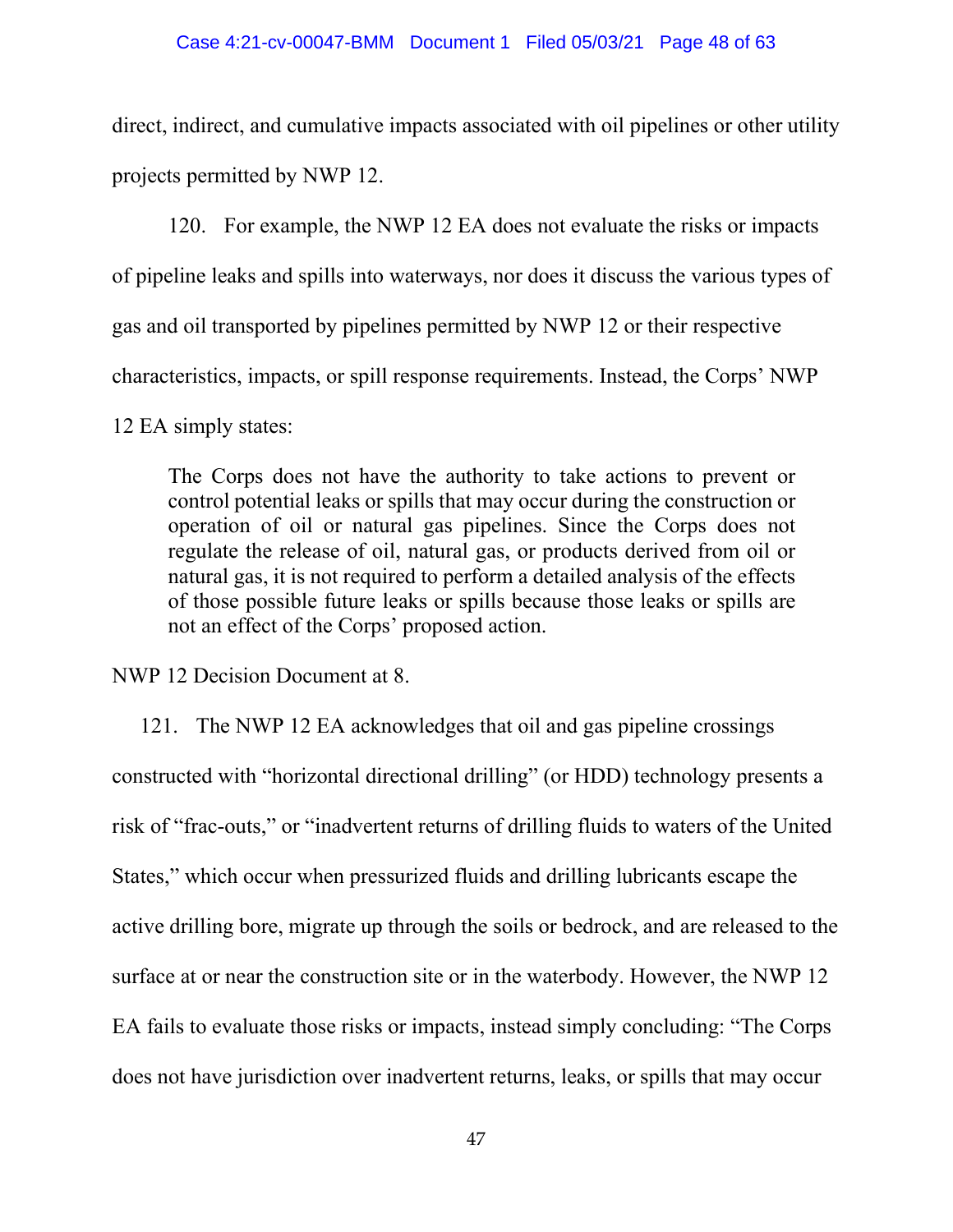direct, indirect, and cumulative impacts associated with oil pipelines or other utility projects permitted by NWP 12.

120. For example, the NWP 12 EA does not evaluate the risks or impacts of pipeline leaks and spills into waterways, nor does it discuss the various types of gas and oil transported by pipelines permitted by NWP 12 or their respective characteristics, impacts, or spill response requirements. Instead, the Corps' NWP 12 EA simply states:

> The Corps does not have the authority to take actions to prevent or control potential leaks or spills that may occur during the construction or operation of oil or natural gas pipelines. Since the Corps does not regulate the release of oil, natural gas, or products derived from oil or natural gas, it is not required to perform a detailed analysis of the effects of those possible future leaks or spills because those leaks or spills are not an effect of the Corps' proposed action.

NWP 12 Decision Document at 8.

121. The NWP 12 EA acknowledges that oil and gas pipeline crossings constructed with "horizontal directional drilling" (or HDD) technology presents a risk of "frac-outs," or "inadvertent returns of drilling fluids to waters of the United States," which occur when pressurized fluids and drilling lubricants escape the active drilling bore, migrate up through the soils or bedrock, and are released to the surface at or near the construction site or in the waterbody. However, the NWP 12 EA fails to evaluate those risks or impacts, instead simply concluding: "The Corps does not have jurisdiction over inadvertent returns, leaks, or spills that may occur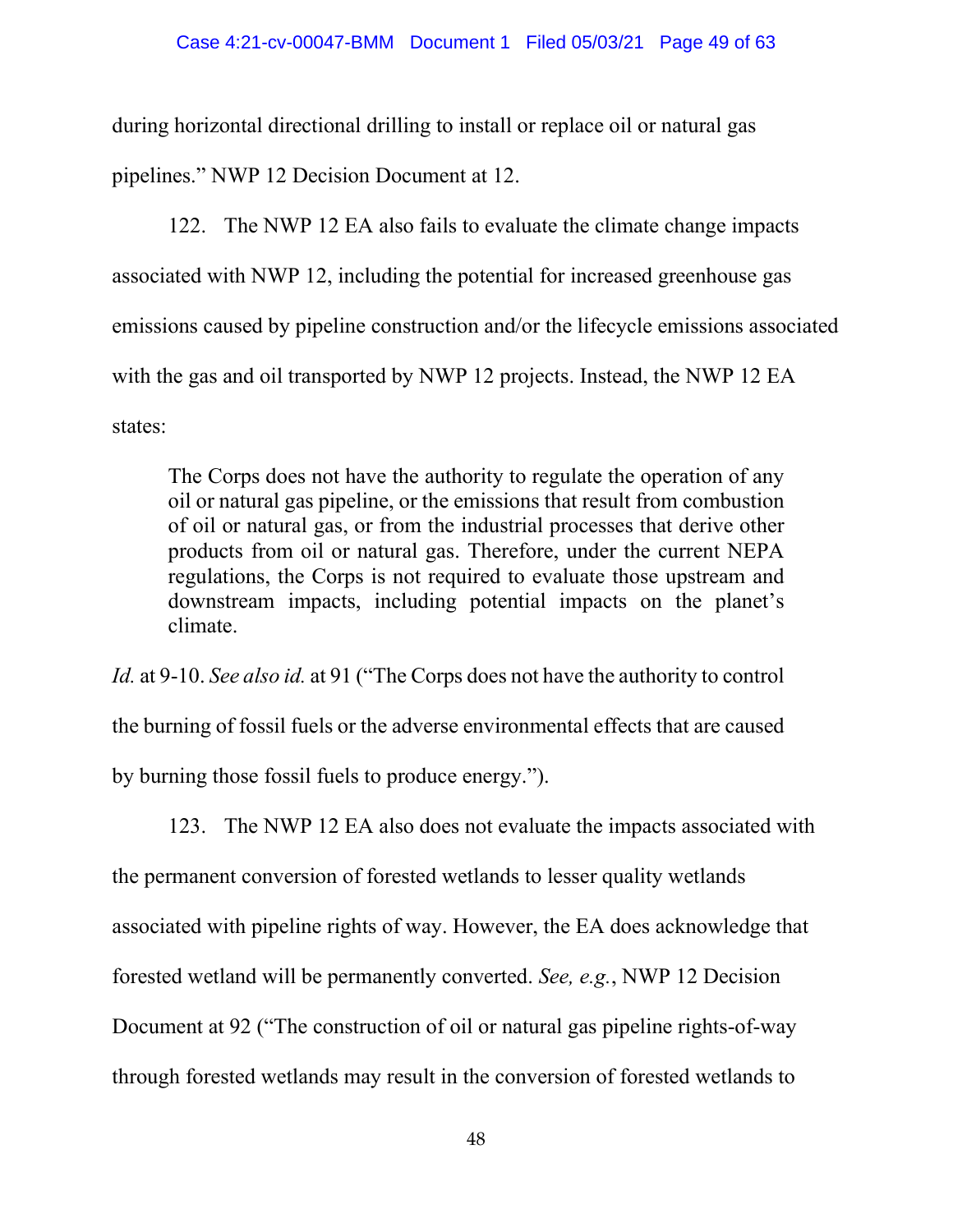during horizontal directional drilling to install or replace oil or natural gas pipelines." NWP 12 Decision Document at 12.

122. The NWP 12 EA also fails to evaluate the climate change impacts associated with NWP 12, including the potential for increased greenhouse gas emissions caused by pipeline construction and/or the lifecycle emissions associated with the gas and oil transported by NWP 12 projects. Instead, the NWP 12 EA states:

> The Corps does not have the authority to regulate the operation of any oil or natural gas pipeline, or the emissions that result from combustion of oil or natural gas, or from the industrial processes that derive other products from oil or natural gas. Therefore, under the current NEPA regulations, the Corps is not required to evaluate those upstream and downstream impacts, including potential impacts on the planet's climate.

*Id.* at 9-10. *See also id.* at 91 ("The Corps does not have the authority to control the burning of fossil fuels or the adverse environmental effects that are caused by burning those fossil fuels to produce energy.").

123. The NWP 12 EA also does not evaluate the impacts associated with the permanent conversion of forested wetlands to lesser quality wetlands associated with pipeline rights of way. However, the EA does acknowledge that forested wetland will be permanently converted. *See, e.g.*, NWP 12 Decision Document at 92 ("The construction of oil or natural gas pipeline rights-of-way through forested wetlands may result in the conversion of forested wetlands to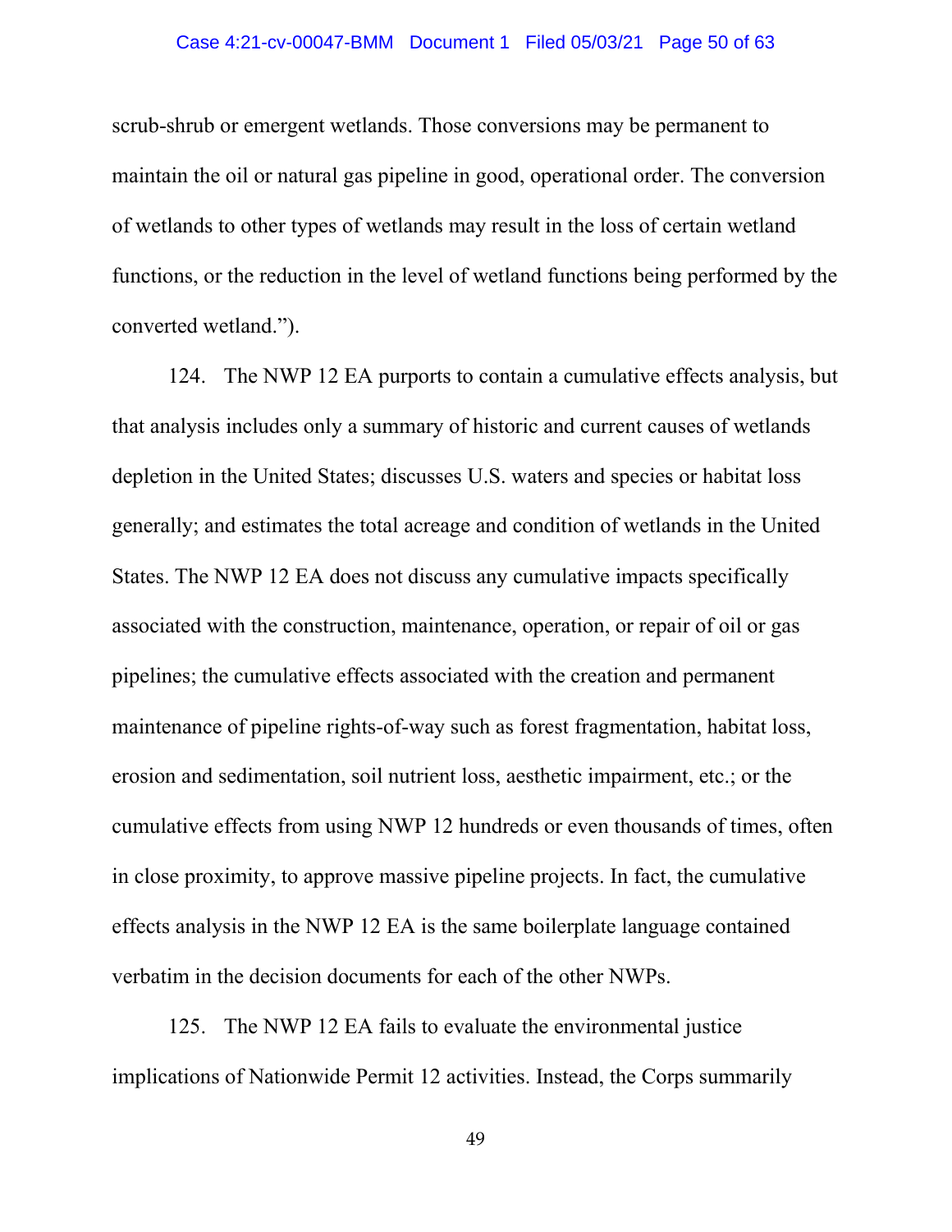scrub-shrub or emergent wetlands. Those conversions may be permanent to maintain the oil or natural gas pipeline in good, operational order. The conversion of wetlands to other types of wetlands may result in the loss of certain wetland functions, or the reduction in the level of wetland functions being performed by the converted wetland.").

124. The NWP 12 EA purports to contain a cumulative effects analysis, but that analysis includes only a summary of historic and current causes of wetlands depletion in the United States; discusses U.S. waters and species or habitat loss generally; and estimates the total acreage and condition of wetlands in the United States. The NWP 12 EA does not discuss any cumulative impacts specifically associated with the construction, maintenance, operation, or repair of oil or gas pipelines; the cumulative effects associated with the creation and permanent maintenance of pipeline rights-of-way such as forest fragmentation, habitat loss, erosion and sedimentation, soil nutrient loss, aesthetic impairment, etc.; or the cumulative effects from using NWP 12 hundreds or even thousands of times, often in close proximity, to approve massive pipeline projects. In fact, the cumulative effects analysis in the NWP 12 EA is the same boilerplate language contained verbatim in the decision documents for each of the other NWPs.

125. The NWP 12 EA fails to evaluate the environmental justice implications of Nationwide Permit 12 activities. Instead, the Corps summarily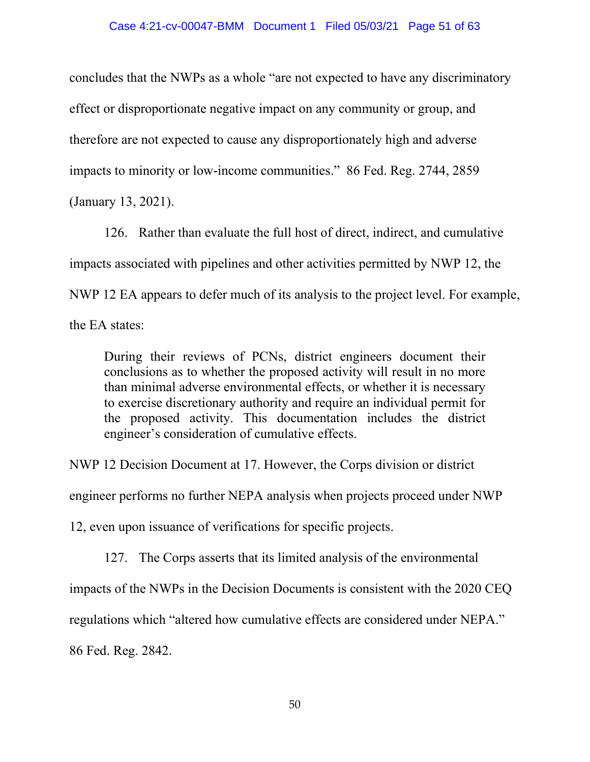concludes that the NWPs as a whole "are not expected to have any discriminatory effect or disproportionate negative impact on any community or group, and therefore are not expected to cause any disproportionately high and adverse impacts to minority or low-income communities." 86 Fed. Reg. 2744, 2859 (January 13, 2021).

126. Rather than evaluate the full host of direct, indirect, and cumulative impacts associated with pipelines and other activities permitted by NWP 12, the NWP 12 EA appears to defer much of its analysis to the project level. For example, the EA states:

> During their reviews of PCNs, district engineers document their conclusions as to whether the proposed activity will result in no more than minimal adverse environmental effects, or whether it is necessary to exercise discretionary authority and require an individual permit for the proposed activity. This documentation includes the district engineer's consideration of cumulative effects.

NWP 12 Decision Document at 17. However, the Corps division or district engineer performs no further NEPA analysis when projects proceed under NWP 12, even upon issuance of verifications for specific projects.

127. The Corps asserts that its limited analysis of the environmental impacts of the NWPs in the Decision Documents is consistent with the 2020 CEQ regulations which "altered how cumulative effects are considered under NEPA." 86 Fed. Reg. 2842.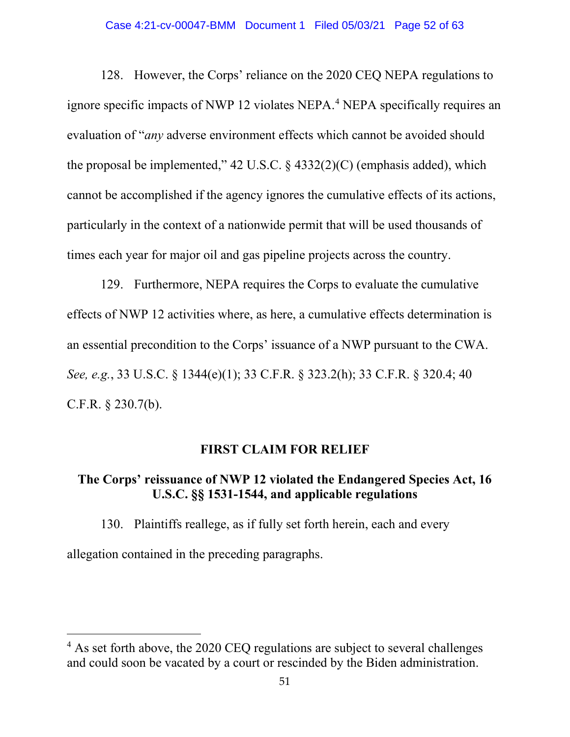128. However, the Corps' reliance on the 2020 CEQ NEPA regulations to ignore specific impacts of NWP 12 violates NEPA.[4] NEPA specifically requires an evaluation of "*any* adverse environment effects which cannot be avoided should the proposal be implemented," 42 U.S.C. § 4332(2)(C) (emphasis added), which cannot be accomplished if the agency ignores the cumulative effects of its actions, particularly in the context of a nationwide permit that will be used thousands of times each year for major oil and gas pipeline projects across the country.

129. Furthermore, NEPA requires the Corps to evaluate the cumulative effects of NWP 12 activities where, as here, a cumulative effects determination is an essential precondition to the Corps' issuance of a NWP pursuant to the CWA. *See, e.g.*, 33 U.S.C. § 1344(e)(1); 33 C.F.R. § 323.2(h); 33 C.F.R. § 320.4; 40 C.F.R. § 230.7(b).

## FIRST CLAIM FOR RELIEF

### The Corps' reissuance of NWP 12 violated the Endangered Species Act, 16 U.S.C. §§ 1531-1544, and applicable regulations

130. Plaintiffs reallege, as if fully set forth herein, each and every allegation contained in the preceding paragraphs.

---

[4] As set forth above, the 2020 CEQ regulations are subject to several challenges and could soon be vacated by a court or rescinded by the Biden administration.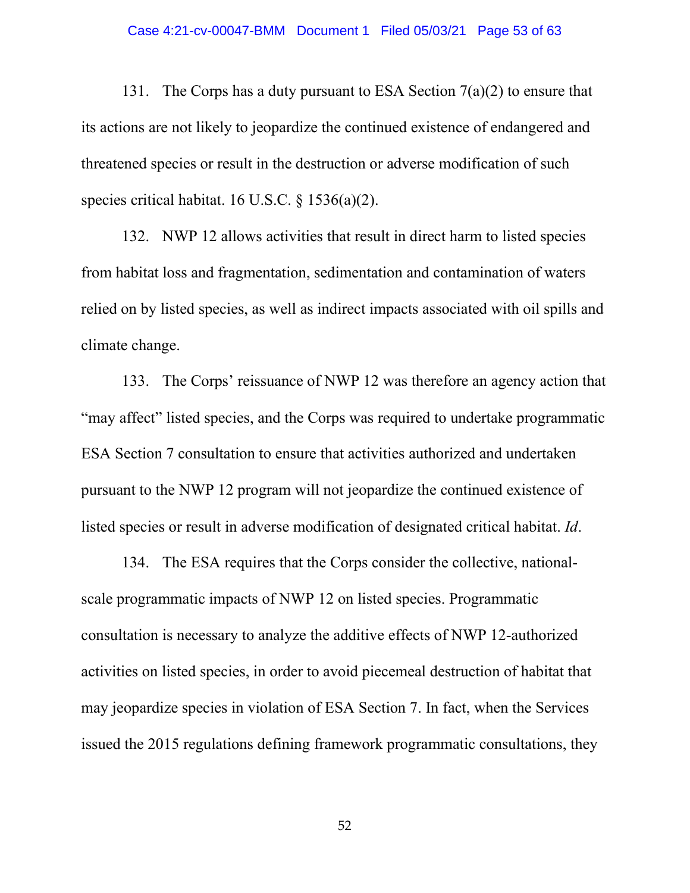131. The Corps has a duty pursuant to ESA Section 7(a)(2) to ensure that its actions are not likely to jeopardize the continued existence of endangered and threatened species or result in the destruction or adverse modification of such species critical habitat. 16 U.S.C. § 1536(a)(2).

132. NWP 12 allows activities that result in direct harm to listed species from habitat loss and fragmentation, sedimentation and contamination of waters relied on by listed species, as well as indirect impacts associated with oil spills and climate change.

133. The Corps' reissuance of NWP 12 was therefore an agency action that "may affect" listed species, and the Corps was required to undertake programmatic ESA Section 7 consultation to ensure that activities authorized and undertaken pursuant to the NWP 12 program will not jeopardize the continued existence of listed species or result in adverse modification of designated critical habitat. *Id*.

134. The ESA requires that the Corps consider the collective, national-scale programmatic impacts of NWP 12 on listed species. Programmatic consultation is necessary to analyze the additive effects of NWP 12-authorized activities on listed species, in order to avoid piecemeal destruction of habitat that may jeopardize species in violation of ESA Section 7. In fact, when the Services issued the 2015 regulations defining framework programmatic consultations, they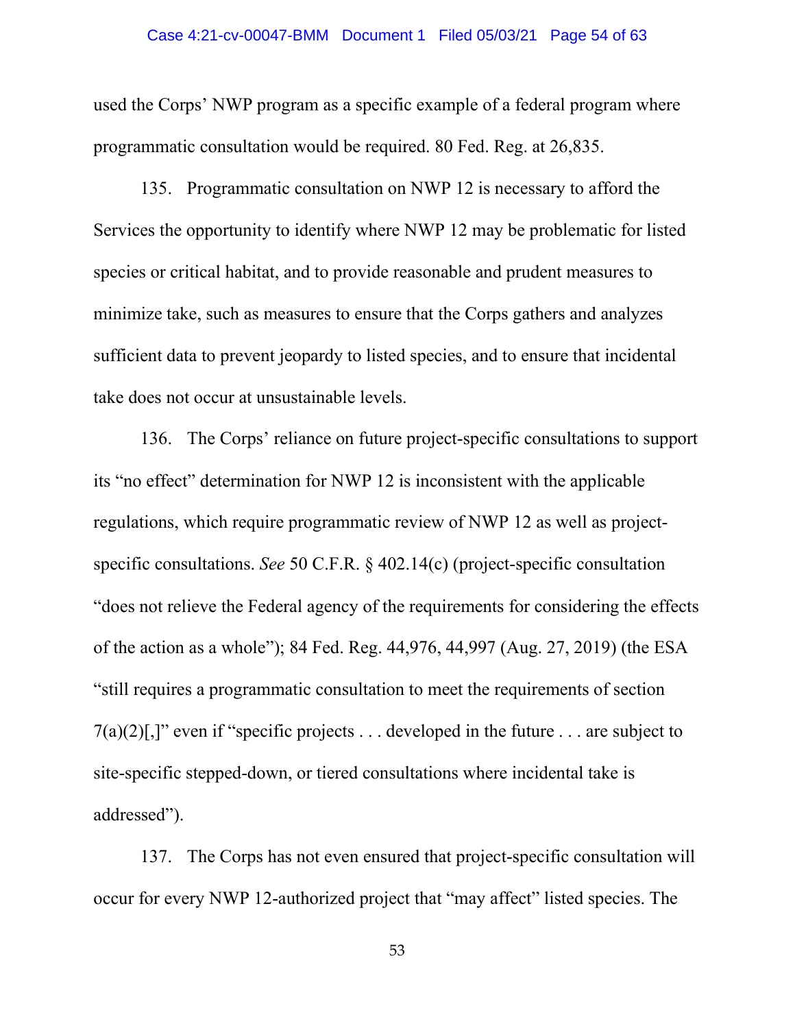used the Corps' NWP program as a specific example of a federal program where programmatic consultation would be required. 80 Fed. Reg. at 26,835.

135. Programmatic consultation on NWP 12 is necessary to afford the Services the opportunity to identify where NWP 12 may be problematic for listed species or critical habitat, and to provide reasonable and prudent measures to minimize take, such as measures to ensure that the Corps gathers and analyzes sufficient data to prevent jeopardy to listed species, and to ensure that incidental take does not occur at unsustainable levels.

136. The Corps' reliance on future project-specific consultations to support its "no effect" determination for NWP 12 is inconsistent with the applicable regulations, which require programmatic review of NWP 12 as well as project-specific consultations. *See* 50 C.F.R. § 402.14(c) (project-specific consultation "does not relieve the Federal agency of the requirements for considering the effects of the action as a whole"); 84 Fed. Reg. 44,976, 44,997 (Aug. 27, 2019) (the ESA "still requires a programmatic consultation to meet the requirements of section 7(a)(2)[,]" even if "specific projects . . . developed in the future . . . are subject to site-specific stepped-down, or tiered consultations where incidental take is addressed").

137. The Corps has not even ensured that project-specific consultation will occur for every NWP 12-authorized project that "may affect" listed species. The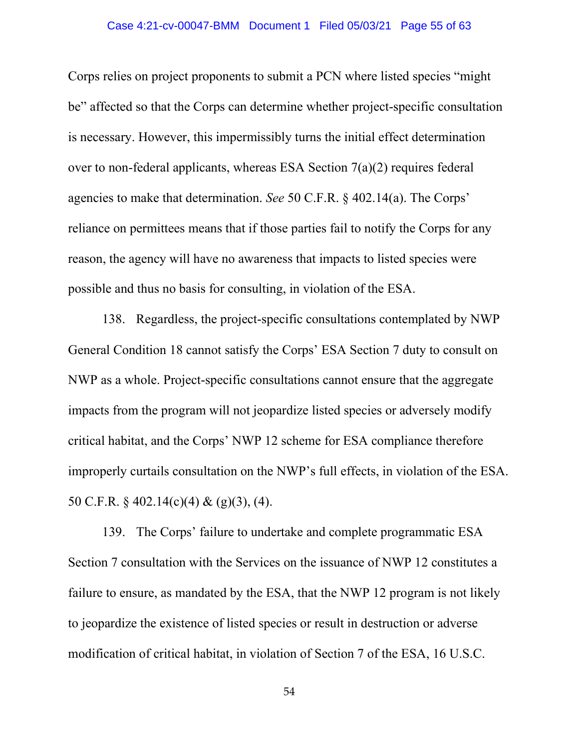Corps relies on project proponents to submit a PCN where listed species "might be" affected so that the Corps can determine whether project-specific consultation is necessary. However, this impermissibly turns the initial effect determination over to non-federal applicants, whereas ESA Section 7(a)(2) requires federal agencies to make that determination. *See* 50 C.F.R. § 402.14(a). The Corps' reliance on permittees means that if those parties fail to notify the Corps for any reason, the agency will have no awareness that impacts to listed species were possible and thus no basis for consulting, in violation of the ESA.

138. Regardless, the project-specific consultations contemplated by NWP General Condition 18 cannot satisfy the Corps' ESA Section 7 duty to consult on NWP as a whole. Project-specific consultations cannot ensure that the aggregate impacts from the program will not jeopardize listed species or adversely modify critical habitat, and the Corps' NWP 12 scheme for ESA compliance therefore improperly curtails consultation on the NWP's full effects, in violation of the ESA. 50 C.F.R. § 402.14(c)(4) & (g)(3), (4).

139. The Corps' failure to undertake and complete programmatic ESA Section 7 consultation with the Services on the issuance of NWP 12 constitutes a failure to ensure, as mandated by the ESA, that the NWP 12 program is not likely to jeopardize the existence of listed species or result in destruction or adverse modification of critical habitat, in violation of Section 7 of the ESA, 16 U.S.C.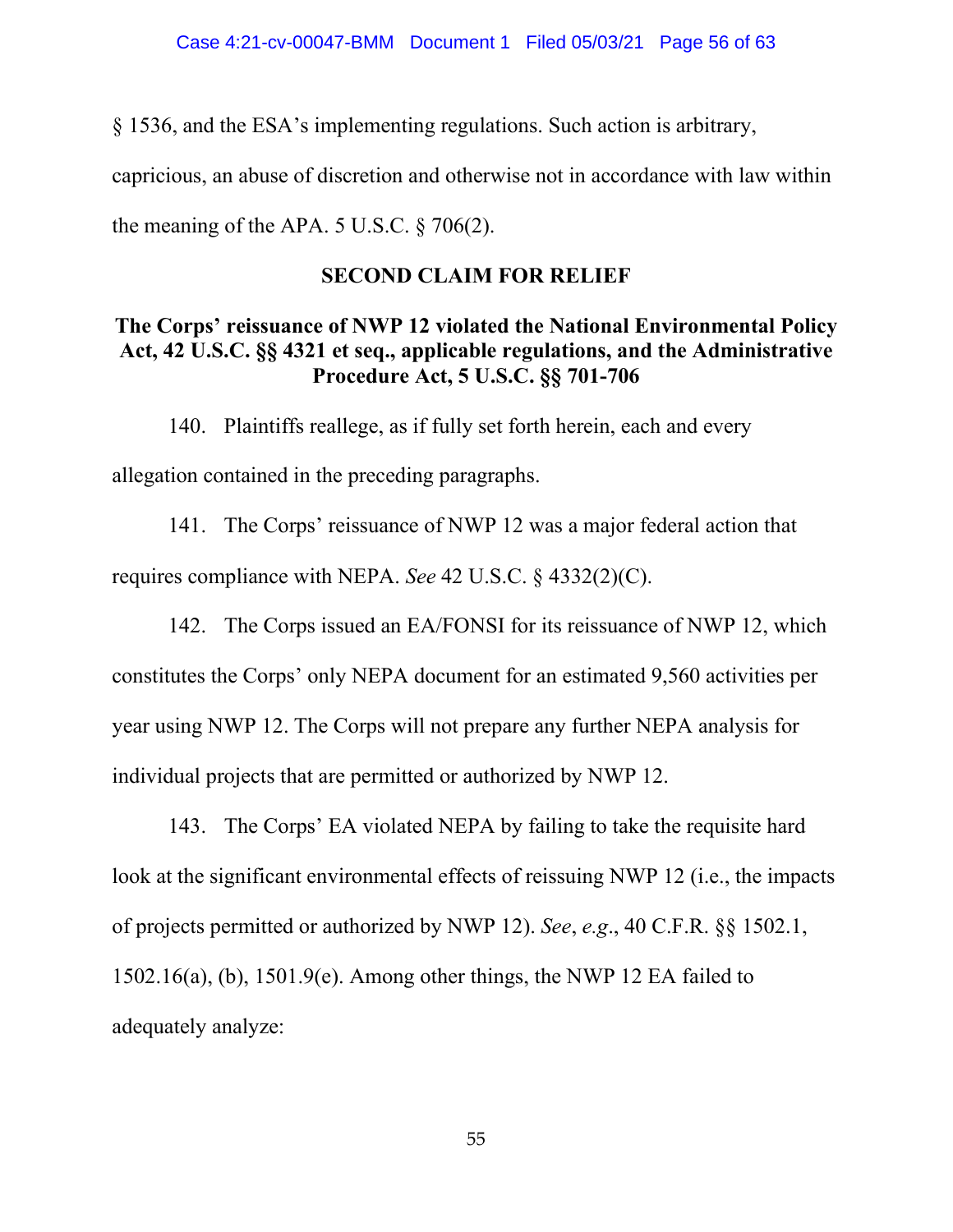§ 1536, and the ESA's implementing regulations. Such action is arbitrary, capricious, an abuse of discretion and otherwise not in accordance with law within the meaning of the APA. 5 U.S.C. § 706(2).

## SECOND CLAIM FOR RELIEF

### The Corps' reissuance of NWP 12 violated the National Environmental Policy Act, 42 U.S.C. §§ 4321 et seq., applicable regulations, and the Administrative Procedure Act, 5 U.S.C. §§ 701-706

140. Plaintiffs reallege, as if fully set forth herein, each and every allegation contained in the preceding paragraphs.

141. The Corps' reissuance of NWP 12 was a major federal action that requires compliance with NEPA. *See* 42 U.S.C. § 4332(2)(C).

142. The Corps issued an EA/FONSI for its reissuance of NWP 12, which constitutes the Corps' only NEPA document for an estimated 9,560 activities per year using NWP 12. The Corps will not prepare any further NEPA analysis for individual projects that are permitted or authorized by NWP 12.

143. The Corps' EA violated NEPA by failing to take the requisite hard look at the significant environmental effects of reissuing NWP 12 (i.e., the impacts of projects permitted or authorized by NWP 12). *See*, *e.g*., 40 C.F.R. §§ 1502.1, 1502.16(a), (b), 1501.9(e). Among other things, the NWP 12 EA failed to adequately analyze: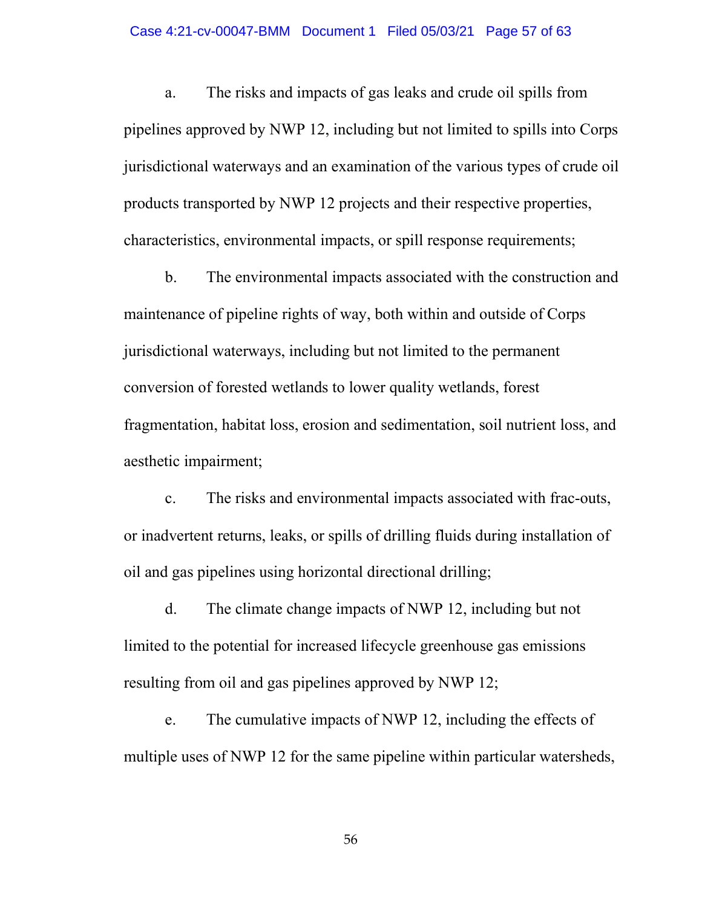a. The risks and impacts of gas leaks and crude oil spills from pipelines approved by NWP 12, including but not limited to spills into Corps jurisdictional waterways and an examination of the various types of crude oil products transported by NWP 12 projects and their respective properties, characteristics, environmental impacts, or spill response requirements;

b. The environmental impacts associated with the construction and maintenance of pipeline rights of way, both within and outside of Corps jurisdictional waterways, including but not limited to the permanent conversion of forested wetlands to lower quality wetlands, forest fragmentation, habitat loss, erosion and sedimentation, soil nutrient loss, and aesthetic impairment;

c. The risks and environmental impacts associated with frac-outs, or inadvertent returns, leaks, or spills of drilling fluids during installation of oil and gas pipelines using horizontal directional drilling;

d. The climate change impacts of NWP 12, including but not limited to the potential for increased lifecycle greenhouse gas emissions resulting from oil and gas pipelines approved by NWP 12;

e. The cumulative impacts of NWP 12, including the effects of multiple uses of NWP 12 for the same pipeline within particular watersheds,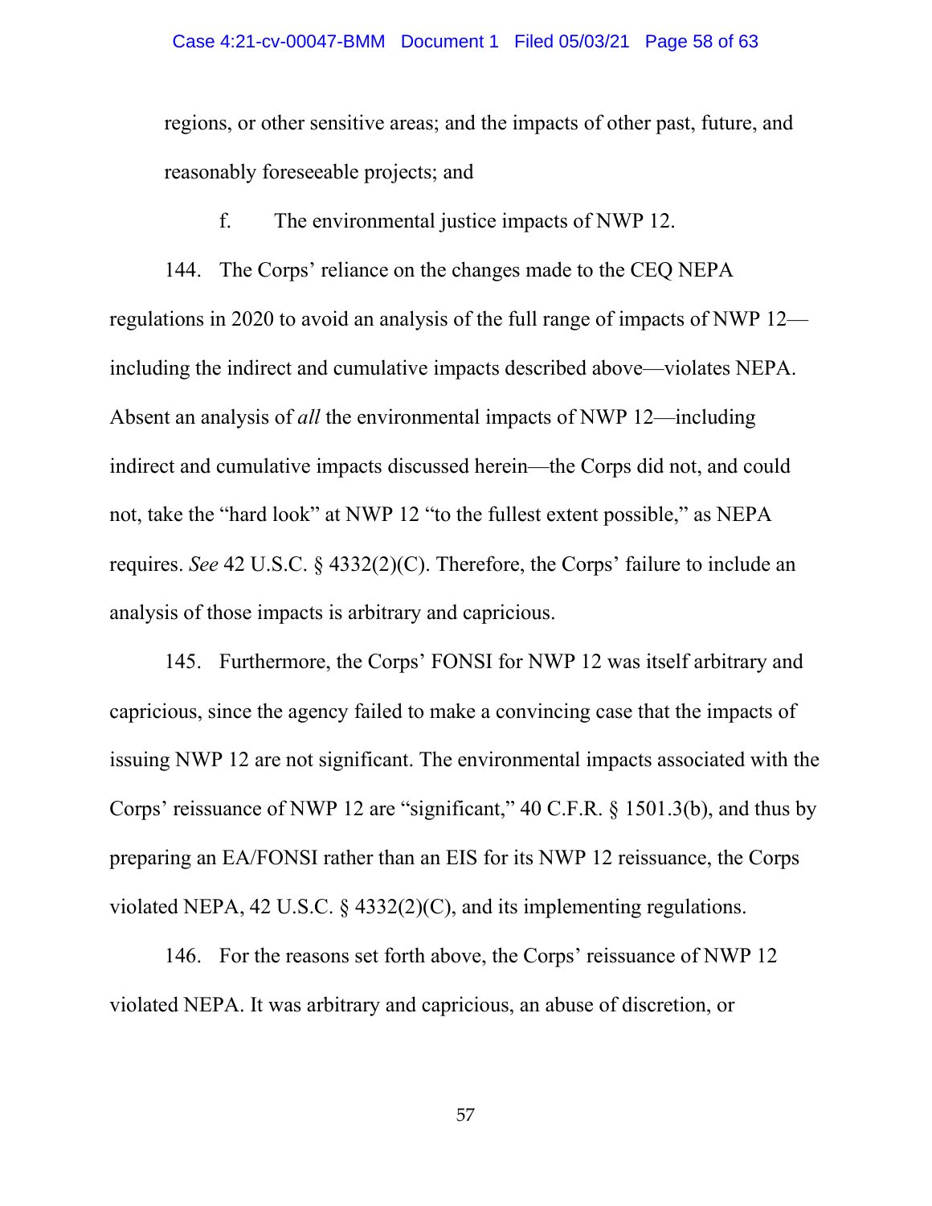regions, or other sensitive areas; and the impacts of other past, future, and reasonably foreseeable projects; and

f. The environmental justice impacts of NWP 12.

144. The Corps' reliance on the changes made to the CEQ NEPA regulations in 2020 to avoid an analysis of the full range of impacts of NWP 12—including the indirect and cumulative impacts described above—violates NEPA. Absent an analysis of *all* the environmental impacts of NWP 12—including indirect and cumulative impacts discussed herein—the Corps did not, and could not, take the "hard look" at NWP 12 "to the fullest extent possible," as NEPA requires. *See* 42 U.S.C. § 4332(2)(C). Therefore, the Corps' failure to include an analysis of those impacts is arbitrary and capricious.

145. Furthermore, the Corps' FONSI for NWP 12 was itself arbitrary and capricious, since the agency failed to make a convincing case that the impacts of issuing NWP 12 are not significant. The environmental impacts associated with the Corps' reissuance of NWP 12 are "significant," 40 C.F.R. § 1501.3(b), and thus by preparing an EA/FONSI rather than an EIS for its NWP 12 reissuance, the Corps violated NEPA, 42 U.S.C. § 4332(2)(C), and its implementing regulations.

146. For the reasons set forth above, the Corps' reissuance of NWP 12 violated NEPA. It was arbitrary and capricious, an abuse of discretion, or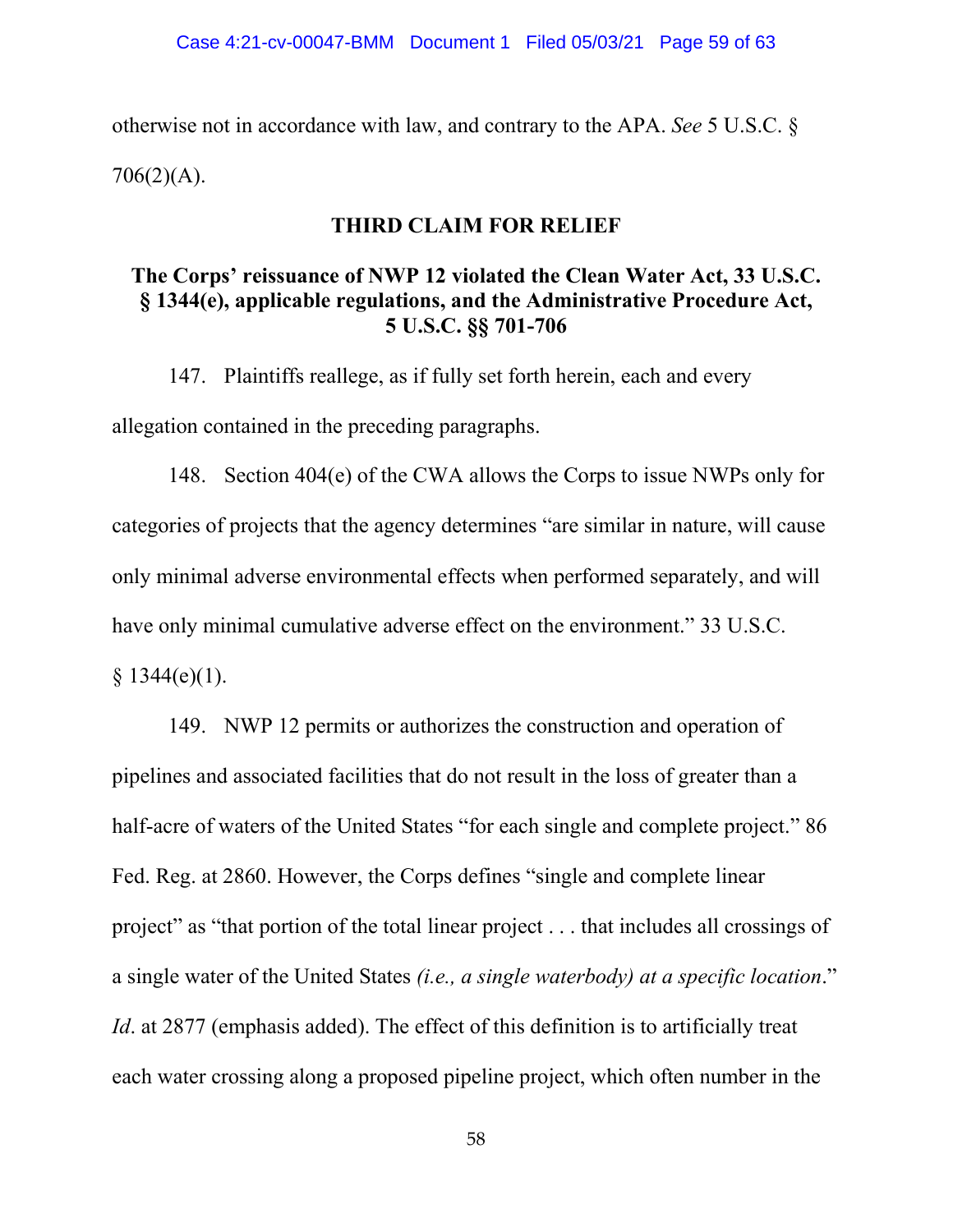otherwise not in accordance with law, and contrary to the APA. *See* 5 U.S.C. § 706(2)(A).

## THIRD CLAIM FOR RELIEF

### The Corps' reissuance of NWP 12 violated the Clean Water Act, 33 U.S.C. § 1344(e), applicable regulations, and the Administrative Procedure Act, 5 U.S.C. §§ 701-706

147. Plaintiffs reallege, as if fully set forth herein, each and every allegation contained in the preceding paragraphs.

148. Section 404(e) of the CWA allows the Corps to issue NWPs only for categories of projects that the agency determines "are similar in nature, will cause only minimal adverse environmental effects when performed separately, and will have only minimal cumulative adverse effect on the environment." 33 U.S.C. § 1344(e)(1).

149. NWP 12 permits or authorizes the construction and operation of pipelines and associated facilities that do not result in the loss of greater than a half-acre of waters of the United States "for each single and complete project." 86 Fed. Reg. at 2860. However, the Corps defines "single and complete linear project" as "that portion of the total linear project . . . that includes all crossings of a single water of the United States *(i.e., a single waterbody) at a specific location*." *Id*. at 2877 (emphasis added). The effect of this definition is to artificially treat each water crossing along a proposed pipeline project, which often number in the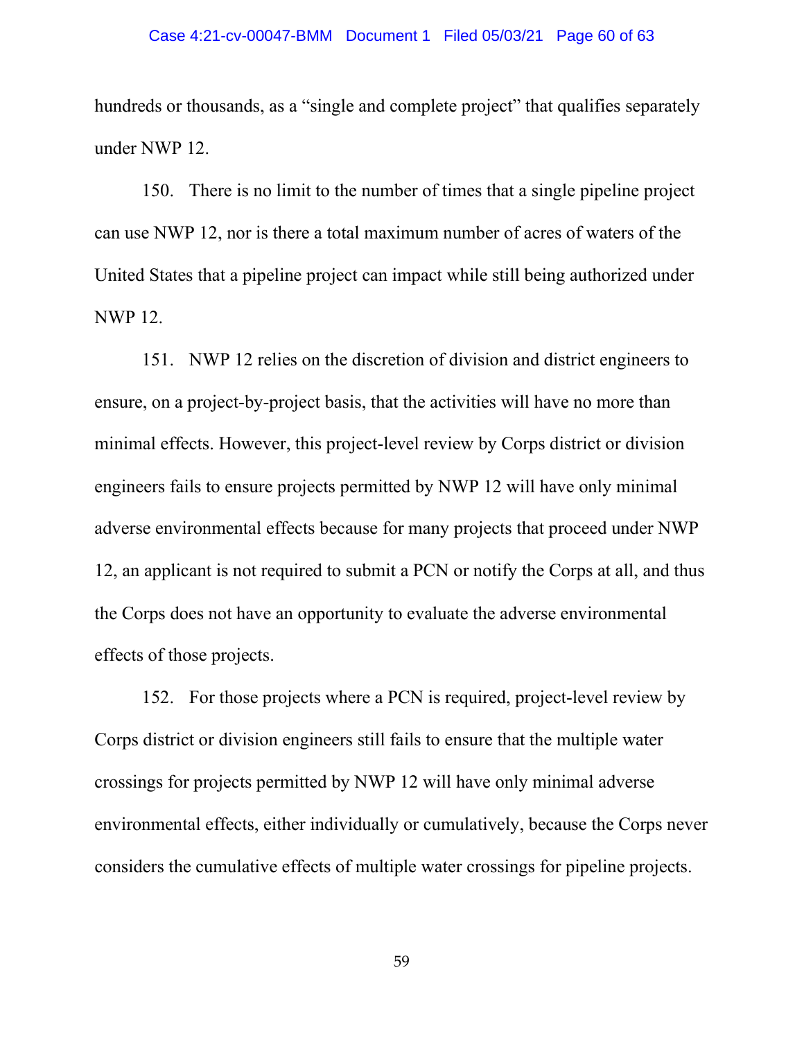hundreds or thousands, as a "single and complete project" that qualifies separately under NWP 12.

150. There is no limit to the number of times that a single pipeline project can use NWP 12, nor is there a total maximum number of acres of waters of the United States that a pipeline project can impact while still being authorized under NWP 12.

151. NWP 12 relies on the discretion of division and district engineers to ensure, on a project-by-project basis, that the activities will have no more than minimal effects. However, this project-level review by Corps district or division engineers fails to ensure projects permitted by NWP 12 will have only minimal adverse environmental effects because for many projects that proceed under NWP 12, an applicant is not required to submit a PCN or notify the Corps at all, and thus the Corps does not have an opportunity to evaluate the adverse environmental effects of those projects.

152. For those projects where a PCN is required, project-level review by Corps district or division engineers still fails to ensure that the multiple water crossings for projects permitted by NWP 12 will have only minimal adverse environmental effects, either individually or cumulatively, because the Corps never considers the cumulative effects of multiple water crossings for pipeline projects.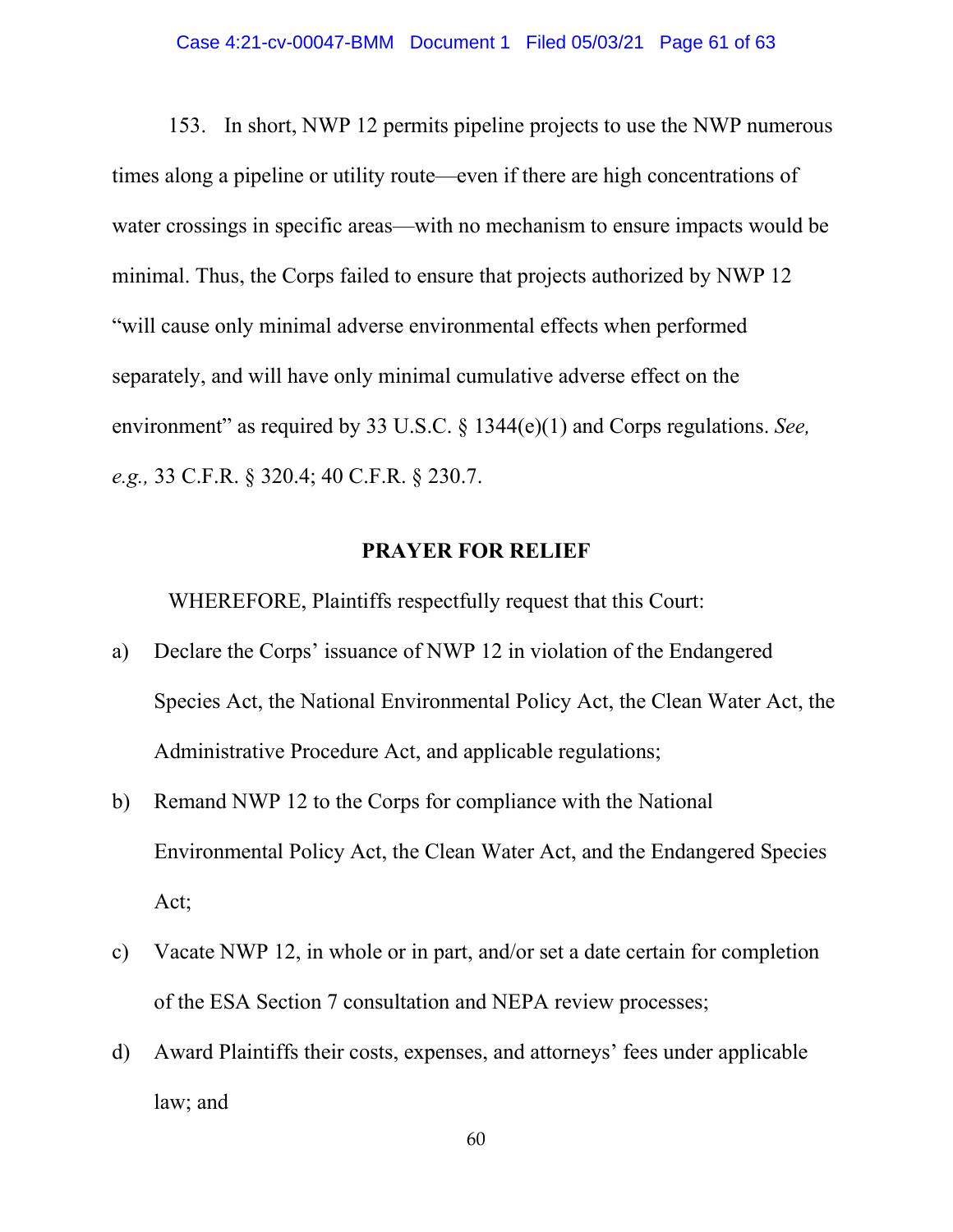153. In short, NWP 12 permits pipeline projects to use the NWP numerous times along a pipeline or utility route—even if there are high concentrations of water crossings in specific areas—with no mechanism to ensure impacts would be minimal. Thus, the Corps failed to ensure that projects authorized by NWP 12 "will cause only minimal adverse environmental effects when performed separately, and will have only minimal cumulative adverse effect on the environment" as required by 33 U.S.C. § 1344(e)(1) and Corps regulations. *See, e.g.,* 33 C.F.R. § 320.4; 40 C.F.R. § 230.7.

## PRAYER FOR RELIEF

WHEREFORE, Plaintiffs respectfully request that this Court:

a) Declare the Corps' issuance of NWP 12 in violation of the Endangered Species Act, the National Environmental Policy Act, the Clean Water Act, the Administrative Procedure Act, and applicable regulations;

b) Remand NWP 12 to the Corps for compliance with the National Environmental Policy Act, the Clean Water Act, and the Endangered Species Act;

c) Vacate NWP 12, in whole or in part, and/or set a date certain for completion of the ESA Section 7 consultation and NEPA review processes;

d) Award Plaintiffs their costs, expenses, and attorneys' fees under applicable law; and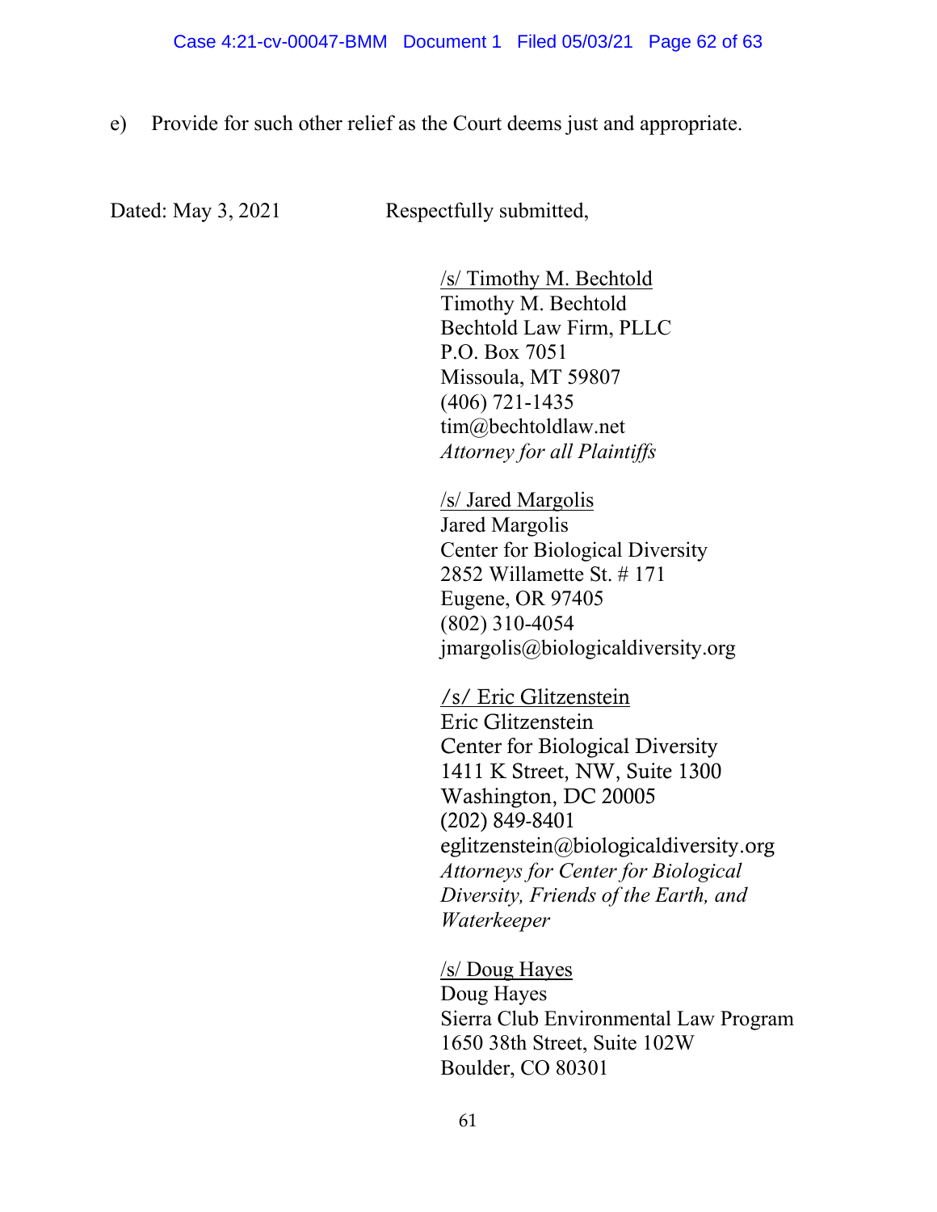e) Provide for such other relief as the Court deems just and appropriate.

Dated: May 3, 2021 Respectfully submitted,

/s/ Timothy M. Bechtold
Timothy M. Bechtold
Bechtold Law Firm, PLLC
P.O. Box 7051
Missoula, MT 59807
(406) 721-1435
tim@bechtoldlaw.net
*Attorney for all Plaintiffs*

/s/ Jared Margolis
Jared Margolis
Center for Biological Diversity
2852 Willamette St. # 171
Eugene, OR 97405
(802) 310-4054
jmargolis@biologicaldiversity.org

/s/ Eric Glitzenstein
Eric Glitzenstein
Center for Biological Diversity
1411 K Street, NW, Suite 1300
Washington, DC 20005
(202) 849-8401
eglitzenstein@biologicaldiversity.org
*Attorneys for Center for Biological Diversity, Friends of the Earth, and Waterkeeper*

/s/ Doug Hayes
Doug Hayes
Sierra Club Environmental Law Program
1650 38th Street, Suite 102W
Boulder, CO 80301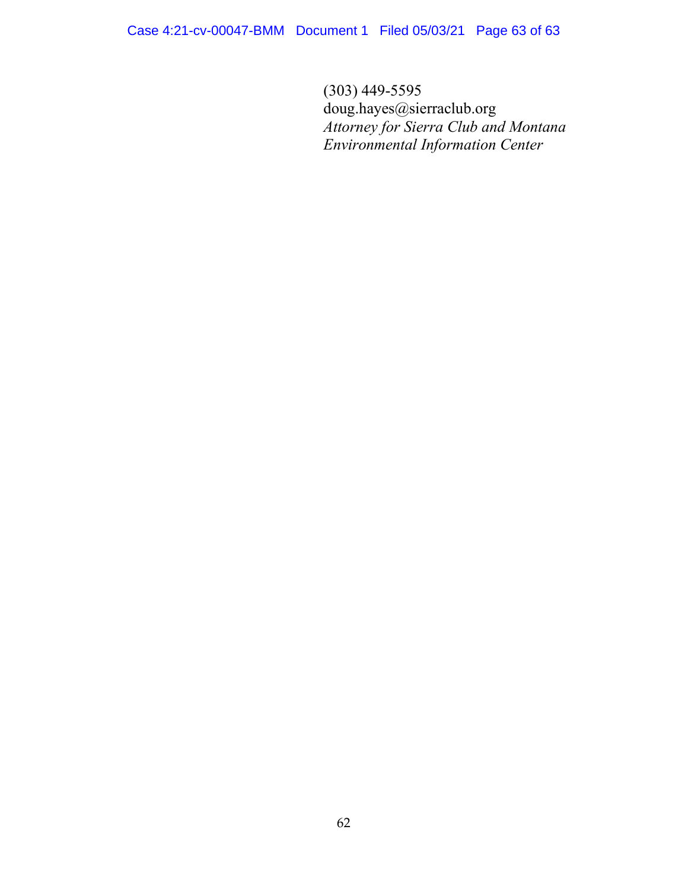(303) 449-5595
doug.hayes@sierraclub.org
*Attorney for Sierra Club and Montana Environmental Information Center*